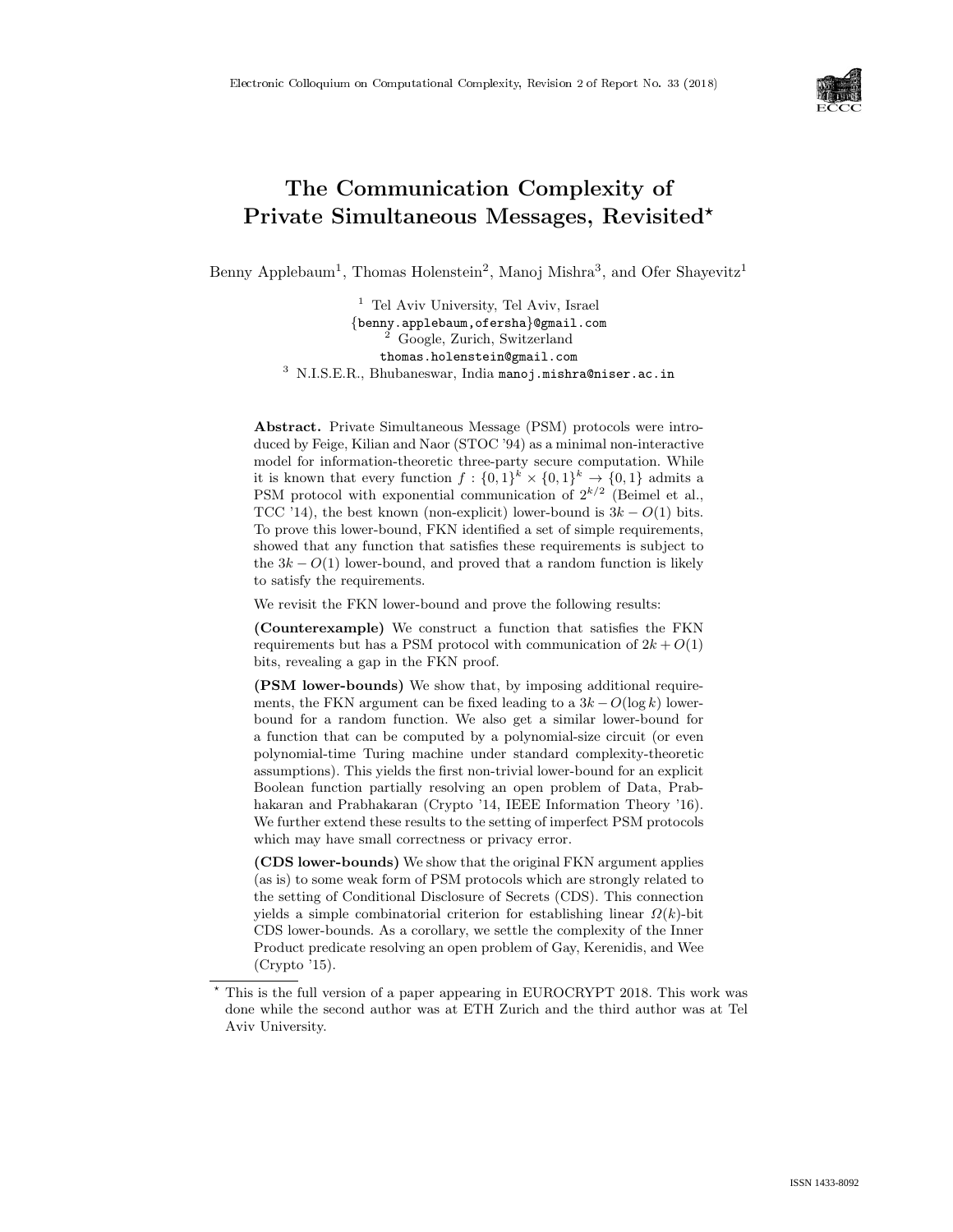# The Communication Complexity of Private Simultaneous Messages, Revisited*

Benny Applebaum[1], Thomas Holenstein[2], Manoj Mishra[3], and Ofer Shayevitz[1]

[1] Tel Aviv University, Tel Aviv, Israel
{benny.applebaum,ofersha}@gmail.com
[2] Google, Zurich, Switzerland
thomas.holenstein@gmail.com
[3] N.I.S.E.R., Bhubaneswar, India manoj.mishra@niser.ac.in

**Abstract.** Private Simultaneous Message (PSM) protocols were introduced by Feige, Kilian and Naor (STOC '94) as a minimal non-interactive model for information-theoretic three-party secure computation. While it is known that every function $f : \{0,1\}^k \times \{0,1\}^k \to \{0,1\}$ admits a PSM protocol with exponential communication of $2^{k/2}$ (Beimel et al., TCC '14), the best known (non-explicit) lower-bound is $3k - O(1)$ bits. To prove this lower-bound, FKN identified a set of simple requirements, showed that any function that satisfies these requirements is subject to the $3k - O(1)$ lower-bound, and proved that a random function is likely to satisfy the requirements.

We revisit the FKN lower-bound and prove the following results:

**(Counterexample)** We construct a function that satisfies the FKN requirements but has a PSM protocol with communication of $2k + O(1)$ bits, revealing a gap in the FKN proof.

**(PSM lower-bounds)** We show that, by imposing additional requirements, the FKN argument can be fixed leading to a $3k - O(\log k)$ lower-bound for a random function. We also get a similar lower-bound for a function that can be computed by a polynomial-size circuit (or even polynomial-time Turing machine under standard complexity-theoretic assumptions). This yields the first non-trivial lower-bound for an explicit Boolean function partially resolving an open problem of Data, Prabhakaran and Prabhakaran (Crypto '14, IEEE Information Theory '16). We further extend these results to the setting of imperfect PSM protocols which may have small correctness or privacy error.

**(CDS lower-bounds)** We show that the original FKN argument applies (as is) to some weak form of PSM protocols which are strongly related to the setting of Conditional Disclosure of Secrets (CDS). This connection yields a simple combinatorial criterion for establishing linear $\Omega(k)$-bit CDS lower-bounds. As a corollary, we settle the complexity of the Inner Product predicate resolving an open problem of Gay, Kerenidis, and Wee (Crypto '15).

---

* This is the full version of a paper appearing in EUROCRYPT 2018. This work was done while the second author was at ETH Zurich and the third author was at Tel Aviv University.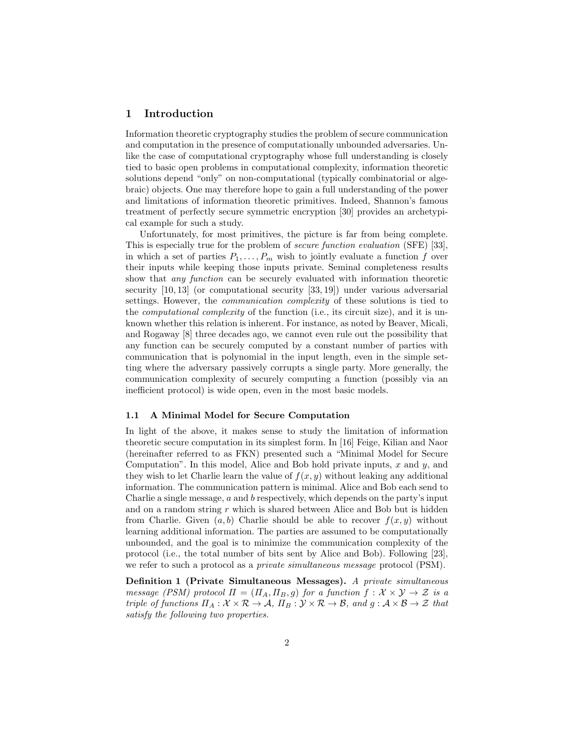## 1 Introduction

Information theoretic cryptography studies the problem of secure communication and computation in the presence of computationally unbounded adversaries. Unlike the case of computational cryptography whose full understanding is closely tied to basic open problems in computational complexity, information theoretic solutions depend "only" on non-computational (typically combinatorial or algebraic) objects. One may therefore hope to gain a full understanding of the power and limitations of information theoretic primitives. Indeed, Shannon's famous treatment of perfectly secure symmetric encryption [30] provides an archetypical example for such a study.

Unfortunately, for most primitives, the picture is far from being complete. This is especially true for the problem of *secure function evaluation* (SFE) [33], in which a set of parties $P_1, \ldots, P_m$ wish to jointly evaluate a function $f$ over their inputs while keeping those inputs private. Seminal completeness results show that *any function* can be securely evaluated with information theoretic security [10, 13] (or computational security [33, 19]) under various adversarial settings. However, the *communication complexity* of these solutions is tied to the *computational complexity* of the function (i.e., its circuit size), and it is unknown whether this relation is inherent. For instance, as noted by Beaver, Micali, and Rogaway [8] three decades ago, we cannot even rule out the possibility that any function can be securely computed by a constant number of parties with communication that is polynomial in the input length, even in the simple setting where the adversary passively corrupts a single party. More generally, the communication complexity of securely computing a function (possibly via an inefficient protocol) is wide open, even in the most basic models.

### 1.1 A Minimal Model for Secure Computation

In light of the above, it makes sense to study the limitation of information theoretic secure computation in its simplest form. In [16] Feige, Kilian and Naor (hereinafter referred to as FKN) presented such a "Minimal Model for Secure Computation". In this model, Alice and Bob hold private inputs, $x$ and $y$, and they wish to let Charlie learn the value of $f(x, y)$ without leaking any additional information. The communication pattern is minimal. Alice and Bob each send to Charlie a single message, $a$ and $b$ respectively, which depends on the party's input and on a random string $r$ which is shared between Alice and Bob but is hidden from Charlie. Given $(a, b)$ Charlie should be able to recover $f(x, y)$ without learning additional information. The parties are assumed to be computationally unbounded, and the goal is to minimize the communication complexity of the protocol (i.e., the total number of bits sent by Alice and Bob). Following [23], we refer to such a protocol as a *private simultaneous message* protocol (PSM).

**Definition 1 (Private Simultaneous Messages).** *A private simultaneous message (PSM) protocol $\Pi = (\Pi_A, \Pi_B, g)$ for a function $f : \mathcal{X} \times \mathcal{Y} \to \mathcal{Z}$ is a triple of functions $\Pi_A : \mathcal{X} \times \mathcal{R} \to \mathcal{A}$, $\Pi_B : \mathcal{Y} \times \mathcal{R} \to \mathcal{B}$, and $g : \mathcal{A} \times \mathcal{B} \to \mathcal{Z}$ that satisfy the following two properties.*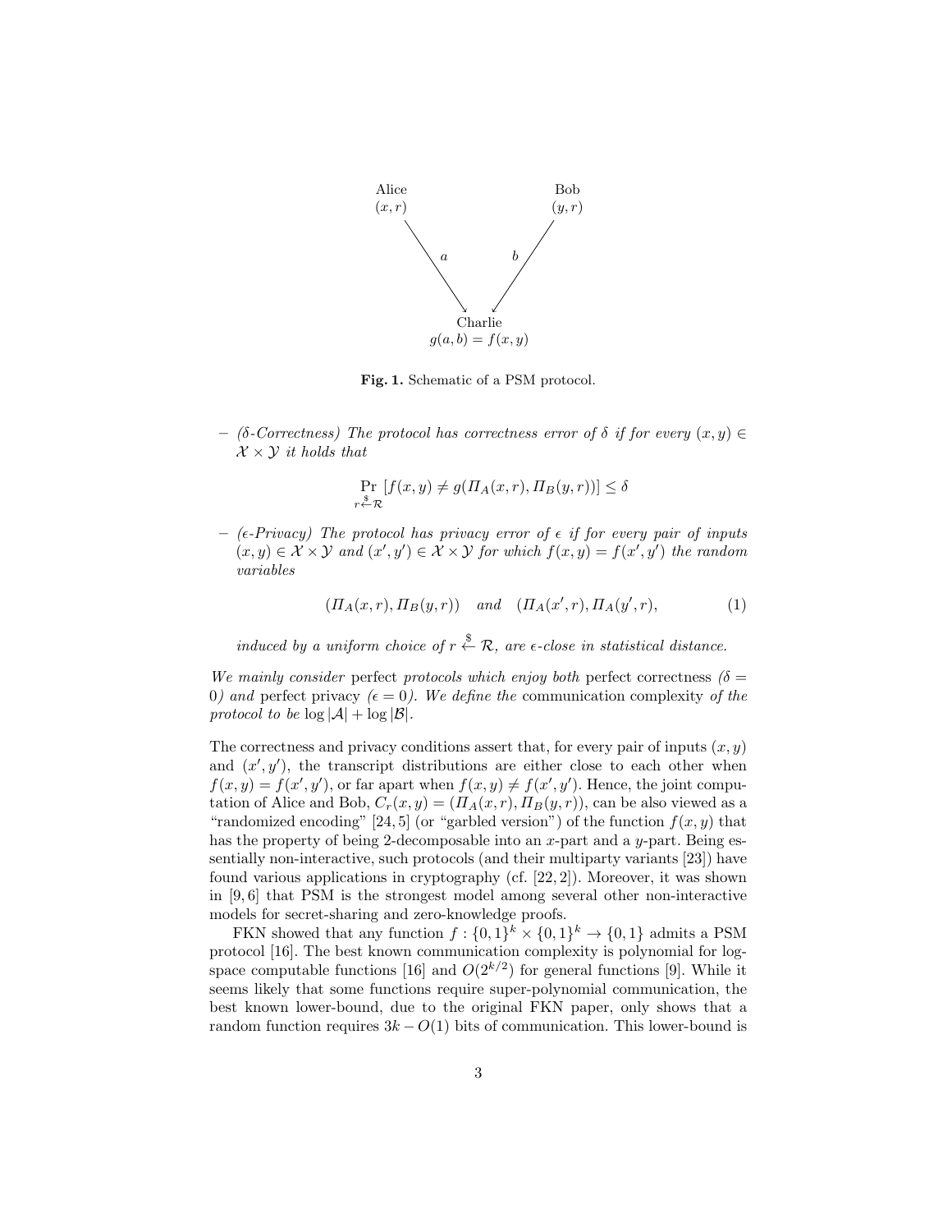Alice
$(x, r)$

Bob
$(y, r)$

$a$ $b$

Charlie
$g(a, b) = f(x, y)$

**Fig. 1.** Schematic of a PSM protocol.

– *($\delta$-Correctness) The protocol has correctness error of $\delta$ if for every $(x, y) \in \mathcal{X} \times \mathcal{Y}$ it holds that*

$$\Pr_{r \xleftarrow{\$} \mathcal{R}} [f(x, y) \neq g(\Pi_A(x, r), \Pi_B(y, r))] \leq \delta$$

– *($\epsilon$-Privacy) The protocol has privacy error of $\epsilon$ if for every pair of inputs $(x, y) \in \mathcal{X} \times \mathcal{Y}$ and $(x', y') \in \mathcal{X} \times \mathcal{Y}$ for which $f(x, y) = f(x', y')$ the random variables*

$$(\Pi_A(x, r), \Pi_B(y, r)) \quad and \quad (\Pi_A(x', r), \Pi_A(y', r), \tag{1}$$

*induced by a uniform choice of $r \xleftarrow{\$} \mathcal{R}$, are $\epsilon$-close in statistical distance.*

*We mainly consider* perfect *protocols which enjoy both* perfect correctness *($\delta = 0$) and* perfect privacy *($\epsilon = 0$). We define the* communication complexity *of the protocol to be $\log |\mathcal{A}| + \log |\mathcal{B}|$.*

The correctness and privacy conditions assert that, for every pair of inputs $(x, y)$ and $(x', y')$, the transcript distributions are either close to each other when $f(x, y) = f(x', y')$, or far apart when $f(x, y) \neq f(x', y')$. Hence, the joint computation of Alice and Bob, $C_r(x, y) = (\Pi_A(x, r), \Pi_B(y, r))$, can be also viewed as a "randomized encoding" [24, 5] (or "garbled version") of the function $f(x, y)$ that has the property of being 2-decomposable into an $x$-part and a $y$-part. Being essentially non-interactive, such protocols (and their multiparty variants [23]) have found various applications in cryptography (cf. [22, 2]). Moreover, it was shown in [9, 6] that PSM is the strongest model among several other non-interactive models for secret-sharing and zero-knowledge proofs.

FKN showed that any function $f : \{0, 1\}^k \times \{0, 1\}^k \to \{0, 1\}$ admits a PSM protocol [16]. The best known communication complexity is polynomial for log-space computable functions [16] and $O(2^{k/2})$ for general functions [9]. While it seems likely that some functions require super-polynomial communication, the best known lower-bound, due to the original FKN paper, only shows that a random function requires $3k - O(1)$ bits of communication. This lower-bound is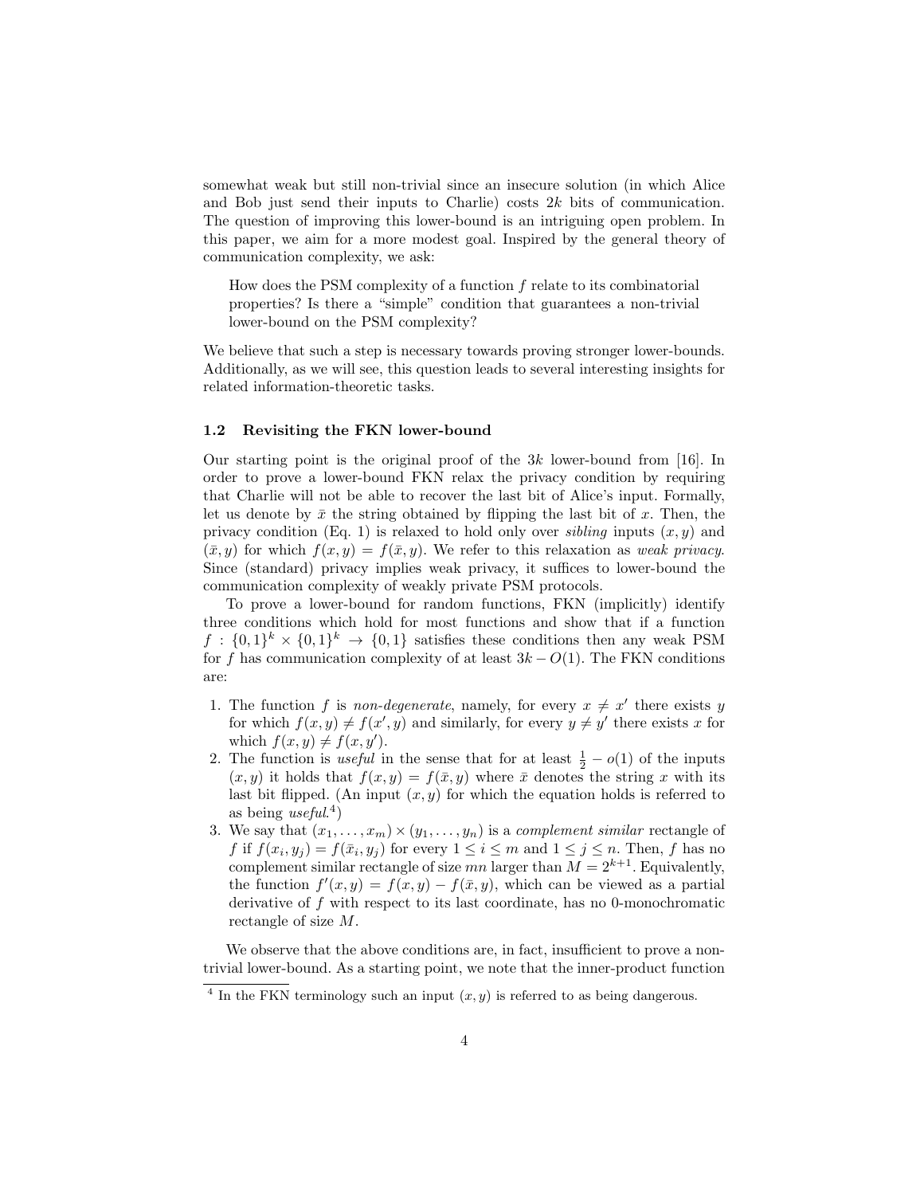somewhat weak but still non-trivial since an insecure solution (in which Alice and Bob just send their inputs to Charlie) costs $2k$ bits of communication. The question of improving this lower-bound is an intriguing open problem. In this paper, we aim for a more modest goal. Inspired by the general theory of communication complexity, we ask:

> How does the PSM complexity of a function $f$ relate to its combinatorial properties? Is there a "simple" condition that guarantees a non-trivial lower-bound on the PSM complexity?

We believe that such a step is necessary towards proving stronger lower-bounds. Additionally, as we will see, this question leads to several interesting insights for related information-theoretic tasks.

### 1.2 Revisiting the FKN lower-bound

Our starting point is the original proof of the $3k$ lower-bound from [16]. In order to prove a lower-bound FKN relax the privacy condition by requiring that Charlie will not be able to recover the last bit of Alice's input. Formally, let us denote by $\bar{x}$ the string obtained by flipping the last bit of $x$. Then, the privacy condition (Eq. 1) is relaxed to hold only over *sibling* inputs $(x, y)$ and $(\bar{x}, y)$ for which $f(x, y) = f(\bar{x}, y)$. We refer to this relaxation as *weak privacy*. Since (standard) privacy implies weak privacy, it suffices to lower-bound the communication complexity of weakly private PSM protocols.

To prove a lower-bound for random functions, FKN (implicitly) identify three conditions which hold for most functions and show that if a function $f : \{0,1\}^k \times \{0,1\}^k \to \{0,1\}$ satisfies these conditions then any weak PSM for $f$ has communication complexity of at least $3k - O(1)$. The FKN conditions are:

1. The function $f$ is *non-degenerate*, namely, for every $x \neq x'$ there exists $y$ for which $f(x, y) \neq f(x', y)$ and similarly, for every $y \neq y'$ there exists $x$ for which $f(x, y) \neq f(x, y')$.
2. The function is *useful* in the sense that for at least $\frac{1}{2} - o(1)$ of the inputs $(x, y)$ it holds that $f(x, y) = f(\bar{x}, y)$ where $\bar{x}$ denotes the string $x$ with its last bit flipped. (An input $(x, y)$ for which the equation holds is referred to as being *useful*.[4])
3. We say that $(x_1, \ldots, x_m) \times (y_1, \ldots, y_n)$ is a *complement similar* rectangle of $f$ if $f(x_i, y_j) = f(\bar{x}_i, y_j)$ for every $1 \leq i \leq m$ and $1 \leq j \leq n$. Then, $f$ has no complement similar rectangle of size $mn$ larger than $M = 2^{k+1}$. Equivalently, the function $f'(x, y) = f(x, y) - f(\bar{x}, y)$, which can be viewed as a partial derivative of $f$ with respect to its last coordinate, has no 0-monochromatic rectangle of size $M$.

We observe that the above conditions are, in fact, insufficient to prove a non-trivial lower-bound. As a starting point, we note that the inner-product function

[4] In the FKN terminology such an input $(x, y)$ is referred to as being dangerous.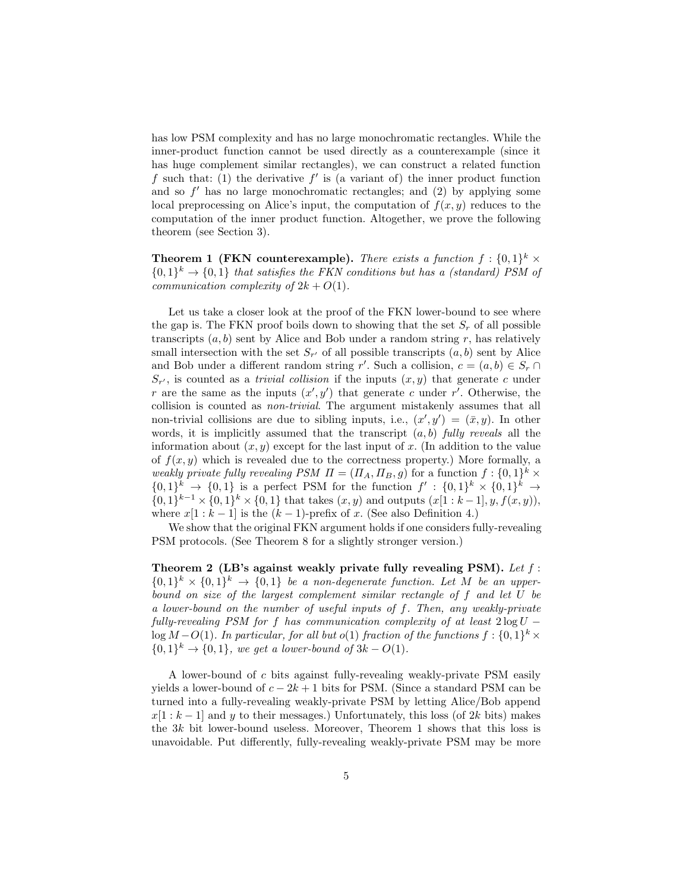has low PSM complexity and has no large monochromatic rectangles. While the inner-product function cannot be used directly as a counterexample (since it has huge complement similar rectangles), we can construct a related function $f$ such that: (1) the derivative $f'$ is (a variant of) the inner product function and so $f'$ has no large monochromatic rectangles; and (2) by applying some local preprocessing on Alice's input, the computation of $f(x, y)$ reduces to the computation of the inner product function. Altogether, we prove the following theorem (see Section 3).

**Theorem 1 (FKN counterexample).** *There exists a function $f : \{0,1\}^k \times \{0,1\}^k \to \{0,1\}$ that satisfies the FKN conditions but has a (standard) PSM of communication complexity of $2k + O(1)$.*

Let us take a closer look at the proof of the FKN lower-bound to see where the gap is. The FKN proof boils down to showing that the set $S_r$ of all possible transcripts $(a, b)$ sent by Alice and Bob under a random string $r$, has relatively small intersection with the set $S_{r'}$ of all possible transcripts $(a, b)$ sent by Alice and Bob under a different random string $r'$. Such a collision, $c = (a, b) \in S_r \cap S_{r'}$, is counted as a *trivial collision* if the inputs $(x, y)$ that generate $c$ under $r$ are the same as the inputs $(x', y')$ that generate $c$ under $r'$. Otherwise, the collision is counted as *non-trivial*. The argument mistakenly assumes that all non-trivial collisions are due to sibling inputs, i.e., $(x', y') = (\bar{x}, y)$. In other words, it is implicitly assumed that the transcript $(a, b)$ *fully reveals* all the information about $(x, y)$ except for the last input of $x$. (In addition to the value of $f(x, y)$ which is revealed due to the correctness property.) More formally, a *weakly private fully revealing PSM $\Pi = (\Pi_A, \Pi_B, g)$* for a function $f : \{0,1\}^k \times \{0,1\}^k \to \{0,1\}$ is a perfect PSM for the function $f' : \{0,1\}^k \times \{0,1\}^k \to \{0,1\}^{k-1} \times \{0,1\}^k \times \{0,1\}$ that takes $(x, y)$ and outputs $(x[1 : k-1], y, f(x, y))$, where $x[1 : k-1]$ is the $(k-1)$-prefix of $x$. (See also Definition 4.)

We show that the original FKN argument holds if one considers fully-revealing PSM protocols. (See Theorem 8 for a slightly stronger version.)

**Theorem 2 (LB's against weakly private fully revealing PSM).** *Let $f : \{0,1\}^k \times \{0,1\}^k \to \{0,1\}$ be a non-degenerate function. Let $M$ be an upper-bound on size of the largest complement similar rectangle of $f$ and let $U$ be a lower-bound on the number of useful inputs of $f$. Then, any weakly-private fully-revealing PSM for $f$ has communication complexity of at least $2 \log U - \log M - O(1)$. In particular, for all but $o(1)$ fraction of the functions $f : \{0,1\}^k \times \{0,1\}^k \to \{0,1\}$, we get a lower-bound of $3k - O(1)$.*

A lower-bound of $c$ bits against fully-revealing weakly-private PSM easily yields a lower-bound of $c - 2k + 1$ bits for PSM. (Since a standard PSM can be turned into a fully-revealing weakly-private PSM by letting Alice/Bob append $x[1 : k-1]$ and $y$ to their messages.) Unfortunately, this loss (of $2k$ bits) makes the $3k$ bit lower-bound useless. Moreover, Theorem 1 shows that this loss is unavoidable. Put differently, fully-revealing weakly-private PSM may be more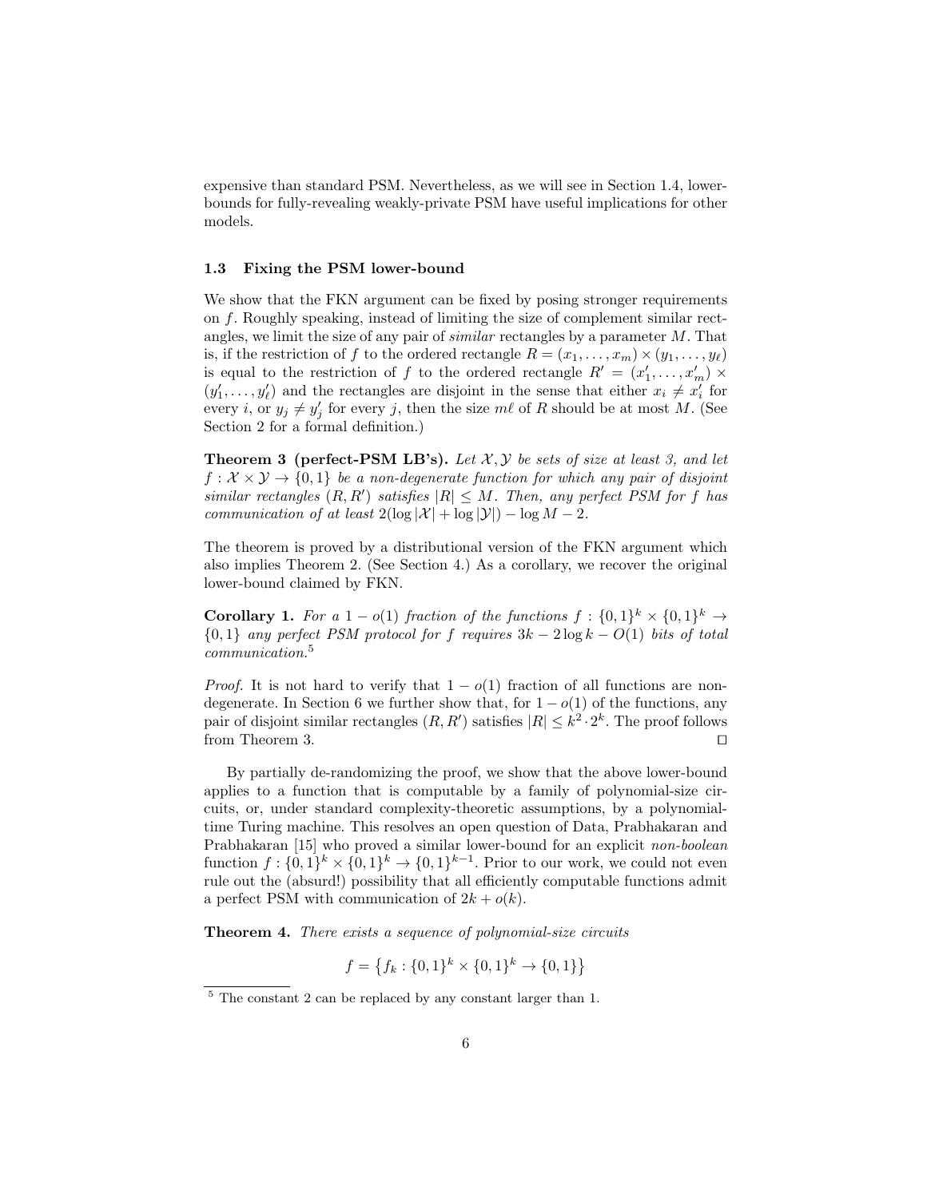expensive than standard PSM. Nevertheless, as we will see in Section 1.4, lower-bounds for fully-revealing weakly-private PSM have useful implications for other models.

### 1.3 Fixing the PSM lower-bound

We show that the FKN argument can be fixed by posing stronger requirements on $f$. Roughly speaking, instead of limiting the size of complement similar rectangles, we limit the size of any pair of *similar* rectangles by a parameter $M$. That is, if the restriction of $f$ to the ordered rectangle $R = (x_1, \dots, x_m) \times (y_1, \dots, y_\ell)$ is equal to the restriction of $f$ to the ordered rectangle $R' = (x'_1, \dots, x'_m) \times (y'_1, \dots, y'_\ell)$ and the rectangles are disjoint in the sense that either $x_i \neq x'_i$ for every $i$, or $y_j \neq y'_j$ for every $j$, then the size $m\ell$ of $R$ should be at most $M$. (See Section 2 for a formal definition.)

**Theorem 3 (perfect-PSM LB's).** *Let $\mathcal{X}, \mathcal{Y}$ be sets of size at least 3, and let $f : \mathcal{X} \times \mathcal{Y} \to \{0,1\}$ be a non-degenerate function for which any pair of disjoint similar rectangles $(R, R')$ satisfies $|R| \leq M$. Then, any perfect PSM for $f$ has communication of at least $2(\log |\mathcal{X}| + \log |\mathcal{Y}|) - \log M - 2$.*

The theorem is proved by a distributional version of the FKN argument which also implies Theorem 2. (See Section 4.) As a corollary, we recover the original lower-bound claimed by FKN.

**Corollary 1.** *For a $1 - o(1)$ fraction of the functions $f : \{0,1\}^k \times \{0,1\}^k \to \{0,1\}$ any perfect PSM protocol for $f$ requires $3k - 2\log k - O(1)$ bits of total communication.*[5]

*Proof.* It is not hard to verify that $1 - o(1)$ fraction of all functions are non-degenerate. In Section 6 we further show that, for $1 - o(1)$ of the functions, any pair of disjoint similar rectangles $(R, R')$ satisfies $|R| \leq k^2 \cdot 2^k$. The proof follows from Theorem 3. □

By partially de-randomizing the proof, we show that the above lower-bound applies to a function that is computable by a family of polynomial-size circuits, or, under standard complexity-theoretic assumptions, by a polynomial-time Turing machine. This resolves an open question of Data, Prabhakaran and Prabhakaran [15] who proved a similar lower-bound for an explicit *non-boolean* function $f : \{0,1\}^k \times \{0,1\}^k \to \{0,1\}^{k-1}$. Prior to our work, we could not even rule out the (absurd!) possibility that all efficiently computable functions admit a perfect PSM with communication of $2k + o(k)$.

**Theorem 4.** *There exists a sequence of polynomial-size circuits*

$$f = \left\{ f_k : \{0,1\}^k \times \{0,1\}^k \to \{0,1\} \right\}$$

[5] The constant 2 can be replaced by any constant larger than 1.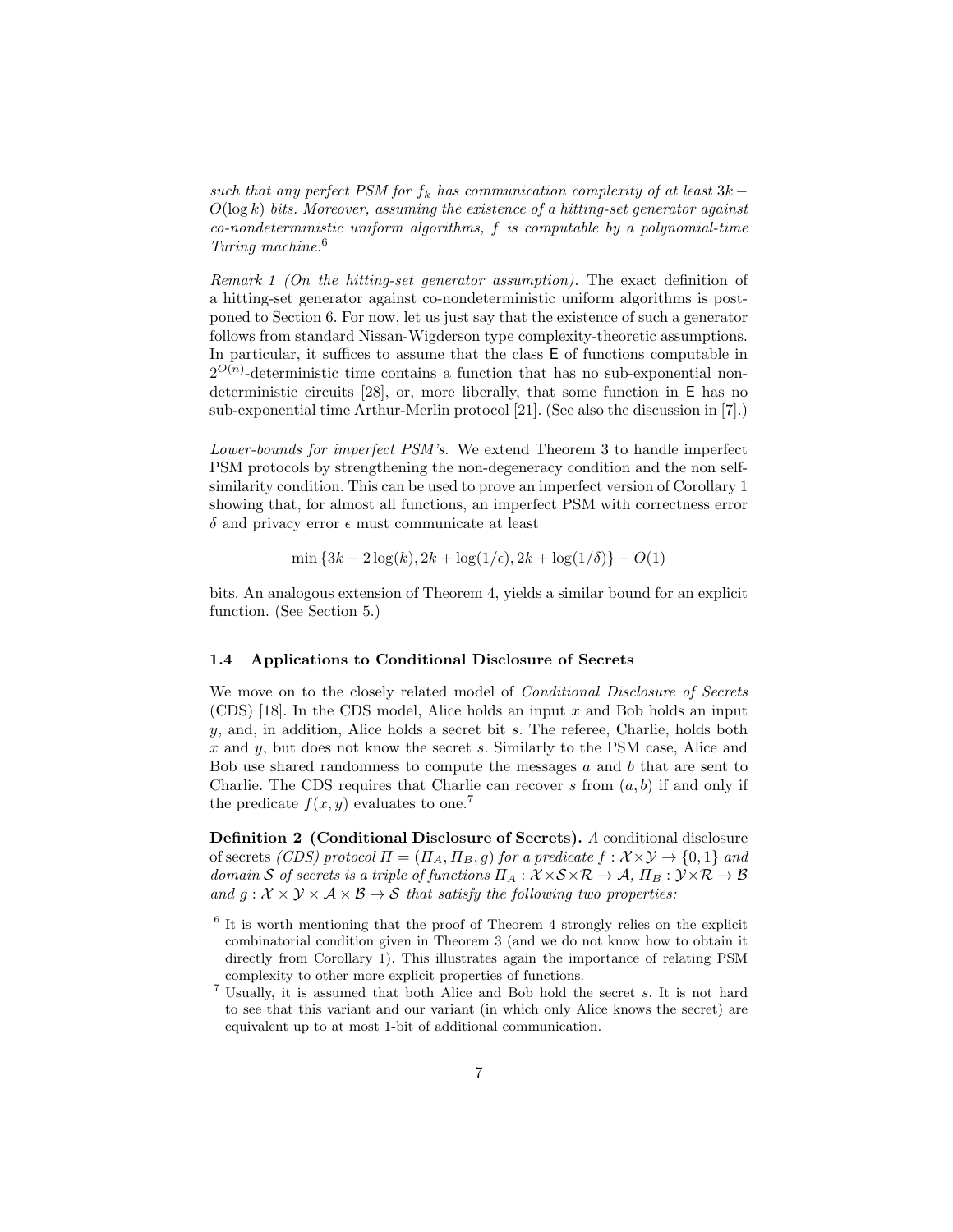*such that any perfect PSM for $f_k$ has communication complexity of at least $3k - O(\log k)$ bits. Moreover, assuming the existence of a hitting-set generator against co-nondeterministic uniform algorithms, $f$ is computable by a polynomial-time Turing machine.*[6]

*Remark 1 (On the hitting-set generator assumption).* The exact definition of a hitting-set generator against co-nondeterministic uniform algorithms is postponed to Section 6. For now, let us just say that the existence of such a generator follows from standard Nissan-Wigderson type complexity-theoretic assumptions. In particular, it suffices to assume that the class $\mathsf{E}$ of functions computable in $2^{O(n)}$-deterministic time contains a function that has no sub-exponential nondeterministic circuits [28], or, more liberally, that some function in $\mathsf{E}$ has no sub-exponential time Arthur-Merlin protocol [21]. (See also the discussion in [7].)

*Lower-bounds for imperfect PSM's.* We extend Theorem 3 to handle imperfect PSM protocols by strengthening the non-degeneracy condition and the non self-similarity condition. This can be used to prove an imperfect version of Corollary 1 showing that, for almost all functions, an imperfect PSM with correctness error $\delta$ and privacy error $\epsilon$ must communicate at least

$$\min\{3k - 2\log(k), 2k + \log(1/\epsilon), 2k + \log(1/\delta)\} - O(1)$$

bits. An analogous extension of Theorem 4, yields a similar bound for an explicit function. (See Section 5.)

### 1.4 Applications to Conditional Disclosure of Secrets

We move on to the closely related model of *Conditional Disclosure of Secrets* (CDS) [18]. In the CDS model, Alice holds an input $x$ and Bob holds an input $y$, and, in addition, Alice holds a secret bit $s$. The referee, Charlie, holds both $x$ and $y$, but does not know the secret $s$. Similarly to the PSM case, Alice and Bob use shared randomness to compute the messages $a$ and $b$ that are sent to Charlie. The CDS requires that Charlie can recover $s$ from $(a, b)$ if and only if the predicate $f(x, y)$ evaluates to one.[7]

**Definition 2 (Conditional Disclosure of Secrets).** *A* conditional disclosure of secrets *(CDS) protocol $\Pi = (\Pi_A, \Pi_B, g)$ for a predicate $f : \mathcal{X} \times \mathcal{Y} \to \{0, 1\}$ and domain $\mathcal{S}$ of secrets is a triple of functions $\Pi_A : \mathcal{X} \times \mathcal{S} \times \mathcal{R} \to \mathcal{A}$, $\Pi_B : \mathcal{Y} \times \mathcal{R} \to \mathcal{B}$ and $g : \mathcal{X} \times \mathcal{Y} \times \mathcal{A} \times \mathcal{B} \to \mathcal{S}$ that satisfy the following two properties:*

---

[6] It is worth mentioning that the proof of Theorem 4 strongly relies on the explicit combinatorial condition given in Theorem 3 (and we do not know how to obtain it directly from Corollary 1). This illustrates again the importance of relating PSM complexity to other more explicit properties of functions.

[7] Usually, it is assumed that both Alice and Bob hold the secret $s$. It is not hard to see that this variant and our variant (in which only Alice knows the secret) are equivalent up to at most 1-bit of additional communication.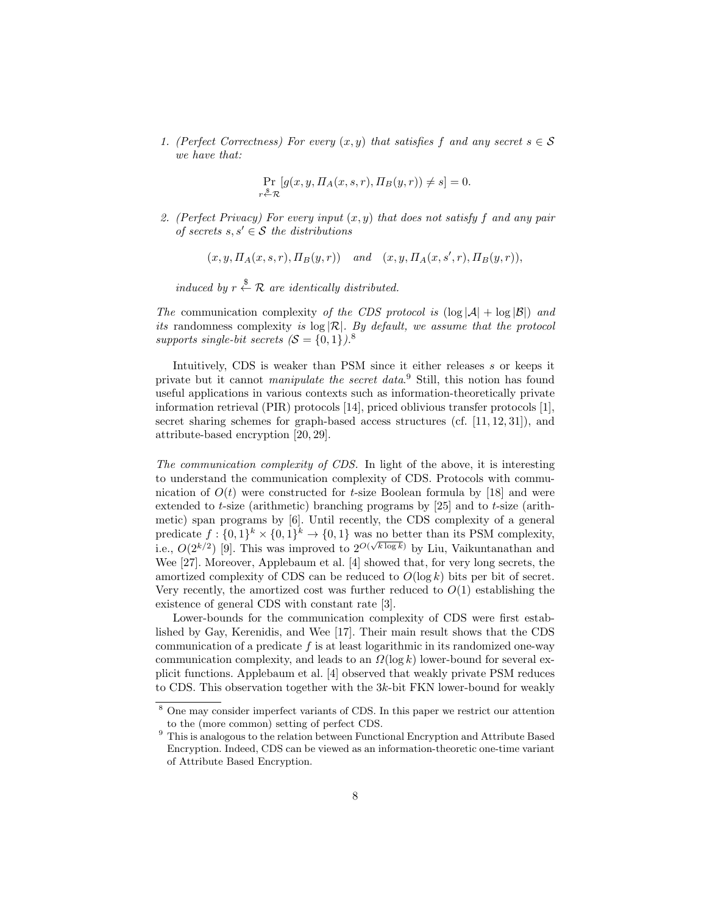1. *(Perfect Correctness) For every $(x, y)$ that satisfies $f$ and any secret $s \in \mathcal{S}$ we have that:*

$$\Pr_{r \xleftarrow{\$} \mathcal{R}} [g(x, y, \Pi_A(x, s, r), \Pi_B(y, r)) \neq s] = 0.$$

2. *(Perfect Privacy) For every input $(x, y)$ that does not satisfy $f$ and any pair of secrets $s, s' \in \mathcal{S}$ the distributions*

$$(x, y, \Pi_A(x, s, r), \Pi_B(y, r)) \quad \text{and} \quad (x, y, \Pi_A(x, s', r), \Pi_B(y, r)),$$

*induced by $r \xleftarrow{\$} \mathcal{R}$ are identically distributed.*

*The* communication complexity *of the CDS protocol is* $(\log |\mathcal{A}| + \log |\mathcal{B}|)$ *and its* randomness complexity *is* $\log |\mathcal{R}|$. *By default, we assume that the protocol supports single-bit secrets ($\mathcal{S} = \{0, 1\}$).*[8]

Intuitively, CDS is weaker than PSM since it either releases $s$ or keeps it private but it cannot *manipulate the secret data*.[9] Still, this notion has found useful applications in various contexts such as information-theoretically private information retrieval (PIR) protocols [14], priced oblivious transfer protocols [1], secret sharing schemes for graph-based access structures (cf. [11, 12, 31]), and attribute-based encryption [20, 29].

*The communication complexity of CDS.* In light of the above, it is interesting to understand the communication complexity of CDS. Protocols with communication of $O(t)$ were constructed for $t$-size Boolean formula by [18] and were extended to $t$-size (arithmetic) branching programs by [25] and to $t$-size (arithmetic) span programs by [6]. Until recently, the CDS complexity of a general predicate $f : \{0, 1\}^k \times \{0, 1\}^k \to \{0, 1\}$ was no better than its PSM complexity, i.e., $O(2^{k/2})$ [9]. This was improved to $2^{O(\sqrt{k \log k})}$ by Liu, Vaikuntanathan and Wee [27]. Moreover, Applebaum et al. [4] showed that, for very long secrets, the amortized complexity of CDS can be reduced to $O(\log k)$ bits per bit of secret. Very recently, the amortized cost was further reduced to $O(1)$ establishing the existence of general CDS with constant rate [3].

Lower-bounds for the communication complexity of CDS were first established by Gay, Kerenidis, and Wee [17]. Their main result shows that the CDS communication of a predicate $f$ is at least logarithmic in its randomized one-way communication complexity, and leads to an $\Omega(\log k)$ lower-bound for several explicit functions. Applebaum et al. [4] observed that weakly private PSM reduces to CDS. This observation together with the $3k$-bit FKN lower-bound for weakly

[8] One may consider imperfect variants of CDS. In this paper we restrict our attention to the (more common) setting of perfect CDS.

[9] This is analogous to the relation between Functional Encryption and Attribute Based Encryption. Indeed, CDS can be viewed as an information-theoretic one-time variant of Attribute Based Encryption.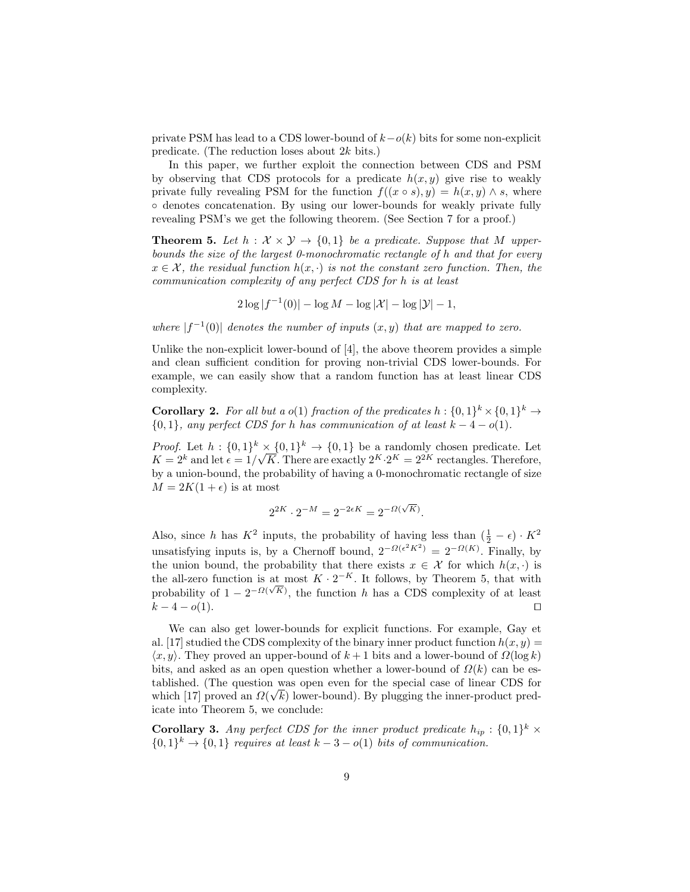private PSM has lead to a CDS lower-bound of $k - o(k)$ bits for some non-explicit predicate. (The reduction loses about $2k$ bits.)

In this paper, we further exploit the connection between CDS and PSM by observing that CDS protocols for a predicate $h(x, y)$ give rise to weakly private fully revealing PSM for the function $f((x \circ s), y) = h(x, y) \wedge s$, where $\circ$ denotes concatenation. By using our lower-bounds for weakly private fully revealing PSM's we get the following theorem. (See Section 7 for a proof.)

**Theorem 5.** *Let $h : \mathcal{X} \times \mathcal{Y} \to \{0, 1\}$ be a predicate. Suppose that $M$ upper-bounds the size of the largest 0-monochromatic rectangle of $h$ and that for every $x \in \mathcal{X}$, the residual function $h(x, \cdot)$ is not the constant zero function. Then, the communication complexity of any perfect CDS for $h$ is at least*

$$2 \log |f^{-1}(0)| - \log M - \log |\mathcal{X}| - \log |\mathcal{Y}| - 1,$$

*where $|f^{-1}(0)|$ denotes the number of inputs $(x, y)$ that are mapped to zero.*

Unlike the non-explicit lower-bound of [4], the above theorem provides a simple and clean sufficient condition for proving non-trivial CDS lower-bounds. For example, we can easily show that a random function has at least linear CDS complexity.

**Corollary 2.** *For all but a $o(1)$ fraction of the predicates $h : \{0, 1\}^k \times \{0, 1\}^k \to \{0, 1\}$, any perfect CDS for $h$ has communication of at least $k - 4 - o(1)$.*

*Proof.* Let $h : \{0, 1\}^k \times \{0, 1\}^k \to \{0, 1\}$ be a randomly chosen predicate. Let $K = 2^k$ and let $\epsilon = 1/\sqrt{K}$. There are exactly $2^K \cdot 2^K = 2^{2K}$ rectangles. Therefore, by a union-bound, the probability of having a 0-monochromatic rectangle of size $M = 2K(1 + \epsilon)$ is at most

$$2^{2K} \cdot 2^{-M} = 2^{-2\epsilon K} = 2^{-\Omega(\sqrt{K})}.$$

Also, since $h$ has $K^2$ inputs, the probability of having less than $(\frac{1}{2} - \epsilon) \cdot K^2$ unsatisfying inputs is, by a Chernoff bound, $2^{-\Omega(\epsilon^2 K^2)} = 2^{-\Omega(K)}$. Finally, by the union bound, the probability that there exists $x \in \mathcal{X}$ for which $h(x, \cdot)$ is the all-zero function is at most $K \cdot 2^{-K}$. It follows, by Theorem 5, that with probability of $1 - 2^{-\Omega(\sqrt{K})}$, the function $h$ has a CDS complexity of at least $k - 4 - o(1)$. $\square$

We can also get lower-bounds for explicit functions. For example, Gay et al. [17] studied the CDS complexity of the binary inner product function $h(x, y) = \langle x, y \rangle$. They proved an upper-bound of $k + 1$ bits and a lower-bound of $\Omega(\log k)$ bits, and asked as an open question whether a lower-bound of $\Omega(k)$ can be established. (The question was open even for the special case of linear CDS for which [17] proved an $\Omega(\sqrt{k})$ lower-bound). By plugging the inner-product predicate into Theorem 5, we conclude:

**Corollary 3.** *Any perfect CDS for the inner product predicate $h_{ip} : \{0, 1\}^k \times \{0, 1\}^k \to \{0, 1\}$ requires at least $k - 3 - o(1)$ bits of communication.*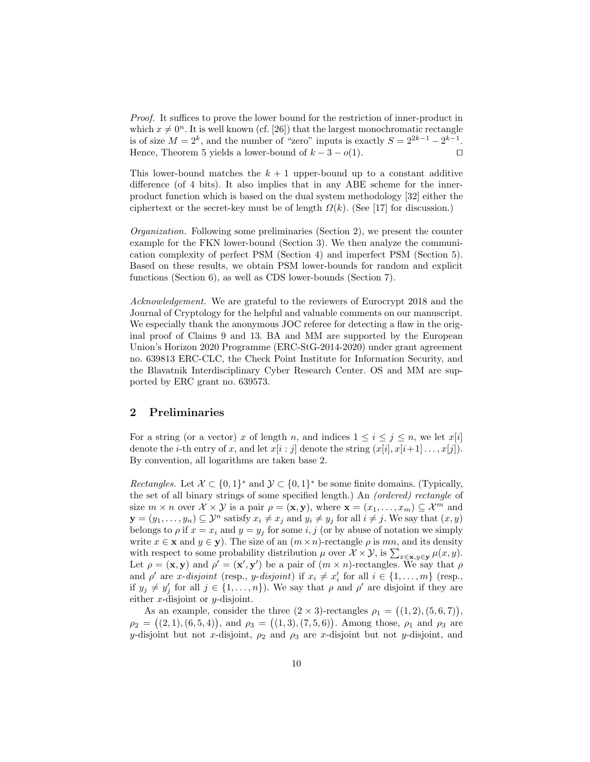*Proof.* It suffices to prove the lower bound for the restriction of inner-product in which $x \neq 0^n$. It is well known (cf. [26]) that the largest monochromatic rectangle is of size $M = 2^k$, and the number of "zero" inputs is exactly $S = 2^{2k-1} - 2^{k-1}$. Hence, Theorem 5 yields a lower-bound of $k - 3 - o(1)$. $\square$

This lower-bound matches the $k + 1$ upper-bound up to a constant additive difference (of 4 bits). It also implies that in any ABE scheme for the inner-product function which is based on the dual system methodology [32] either the ciphertext or the secret-key must be of length $\Omega(k)$. (See [17] for discussion.)

*Organization.* Following some preliminaries (Section 2), we present the counter example for the FKN lower-bound (Section 3). We then analyze the communication complexity of perfect PSM (Section 4) and imperfect PSM (Section 5). Based on these results, we obtain PSM lower-bounds for random and explicit functions (Section 6), as well as CDS lower-bounds (Section 7).

*Acknowledgement.* We are grateful to the reviewers of Eurocrypt 2018 and the Journal of Cryptology for the helpful and valuable comments on our manuscript. We especially thank the anonymous JOC referee for detecting a flaw in the original proof of Claims 9 and 13. BA and MM are supported by the European Union's Horizon 2020 Programme (ERC-StG-2014-2020) under grant agreement no. 639813 ERC-CLC, the Check Point Institute for Information Security, and the Blavatnik Interdisciplinary Cyber Research Center. OS and MM are supported by ERC grant no. 639573.

## 2 Preliminaries

For a string (or a vector) $x$ of length $n$, and indices $1 \leq i \leq j \leq n$, we let $x[i]$ denote the $i$-th entry of $x$, and let $x[i : j]$ denote the string $(x[i], x[i+1] \ldots, x[j])$. By convention, all logarithms are taken base 2.

*Rectangles.* Let $\mathcal{X} \subset \{0,1\}^*$ and $\mathcal{Y} \subset \{0,1\}^*$ be some finite domains. (Typically, the set of all binary strings of some specified length.) An *(ordered) rectangle* of size $m \times n$ over $\mathcal{X} \times \mathcal{Y}$ is a pair $\rho = (\mathbf{x}, \mathbf{y})$, where $\mathbf{x} = (x_1, \ldots, x_m) \subseteq \mathcal{X}^m$ and $\mathbf{y} = (y_1, \ldots, y_n) \subseteq \mathcal{Y}^n$ satisfy $x_i \neq x_j$ and $y_i \neq y_j$ for all $i \neq j$. We say that $(x, y)$ belongs to $\rho$ if $x = x_i$ and $y = y_j$ for some $i, j$ (or by abuse of notation we simply write $x \in \mathbf{x}$ and $y \in \mathbf{y}$). The size of an $(m \times n)$-rectangle $\rho$ is $mn$, and its density with respect to some probability distribution $\mu$ over $\mathcal{X} \times \mathcal{Y}$, is $\sum_{x \in \mathbf{x}, y \in \mathbf{y}} \mu(x, y)$. Let $\rho = (\mathbf{x}, \mathbf{y})$ and $\rho' = (\mathbf{x}', \mathbf{y}')$ be a pair of $(m \times n)$-rectangles. We say that $\rho$ and $\rho'$ are *x-disjoint* (resp., *y-disjoint*) if $x_i \neq x'_i$ for all $i \in \{1, \ldots, m\}$ (resp., if $y_j \neq y'_j$ for all $j \in \{1, \ldots, n\}$). We say that $\rho$ and $\rho'$ are disjoint if they are either $x$-disjoint or $y$-disjoint.

As an example, consider the three $(2 \times 3)$-rectangles $\rho_1 = \big((1, 2), (5, 6, 7)\big)$, $\rho_2 = \big((2, 1), (6, 5, 4)\big)$, and $\rho_3 = \big((1, 3), (7, 5, 6)\big)$. Among those, $\rho_1$ and $\rho_3$ are $y$-disjoint but not $x$-disjoint, $\rho_2$ and $\rho_3$ are $x$-disjoint but not $y$-disjoint, and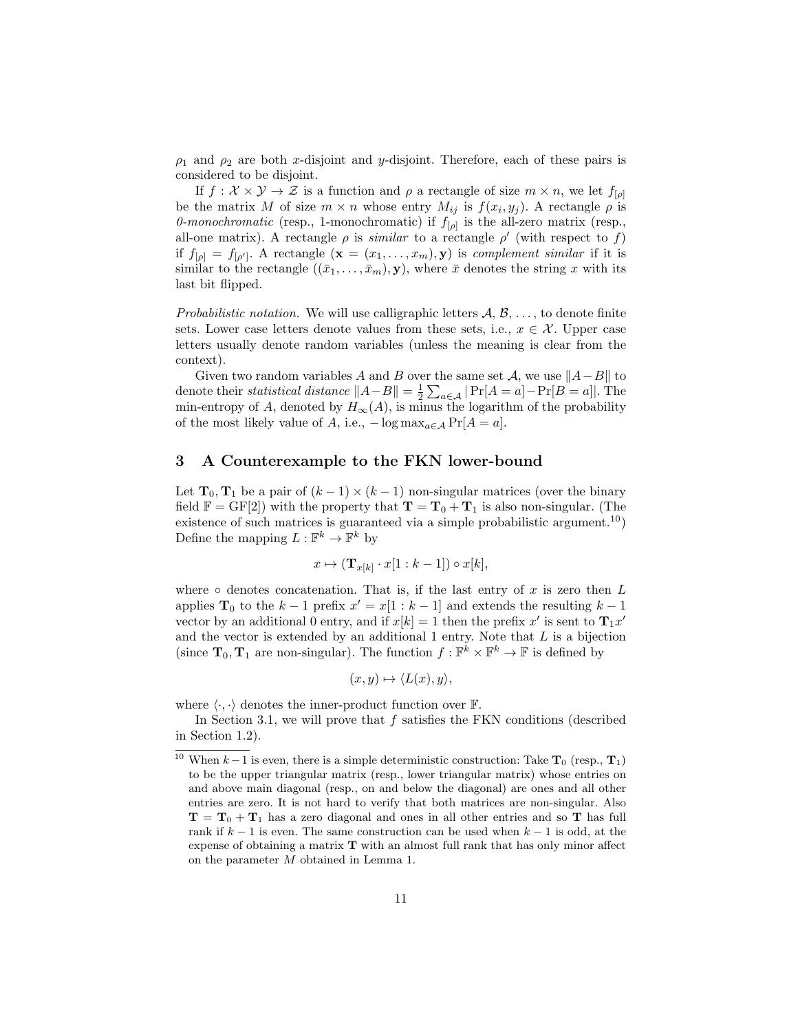$\rho_1$ and $\rho_2$ are both $x$-disjoint and $y$-disjoint. Therefore, each of these pairs is considered to be disjoint.

If $f : \mathcal{X} \times \mathcal{Y} \to \mathcal{Z}$ is a function and $\rho$ a rectangle of size $m \times n$, we let $f_{[\rho]}$ be the matrix $M$ of size $m \times n$ whose entry $M_{ij}$ is $f(x_i, y_j)$. A rectangle $\rho$ is *0-monochromatic* (resp., 1-monochromatic) if $f_{[\rho]}$ is the all-zero matrix (resp., all-one matrix). A rectangle $\rho$ is *similar* to a rectangle $\rho'$ (with respect to $f$) if $f_{[\rho]} = f_{[\rho']}$. A rectangle $(\mathbf{x} = (x_1, \ldots, x_m), \mathbf{y})$ is *complement similar* if it is similar to the rectangle $((\bar{x}_1, \ldots, \bar{x}_m), \mathbf{y})$, where $\bar{x}$ denotes the string $x$ with its last bit flipped.

*Probabilistic notation.* We will use calligraphic letters $\mathcal{A}$, $\mathcal{B}$, ..., to denote finite sets. Lower case letters denote values from these sets, i.e., $x \in \mathcal{X}$. Upper case letters usually denote random variables (unless the meaning is clear from the context).

Given two random variables $A$ and $B$ over the same set $\mathcal{A}$, we use $\|A - B\|$ to denote their *statistical distance* $\|A - B\| = \frac{1}{2}\sum_{a \in \mathcal{A}} |\Pr[A = a] - \Pr[B = a]|$. The min-entropy of $A$, denoted by $H_\infty(A)$, is minus the logarithm of the probability of the most likely value of $A$, i.e., $-\log \max_{a \in \mathcal{A}} \Pr[A = a]$.

## 3 A Counterexample to the FKN lower-bound

Let $\mathbf{T}_0, \mathbf{T}_1$ be a pair of $(k-1) \times (k-1)$ non-singular matrices (over the binary field $\mathbb{F} = \mathrm{GF}[2]$) with the property that $\mathbf{T} = \mathbf{T}_0 + \mathbf{T}_1$ is also non-singular. (The existence of such matrices is guaranteed via a simple probabilistic argument.[10]) Define the mapping $L : \mathbb{F}^k \to \mathbb{F}^k$ by

$$x \mapsto (\mathbf{T}_{x[k]} \cdot x[1 : k-1]) \circ x[k],$$

where $\circ$ denotes concatenation. That is, if the last entry of $x$ is zero then $L$ applies $\mathbf{T}_0$ to the $k-1$ prefix $x' = x[1 : k-1]$ and extends the resulting $k-1$ vector by an additional 0 entry, and if $x[k] = 1$ then the prefix $x'$ is sent to $\mathbf{T}_1 x'$ and the vector is extended by an additional 1 entry. Note that $L$ is a bijection (since $\mathbf{T}_0, \mathbf{T}_1$ are non-singular). The function $f : \mathbb{F}^k \times \mathbb{F}^k \to \mathbb{F}$ is defined by

$$(x, y) \mapsto \langle L(x), y \rangle,$$

where $\langle \cdot, \cdot \rangle$ denotes the inner-product function over $\mathbb{F}$.

In Section 3.1, we will prove that $f$ satisfies the FKN conditions (described in Section 1.2).

[10] When $k-1$ is even, there is a simple deterministic construction: Take $\mathbf{T}_0$ (resp., $\mathbf{T}_1$) to be the upper triangular matrix (resp., lower triangular matrix) whose entries on and above main diagonal (resp., on and below the diagonal) are ones and all other entries are zero. It is not hard to verify that both matrices are non-singular. Also $\mathbf{T} = \mathbf{T}_0 + \mathbf{T}_1$ has a zero diagonal and ones in all other entries and so $\mathbf{T}$ has full rank if $k-1$ is even. The same construction can be used when $k-1$ is odd, at the expense of obtaining a matrix $\mathbf{T}$ with an almost full rank that has only minor affect on the parameter $M$ obtained in Lemma 1.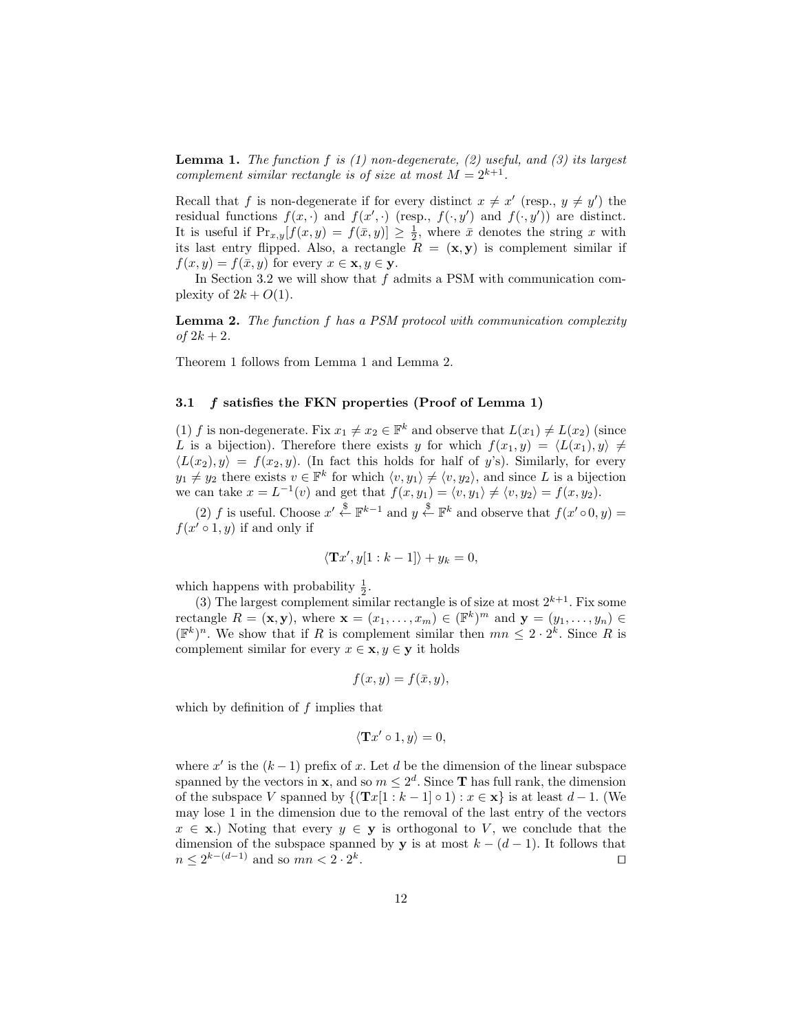**Lemma 1.** *The function $f$ is (1) non-degenerate, (2) useful, and (3) its largest complement similar rectangle is of size at most $M = 2^{k+1}$.*

Recall that $f$ is non-degenerate if for every distinct $x \neq x'$ (resp., $y \neq y'$) the residual functions $f(x, \cdot)$ and $f(x', \cdot)$ (resp., $f(\cdot, y')$ and $f(\cdot, y')$) are distinct. It is useful if $\Pr_{x,y}[f(x, y) = f(\bar{x}, y)] \geq \frac{1}{2}$, where $\bar{x}$ denotes the string $x$ with its last entry flipped. Also, a rectangle $R = (\mathbf{x}, \mathbf{y})$ is complement similar if $f(x, y) = f(\bar{x}, y)$ for every $x \in \mathbf{x}, y \in \mathbf{y}$.

In Section 3.2 we will show that $f$ admits a PSM with communication complexity of $2k + O(1)$.

**Lemma 2.** *The function $f$ has a PSM protocol with communication complexity of $2k + 2$.*

Theorem 1 follows from Lemma 1 and Lemma 2.

### 3.1 $f$ satisfies the FKN properties (Proof of Lemma 1)

(1) $f$ is non-degenerate. Fix $x_1 \neq x_2 \in \mathbb{F}^k$ and observe that $L(x_1) \neq L(x_2)$ (since $L$ is a bijection). Therefore there exists $y$ for which $f(x_1, y) = \langle L(x_1), y \rangle \neq \langle L(x_2), y \rangle = f(x_2, y)$. (In fact this holds for half of $y$'s). Similarly, for every $y_1 \neq y_2$ there exists $v \in \mathbb{F}^k$ for which $\langle v, y_1 \rangle \neq \langle v, y_2 \rangle$, and since $L$ is a bijection we can take $x = L^{-1}(v)$ and get that $f(x, y_1) = \langle v, y_1 \rangle \neq \langle v, y_2 \rangle = f(x, y_2)$.

(2) $f$ is useful. Choose $x' \xleftarrow{\$} \mathbb{F}^{k-1}$ and $y \xleftarrow{\$} \mathbb{F}^k$ and observe that $f(x' \circ 0, y) = f(x' \circ 1, y)$ if and only if

$$\langle \mathbf{T}x', y[1 : k-1] \rangle + y_k = 0,$$

which happens with probability $\frac{1}{2}$.

(3) The largest complement similar rectangle is of size at most $2^{k+1}$. Fix some rectangle $R = (\mathbf{x}, \mathbf{y})$, where $\mathbf{x} = (x_1, \ldots, x_m) \in (\mathbb{F}^k)^m$ and $\mathbf{y} = (y_1, \ldots, y_n) \in (\mathbb{F}^k)^n$. We show that if $R$ is complement similar then $mn \leq 2 \cdot 2^k$. Since $R$ is complement similar for every $x \in \mathbf{x}, y \in \mathbf{y}$ it holds

$$f(x, y) = f(\bar{x}, y),$$

which by definition of $f$ implies that

$$\langle \mathbf{T}x' \circ 1, y \rangle = 0,$$

where $x'$ is the $(k-1)$ prefix of $x$. Let $d$ be the dimension of the linear subspace spanned by the vectors in $\mathbf{x}$, and so $m \leq 2^d$. Since $\mathbf{T}$ has full rank, the dimension of the subspace $V$ spanned by $\{(\mathbf{T}x[1 : k-1] \circ 1) : x \in \mathbf{x}\}$ is at least $d - 1$. (We may lose 1 in the dimension due to the removal of the last entry of the vectors $x \in \mathbf{x}$.) Noting that every $y \in \mathbf{y}$ is orthogonal to $V$, we conclude that the dimension of the subspace spanned by $\mathbf{y}$ is at most $k - (d - 1)$. It follows that $n \leq 2^{k-(d-1)}$ and so $mn < 2 \cdot 2^k$. $\square$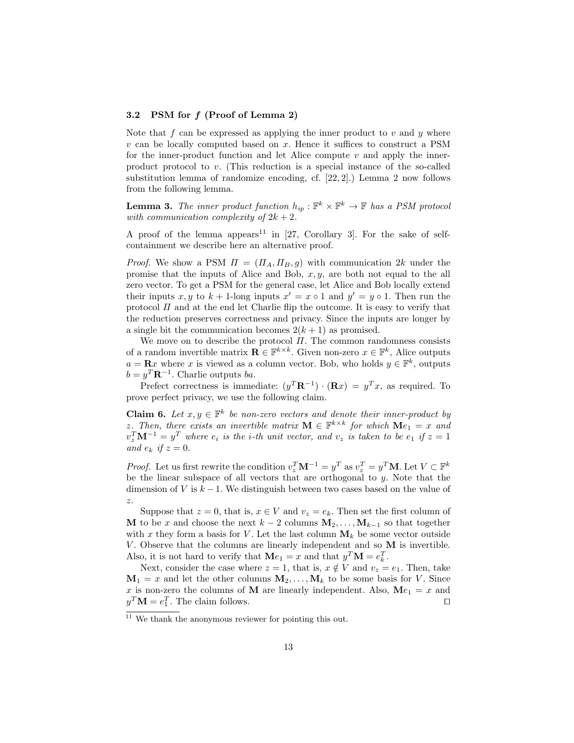### 3.2 PSM for $f$ (Proof of Lemma 2)

Note that $f$ can be expressed as applying the inner product to $v$ and $y$ where $v$ can be locally computed based on $x$. Hence it suffices to construct a PSM for the inner-product function and let Alice compute $v$ and apply the inner-product protocol to $v$. (This reduction is a special instance of the so-called substitution lemma of randomize encoding, cf. [22, 2].) Lemma 2 now follows from the following lemma.

**Lemma 3.** *The inner product function $h_{ip} : \mathbb{F}^k \times \mathbb{F}^k \to \mathbb{F}$ has a PSM protocol with communication complexity of $2k + 2$.*

A proof of the lemma appears[11] in [27, Corollary 3]. For the sake of self-containment we describe here an alternative proof.

*Proof.* We show a PSM $\Pi = (\Pi_A, \Pi_B, g)$ with communication $2k$ under the promise that the inputs of Alice and Bob, $x, y$, are both not equal to the all zero vector. To get a PSM for the general case, let Alice and Bob locally extend their inputs $x, y$ to $k+1$-long inputs $x' = x \circ 1$ and $y' = y \circ 1$. Then run the protocol $\Pi$ and at the end let Charlie flip the outcome. It is easy to verify that the reduction preserves correctness and privacy. Since the inputs are longer by a single bit the communication becomes $2(k+1)$ as promised.

We move on to describe the protocol $\Pi$. The common randomness consists of a random invertible matrix $\mathbf{R} \in \mathbb{F}^{k \times k}$. Given non-zero $x \in \mathbb{F}^k$, Alice outputs $a = \mathbf{R}x$ where $x$ is viewed as a column vector. Bob, who holds $y \in \mathbb{F}^k$, outputs $b = y^T \mathbf{R}^{-1}$. Charlie outputs $ba$.

Prefect correctness is immediate: $(y^T \mathbf{R}^{-1}) \cdot (\mathbf{R}x) = y^T x$, as required. To prove perfect privacy, we use the following claim.

**Claim 6.** *Let $x, y \in \mathbb{F}^k$ be non-zero vectors and denote their inner-product by $z$. Then, there exists an invertible matrix $\mathbf{M} \in \mathbb{F}^{k \times k}$ for which $\mathbf{M}e_1 = x$ and $v_z^T \mathbf{M}^{-1} = y^T$ where $e_i$ is the $i$-th unit vector, and $v_z$ is taken to be $e_1$ if $z = 1$ and $e_k$ if $z = 0$.*

*Proof.* Let us first rewrite the condition $v_z^T \mathbf{M}^{-1} = y^T$ as $v_z^T = y^T \mathbf{M}$. Let $V \subset \mathbb{F}^k$ be the linear subspace of all vectors that are orthogonal to $y$. Note that the dimension of $V$ is $k - 1$. We distinguish between two cases based on the value of $z$.

Suppose that $z = 0$, that is, $x \in V$ and $v_z = e_k$. Then set the first column of $\mathbf{M}$ to be $x$ and choose the next $k - 2$ columns $\mathbf{M}_2, \ldots, \mathbf{M}_{k-1}$ so that together with $x$ they form a basis for $V$. Let the last column $\mathbf{M}_k$ be some vector outside $V$. Observe that the columns are linearly independent and so $\mathbf{M}$ is invertible. Also, it is not hard to verify that $\mathbf{M}e_1 = x$ and that $y^T \mathbf{M} = e_k^T$.

Next, consider the case where $z = 1$, that is, $x \notin V$ and $v_z = e_1$. Then, take $\mathbf{M}_1 = x$ and let the other columns $\mathbf{M}_2, \ldots, \mathbf{M}_k$ to be some basis for $V$. Since $x$ is non-zero the columns of $\mathbf{M}$ are linearly independent. Also, $\mathbf{M}e_1 = x$ and $y^T \mathbf{M} = e_1^T$. The claim follows. □

[11] We thank the anonymous reviewer for pointing this out.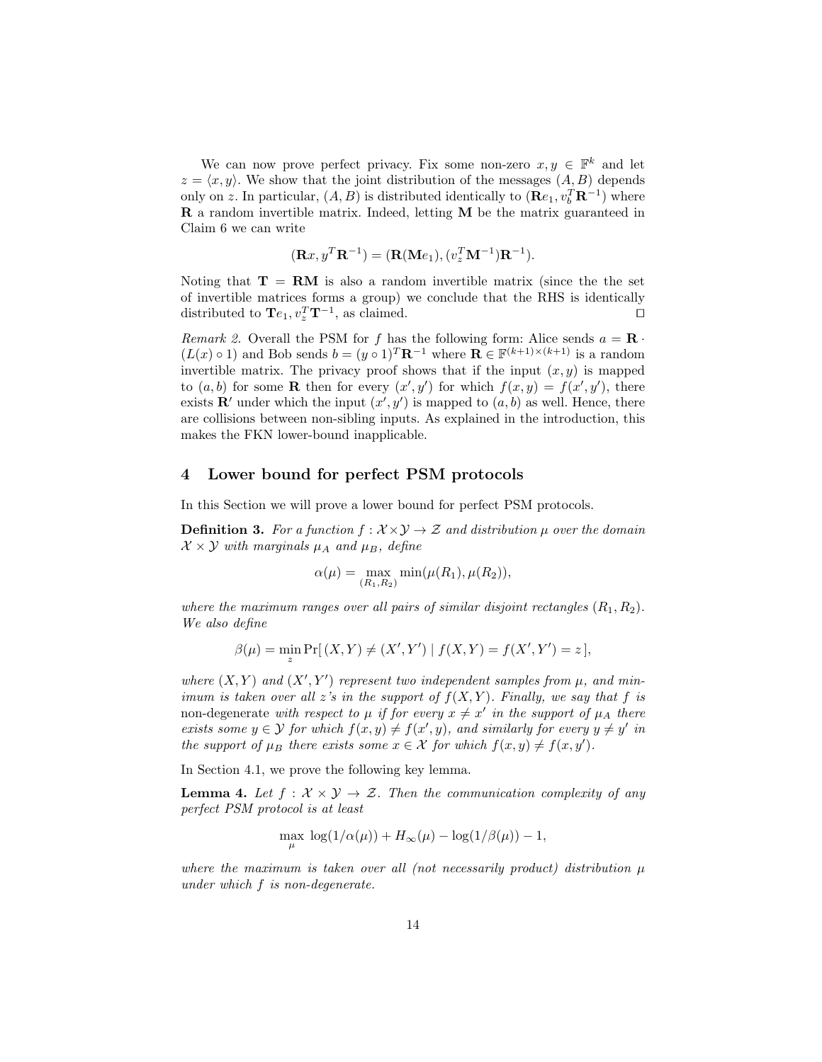We can now prove perfect privacy. Fix some non-zero $x, y \in \mathbb{F}^k$ and let $z = \langle x, y \rangle$. We show that the joint distribution of the messages $(A, B)$ depends only on $z$. In particular, $(A, B)$ is distributed identically to $(\mathbf{R}e_1, v_b^T \mathbf{R}^{-1})$ where $\mathbf{R}$ a random invertible matrix. Indeed, letting $\mathbf{M}$ be the matrix guaranteed in Claim 6 we can write

$$(\mathbf{R}x, y^T\mathbf{R}^{-1}) = (\mathbf{R}(\mathbf{M}e_1), (v_z^T \mathbf{M}^{-1})\mathbf{R}^{-1}).$$

Noting that $\mathbf{T} = \mathbf{R}\mathbf{M}$ is also a random invertible matrix (since the the set of invertible matrices forms a group) we conclude that the RHS is identically distributed to $\mathbf{T}e_1, v_z^T \mathbf{T}^{-1}$, as claimed. ◻

*Remark 2.* Overall the PSM for $f$ has the following form: Alice sends $a = \mathbf{R} \cdot (L(x) \circ 1)$ and Bob sends $b = (y \circ 1)^T \mathbf{R}^{-1}$ where $\mathbf{R} \in \mathbb{F}^{(k+1)\times(k+1)}$ is a random invertible matrix. The privacy proof shows that if the input $(x, y)$ is mapped to $(a, b)$ for some $\mathbf{R}$ then for every $(x', y')$ for which $f(x, y) = f(x', y')$, there exists $\mathbf{R}'$ under which the input $(x', y')$ is mapped to $(a, b)$ as well. Hence, there are collisions between non-sibling inputs. As explained in the introduction, this makes the FKN lower-bound inapplicable.

## 4 Lower bound for perfect PSM protocols

In this Section we will prove a lower bound for perfect PSM protocols.

**Definition 3.** *For a function $f : \mathcal{X} \times \mathcal{Y} \to \mathcal{Z}$ and distribution $\mu$ over the domain $\mathcal{X} \times \mathcal{Y}$ with marginals $\mu_A$ and $\mu_B$, define*

$$\alpha(\mu) = \max_{(R_1, R_2)} \min(\mu(R_1), \mu(R_2)),$$

*where the maximum ranges over all pairs of similar disjoint rectangles $(R_1, R_2)$. We also define*

$$\beta(\mu) = \min_z \Pr[\,(X, Y) \neq (X', Y') \mid f(X, Y) = f(X', Y') = z\,],$$

*where $(X, Y)$ and $(X', Y')$ represent two independent samples from $\mu$, and minimum is taken over all $z$'s in the support of $f(X, Y)$. Finally, we say that $f$ is* non-degenerate *with respect to $\mu$ if for every $x \neq x'$ in the support of $\mu_A$ there exists some $y \in \mathcal{Y}$ for which $f(x, y) \neq f(x', y)$, and similarly for every $y \neq y'$ in the support of $\mu_B$ there exists some $x \in \mathcal{X}$ for which $f(x, y) \neq f(x, y')$.*

In Section 4.1, we prove the following key lemma.

**Lemma 4.** *Let $f : \mathcal{X} \times \mathcal{Y} \to \mathcal{Z}$. Then the communication complexity of any perfect PSM protocol is at least*

$$\max_\mu \; \log(1/\alpha(\mu)) + H_\infty(\mu) - \log(1/\beta(\mu)) - 1,$$

*where the maximum is taken over all (not necessarily product) distribution $\mu$ under which $f$ is non-degenerate.*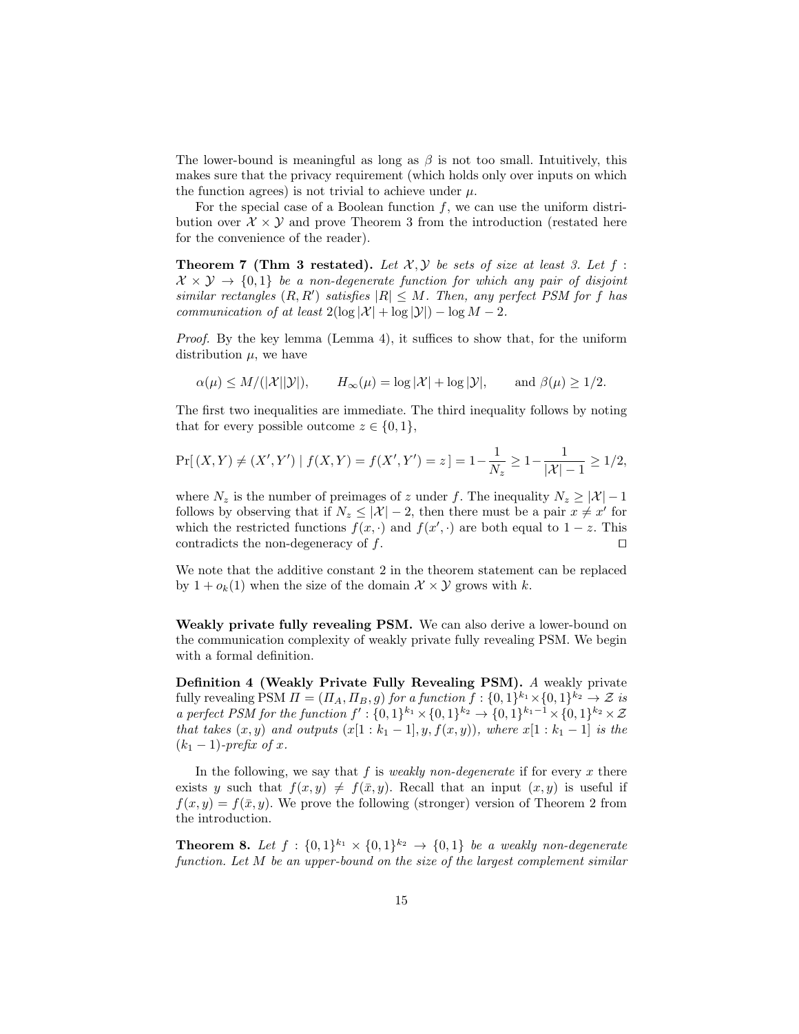The lower-bound is meaningful as long as $\beta$ is not too small. Intuitively, this makes sure that the privacy requirement (which holds only over inputs on which the function agrees) is not trivial to achieve under $\mu$.

For the special case of a Boolean function $f$, we can use the uniform distribution over $\mathcal{X} \times \mathcal{Y}$ and prove Theorem 3 from the introduction (restated here for the convenience of the reader).

**Theorem 7 (Thm 3 restated).** *Let $\mathcal{X}, \mathcal{Y}$ be sets of size at least 3. Let $f : \mathcal{X} \times \mathcal{Y} \to \{0,1\}$ be a non-degenerate function for which any pair of disjoint similar rectangles $(R, R')$ satisfies $|R| \leq M$. Then, any perfect PSM for $f$ has communication of at least $2(\log |\mathcal{X}| + \log |\mathcal{Y}|) - \log M - 2$.*

*Proof.* By the key lemma (Lemma 4), it suffices to show that, for the uniform distribution $\mu$, we have

$$\alpha(\mu) \leq M/(|\mathcal{X}||\mathcal{Y}|), \qquad H_\infty(\mu) = \log |\mathcal{X}| + \log |\mathcal{Y}|, \qquad \text{and } \beta(\mu) \geq 1/2.$$

The first two inequalities are immediate. The third inequality follows by noting that for every possible outcome $z \in \{0,1\}$,

$$\Pr[\,(X,Y) \neq (X',Y') \mid f(X,Y) = f(X',Y') = z\,] = 1 - \frac{1}{N_z} \geq 1 - \frac{1}{|\mathcal{X}| - 1} \geq 1/2,$$

where $N_z$ is the number of preimages of $z$ under $f$. The inequality $N_z \geq |\mathcal{X}| - 1$ follows by observing that if $N_z \leq |\mathcal{X}| - 2$, then there must be a pair $x \neq x'$ for which the restricted functions $f(x, \cdot)$ and $f(x', \cdot)$ are both equal to $1 - z$. This contradicts the non-degeneracy of $f$. $\square$

We note that the additive constant 2 in the theorem statement can be replaced by $1 + o_k(1)$ when the size of the domain $\mathcal{X} \times \mathcal{Y}$ grows with $k$.

**Weakly private fully revealing PSM.** We can also derive a lower-bound on the communication complexity of weakly private fully revealing PSM. We begin with a formal definition.

**Definition 4 (Weakly Private Fully Revealing PSM).** *A* weakly private fully revealing PSM *$\Pi = (\Pi_A, \Pi_B, g)$ for a function $f : \{0,1\}^{k_1} \times \{0,1\}^{k_2} \to \mathcal{Z}$ is a perfect PSM for the function $f' : \{0,1\}^{k_1} \times \{0,1\}^{k_2} \to \{0,1\}^{k_1 - 1} \times \{0,1\}^{k_2} \times \mathcal{Z}$ that takes $(x, y)$ and outputs $(x[1 : k_1 - 1], y, f(x, y))$, where $x[1 : k_1 - 1]$ is the $(k_1 - 1)$-prefix of $x$.*

In the following, we say that $f$ is *weakly non-degenerate* if for every $x$ there exists $y$ such that $f(x, y) \neq f(\bar{x}, y)$. Recall that an input $(x, y)$ is useful if $f(x, y) = f(\bar{x}, y)$. We prove the following (stronger) version of Theorem 2 from the introduction.

**Theorem 8.** *Let $f : \{0,1\}^{k_1} \times \{0,1\}^{k_2} \to \{0,1\}$ be a weakly non-degenerate function. Let $M$ be an upper-bound on the size of the largest complement similar*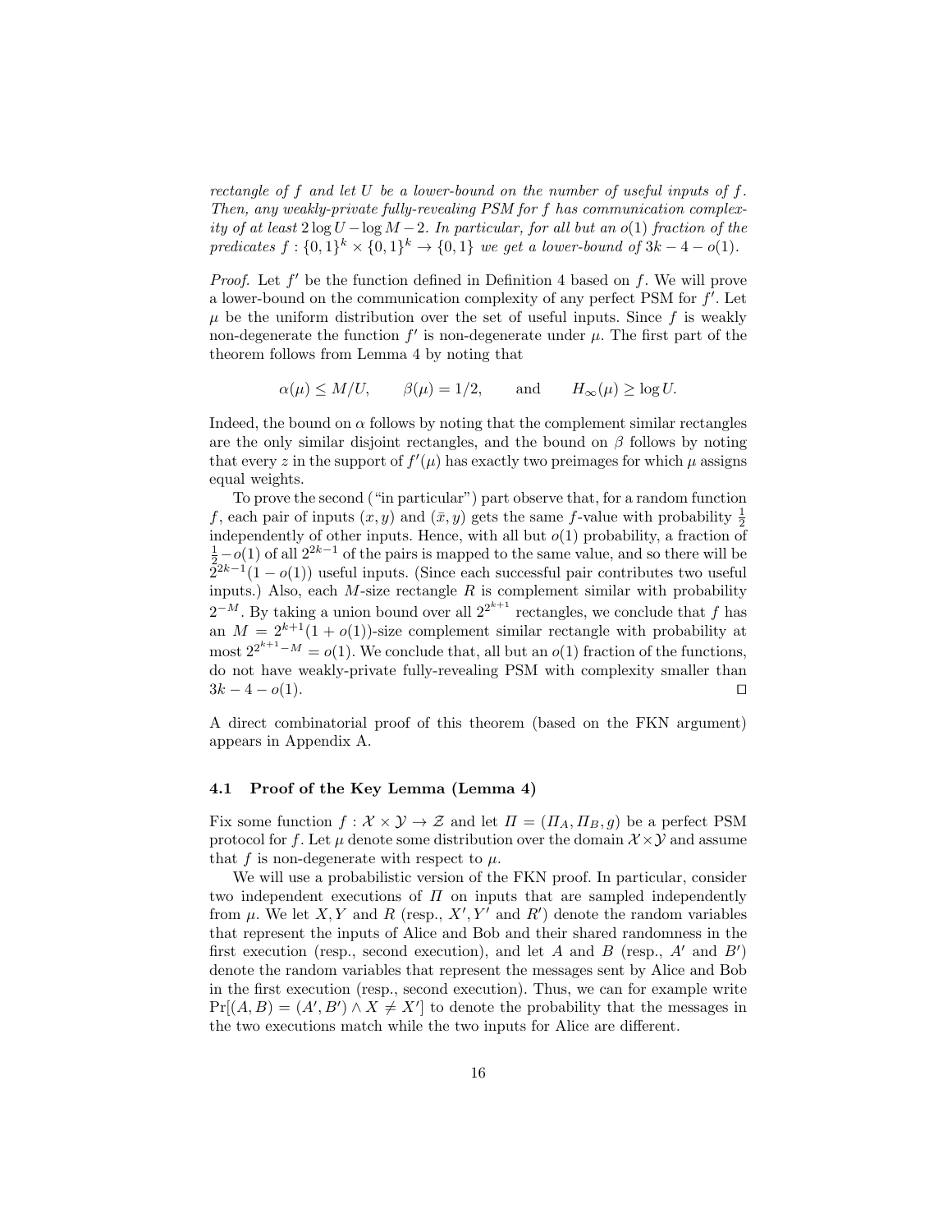*rectangle of $f$ and let $U$ be a lower-bound on the number of useful inputs of $f$. Then, any weakly-private fully-revealing PSM for $f$ has communication complexity of at least $2\log U - \log M - 2$. In particular, for all but an $o(1)$ fraction of the predicates $f : \{0,1\}^k \times \{0,1\}^k \to \{0,1\}$ we get a lower-bound of $3k - 4 - o(1)$.*

*Proof.* Let $f'$ be the function defined in Definition 4 based on $f$. We will prove a lower-bound on the communication complexity of any perfect PSM for $f'$. Let $\mu$ be the uniform distribution over the set of useful inputs. Since $f$ is weakly non-degenerate the function $f'$ is non-degenerate under $\mu$. The first part of the theorem follows from Lemma 4 by noting that

$$\alpha(\mu) \le M/U, \qquad \beta(\mu) = 1/2, \qquad \text{and} \qquad H_\infty(\mu) \ge \log U.$$

Indeed, the bound on $\alpha$ follows by noting that the complement similar rectangles are the only similar disjoint rectangles, and the bound on $\beta$ follows by noting that every $z$ in the support of $f'(\mu)$ has exactly two preimages for which $\mu$ assigns equal weights.

To prove the second ("in particular") part observe that, for a random function $f$, each pair of inputs $(x, y)$ and $(\bar{x}, y)$ gets the same $f$-value with probability $\frac{1}{2}$ independently of other inputs. Hence, with all but $o(1)$ probability, a fraction of $\frac{1}{2} - o(1)$ of all $2^{2k-1}$ of the pairs is mapped to the same value, and so there will be $2^{2k-1}(1 - o(1))$ useful inputs. (Since each successful pair contributes two useful inputs.) Also, each $M$-size rectangle $R$ is complement similar with probability $2^{-M}$. By taking a union bound over all $2^{2^{k+1}}$ rectangles, we conclude that $f$ has an $M = 2^{k+1}(1 + o(1))$-size complement similar rectangle with probability at most $2^{2^{k+1} - M} = o(1)$. We conclude that, all but an $o(1)$ fraction of the functions, do not have weakly-private fully-revealing PSM with complexity smaller than $3k - 4 - o(1)$. $\square$

A direct combinatorial proof of this theorem (based on the FKN argument) appears in Appendix A.

### 4.1 Proof of the Key Lemma (Lemma 4)

Fix some function $f : \mathcal{X} \times \mathcal{Y} \to \mathcal{Z}$ and let $\Pi = (\Pi_A, \Pi_B, g)$ be a perfect PSM protocol for $f$. Let $\mu$ denote some distribution over the domain $\mathcal{X} \times \mathcal{Y}$ and assume that $f$ is non-degenerate with respect to $\mu$.

We will use a probabilistic version of the FKN proof. In particular, consider two independent executions of $\Pi$ on inputs that are sampled independently from $\mu$. We let $X, Y$ and $R$ (resp., $X', Y'$ and $R'$) denote the random variables that represent the inputs of Alice and Bob and their shared randomness in the first execution (resp., second execution), and let $A$ and $B$ (resp., $A'$ and $B'$) denote the random variables that represent the messages sent by Alice and Bob in the first execution (resp., second execution). Thus, we can for example write $\Pr[(A, B) = (A', B') \wedge X \neq X']$ to denote the probability that the messages in the two executions match while the two inputs for Alice are different.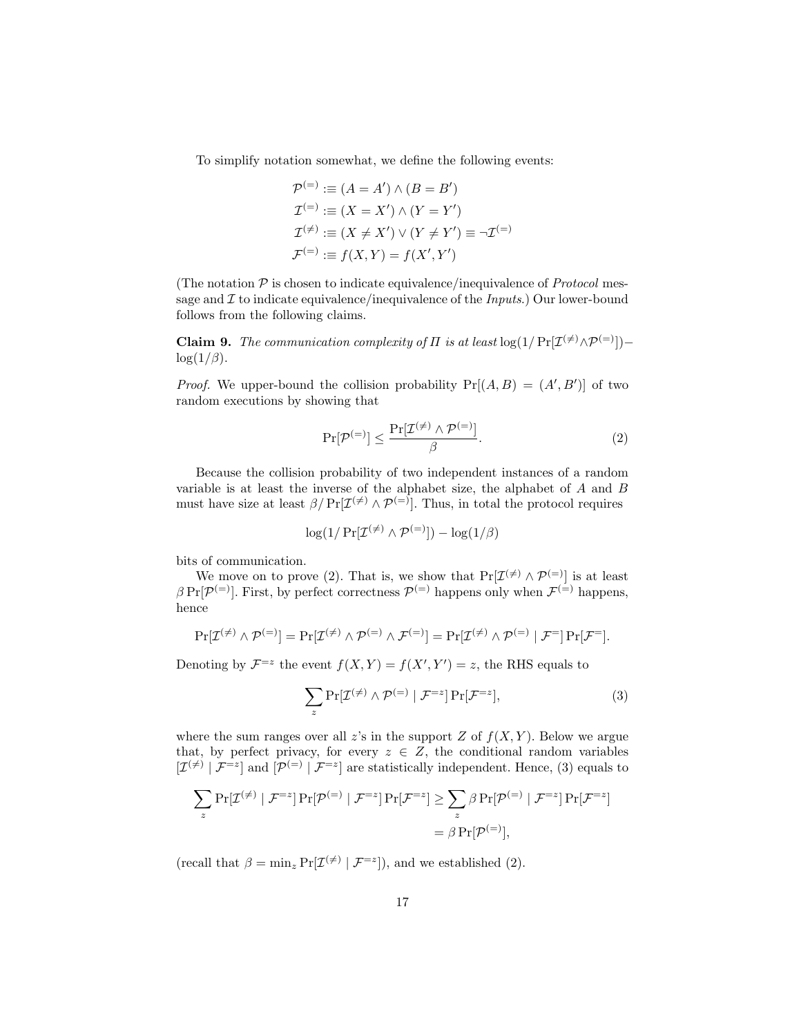To simplify notation somewhat, we define the following events:

$$\mathcal{P}^{(=)} :\equiv (A = A') \wedge (B = B')$$
$$\mathcal{I}^{(=)} :\equiv (X = X') \wedge (Y = Y')$$
$$\mathcal{I}^{(\neq)} :\equiv (X \neq X') \vee (Y \neq Y') \equiv \neg \mathcal{I}^{(=)}$$
$$\mathcal{F}^{(=)} :\equiv f(X, Y) = f(X', Y')$$

(The notation $\mathcal{P}$ is chosen to indicate equivalence/inequivalence of *Protocol* message and $\mathcal{I}$ to indicate equivalence/inequivalence of the *Inputs*.) Our lower-bound follows from the following claims.

**Claim 9.** *The communication complexity of $\Pi$ is at least $\log(1/\Pr[\mathcal{I}^{(\neq)} \wedge \mathcal{P}^{(=)}]) - \log(1/\beta)$.*

*Proof.* We upper-bound the collision probability $\Pr[(A, B) = (A', B')]$ of two random executions by showing that

$$\Pr[\mathcal{P}^{(=)}] \leq \frac{\Pr[\mathcal{I}^{(\neq)} \wedge \mathcal{P}^{(=)}]}{\beta}. \tag{2}$$

Because the collision probability of two independent instances of a random variable is at least the inverse of the alphabet size, the alphabet of $A$ and $B$ must have size at least $\beta / \Pr[\mathcal{I}^{(\neq)} \wedge \mathcal{P}^{(=)}]$. Thus, in total the protocol requires

$$\log(1/\Pr[\mathcal{I}^{(\neq)} \wedge \mathcal{P}^{(=)}]) - \log(1/\beta)$$

bits of communication.

We move on to prove (2). That is, we show that $\Pr[\mathcal{I}^{(\neq)} \wedge \mathcal{P}^{(=)}]$ is at least $\beta \Pr[\mathcal{P}^{(=)}]$. First, by perfect correctness $\mathcal{P}^{(=)}$ happens only when $\mathcal{F}^{(=)}$ happens, hence

$$\Pr[\mathcal{I}^{(\neq)} \wedge \mathcal{P}^{(=)}] = \Pr[\mathcal{I}^{(\neq)} \wedge \mathcal{P}^{(=)} \wedge \mathcal{F}^{(=)}] = \Pr[\mathcal{I}^{(\neq)} \wedge \mathcal{P}^{(=)} \mid \mathcal{F}^{=}] \Pr[\mathcal{F}^{=}].$$

Denoting by $\mathcal{F}^{=z}$ the event $f(X, Y) = f(X', Y') = z$, the RHS equals to

$$\sum_{z} \Pr[\mathcal{I}^{(\neq)} \wedge \mathcal{P}^{(=)} \mid \mathcal{F}^{=z}] \Pr[\mathcal{F}^{=z}], \tag{3}$$

where the sum ranges over all $z$'s in the support $Z$ of $f(X, Y)$. Below we argue that, by perfect privacy, for every $z \in Z$, the conditional random variables $[\mathcal{I}^{(\neq)} \mid \mathcal{F}^{=z}]$ and $[\mathcal{P}^{(=)} \mid \mathcal{F}^{=z}]$ are statistically independent. Hence, (3) equals to

$$\sum_{z} \Pr[\mathcal{I}^{(\neq)} \mid \mathcal{F}^{=z}] \Pr[\mathcal{P}^{(=)} \mid \mathcal{F}^{=z}] \Pr[\mathcal{F}^{=z}] \geq \sum_{z} \beta \Pr[\mathcal{P}^{(=)} \mid \mathcal{F}^{=z}] \Pr[\mathcal{F}^{=z}]$$
$$= \beta \Pr[\mathcal{P}^{(=)}],$$

(recall that $\beta = \min_z \Pr[\mathcal{I}^{(\neq)} \mid \mathcal{F}^{=z}]$), and we established (2).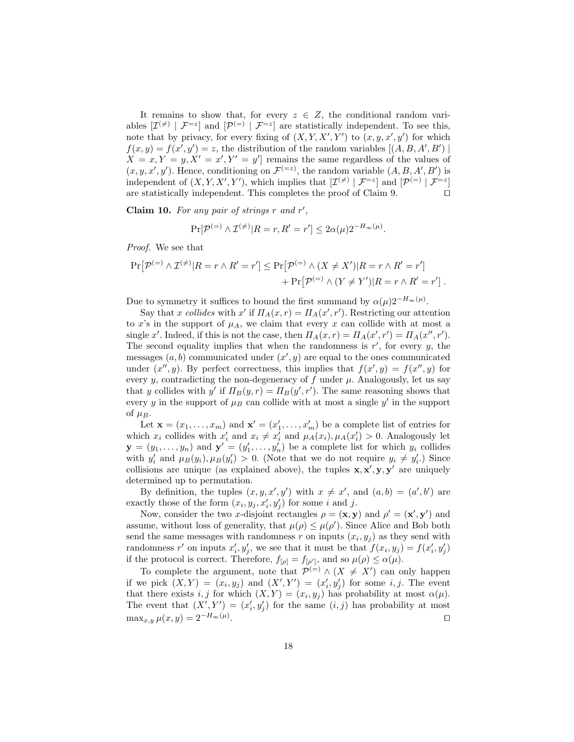It remains to show that, for every $z \in Z$, the conditional random variables $[\mathcal{I}^{(\neq)} \mid \mathcal{F}^{=z}]$ and $[\mathcal{P}^{(=)} \mid \mathcal{F}^{=z}]$ are statistically independent. To see this, note that by privacy, for every fixing of $(X, Y, X', Y')$ to $(x, y, x', y')$ for which $f(x, y) = f(x', y') = z$, the distribution of the random variables $[(A, B, A', B') \mid X = x, Y = y, X' = x', Y' = y']$ remains the same regardless of the values of $(x, y, x', y')$. Hence, conditioning on $\mathcal{F}^{(=z)}$, the random variable $(A, B, A', B')$ is independent of $(X, Y, X', Y')$, which implies that $[\mathcal{I}^{(\neq)} \mid \mathcal{F}^{=z}]$ and $[\mathcal{P}^{(=)} \mid \mathcal{F}^{=z}]$ are statistically independent. This completes the proof of Claim 9. □

**Claim 10.** *For any pair of strings $r$ and $r'$,*

$$\Pr[\mathcal{P}^{(=)} \wedge \mathcal{I}^{(\neq)} | R = r, R' = r'] \leq 2\alpha(\mu) 2^{-H_\infty(\mu)}.$$

*Proof.* We see that

$$\Pr\left[\mathcal{P}^{(=)} \wedge \mathcal{I}^{(\neq)} | R = r \wedge R' = r'\right] \leq \Pr\left[\mathcal{P}^{(=)} \wedge (X \neq X') | R = r \wedge R' = r'\right] + \Pr\left[\mathcal{P}^{(=)} \wedge (Y \neq Y') | R = r \wedge R' = r'\right].$$

Due to symmetry it suffices to bound the first summand by $\alpha(\mu)2^{-H_\infty(\mu)}$.

Say that $x$ *collides* with $x'$ if $\Pi_A(x, r) = \Pi_A(x', r')$. Restricting our attention to $x$'s in the support of $\mu_A$, we claim that every $x$ can collide with at most a single $x'$. Indeed, if this is not the case, then $\Pi_A(x, r) = \Pi_A(x', r') = \Pi_A(x'', r')$. The second equality implies that when the randomness is $r'$, for every $y$, the messages $(a, b)$ communicated under $(x', y)$ are equal to the ones communicated under $(x'', y)$. By perfect correctness, this implies that $f(x', y) = f(x'', y)$ for every $y$, contradicting the non-degeneracy of $f$ under $\mu$. Analogously, let us say that $y$ collides with $y'$ if $\Pi_B(y, r) = \Pi_B(y', r')$. The same reasoning shows that every $y$ in the support of $\mu_B$ can collide with at most a single $y'$ in the support of $\mu_B$.

Let $\mathbf{x} = (x_1, \ldots, x_m)$ and $\mathbf{x}' = (x'_1, \ldots, x'_m)$ be a complete list of entries for which $x_i$ collides with $x'_i$ and $x_i \neq x'_i$ and $\mu_A(x_i), \mu_A(x'_i) > 0$. Analogously let $\mathbf{y} = (y_1, \ldots, y_n)$ and $\mathbf{y}' = (y'_1, \ldots, y'_n)$ be a complete list for which $y_i$ collides with $y'_i$ and $\mu_B(y_i), \mu_B(y'_i) > 0$. (Note that we do not require $y_i \neq y'_i$.) Since collisions are unique (as explained above), the tuples $\mathbf{x}, \mathbf{x}', \mathbf{y}, \mathbf{y}'$ are uniquely determined up to permutation.

By definition, the tuples $(x, y, x', y')$ with $x \neq x'$, and $(a, b) = (a', b')$ are exactly those of the form $(x_i, y_j, x'_i, y'_j)$ for some $i$ and $j$.

Now, consider the two $x$-disjoint rectangles $\rho = (\mathbf{x}, \mathbf{y})$ and $\rho' = (\mathbf{x}', \mathbf{y}')$ and assume, without loss of generality, that $\mu(\rho) \leq \mu(\rho')$. Since Alice and Bob both send the same messages with randomness $r$ on inputs $(x_i, y_j)$ as they send with randomness $r'$ on inputs $x'_i, y'_j$, we see that it must be that $f(x_i, y_j) = f(x'_i, y'_j)$ if the protocol is correct. Therefore, $f_{[\rho]} = f_{[\rho']}$, and so $\mu(\rho) \leq \alpha(\mu)$.

To complete the argument, note that $\mathcal{P}^{(=)} \wedge (X \neq X')$ can only happen if we pick $(X, Y) = (x_i, y_j)$ and $(X', Y') = (x'_i, y'_j)$ for some $i, j$. The event that there exists $i, j$ for which $(X, Y) = (x_i, y_j)$ has probability at most $\alpha(\mu)$. The event that $(X', Y') = (x'_i, y'_j)$ for the same $(i, j)$ has probability at most $\max_{x,y} \mu(x, y) = 2^{-H_\infty(\mu)}$. □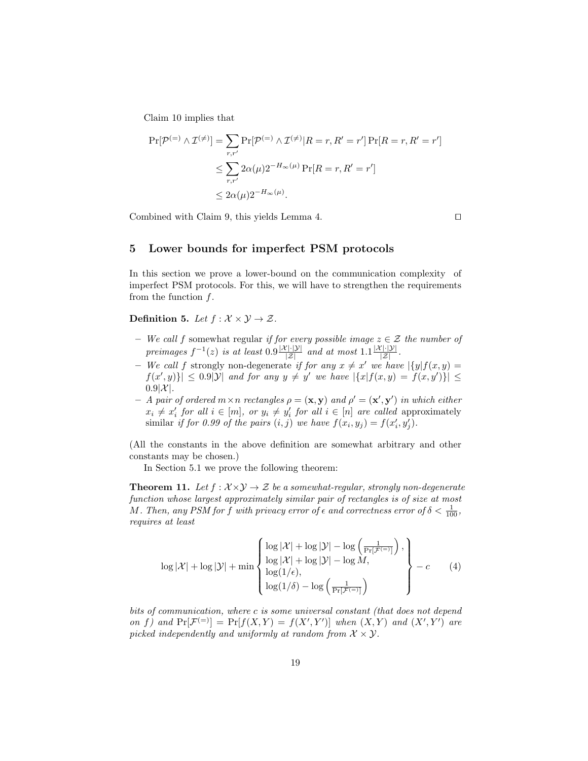Claim 10 implies that

$$
\begin{aligned}
\Pr[\mathcal{P}^{(=)} \wedge \mathcal{I}^{(\neq)}] &= \sum_{r,r'} \Pr[\mathcal{P}^{(=)} \wedge \mathcal{I}^{(\neq)} | R = r, R' = r'] \Pr[R = r, R' = r'] \\
&\leq \sum_{r,r'} 2\alpha(\mu) 2^{-H_\infty(\mu)} \Pr[R = r, R' = r'] \\
&\leq 2\alpha(\mu) 2^{-H_\infty(\mu)}.
\end{aligned}
$$

Combined with Claim 9, this yields Lemma 4. ◻

## 5 Lower bounds for imperfect PSM protocols

In this section we prove a lower-bound on the communication complexity of imperfect PSM protocols. For this, we will have to strengthen the requirements from the function $f$.

**Definition 5.** *Let $f : \mathcal{X} \times \mathcal{Y} \rightarrow \mathcal{Z}$.*

- *We call $f$* somewhat regular *if for every possible image $z \in \mathcal{Z}$ the number of preimages $f^{-1}(z)$ is at least $0.9\frac{|\mathcal{X}|\cdot|\mathcal{Y}|}{|\mathcal{Z}|}$ and at most $1.1\frac{|\mathcal{X}|\cdot|\mathcal{Y}|}{|\mathcal{Z}|}$.*
- *We call $f$* strongly non-degenerate *if for any $x \neq x'$ we have $|\{y | f(x, y) = f(x', y)\}| \leq 0.9|\mathcal{Y}|$ and for any $y \neq y'$ we have $|\{x | f(x, y) = f(x, y')\}| \leq 0.9|\mathcal{X}|$.*
- *A pair of ordered $m \times n$ rectangles $\rho = (\mathbf{x}, \mathbf{y})$ and $\rho' = (\mathbf{x}', \mathbf{y}')$ in which either $x_i \neq x'_i$ for all $i \in [m]$, or $y_i \neq y'_i$ for all $i \in [n]$ are called* approximately similar *if for 0.99 of the pairs $(i, j)$ we have $f(x_i, y_j) = f(x'_i, y'_j)$.*

(All the constants in the above definition are somewhat arbitrary and other constants may be chosen.)

In Section 5.1 we prove the following theorem:

**Theorem 11.** *Let $f : \mathcal{X} \times \mathcal{Y} \rightarrow \mathcal{Z}$ be a somewhat-regular, strongly non-degenerate function whose largest approximately similar pair of rectangles is of size at most $M$. Then, any PSM for $f$ with privacy error of $\epsilon$ and correctness error of $\delta < \frac{1}{100}$, requires at least*

$$
\log |\mathcal{X}| + \log |\mathcal{Y}| + \min \left\{ \begin{array}{l} \log |\mathcal{X}| + \log |\mathcal{Y}| - \log \left( \frac{1}{\Pr[\mathcal{F}^{(=)}]} \right), \\ \log |\mathcal{X}| + \log |\mathcal{Y}| - \log M, \\ \log(1/\epsilon), \\ \log(1/\delta) - \log \left( \frac{1}{\Pr[\mathcal{F}^{(=)}]} \right) \end{array} \right\} - c \qquad (4)
$$

*bits of communication, where $c$ is some universal constant (that does not depend on $f$) and $\Pr[\mathcal{F}^{(=)}] = \Pr[f(X, Y) = f(X', Y')]$ when $(X, Y)$ and $(X', Y')$ are picked independently and uniformly at random from $\mathcal{X} \times \mathcal{Y}$.*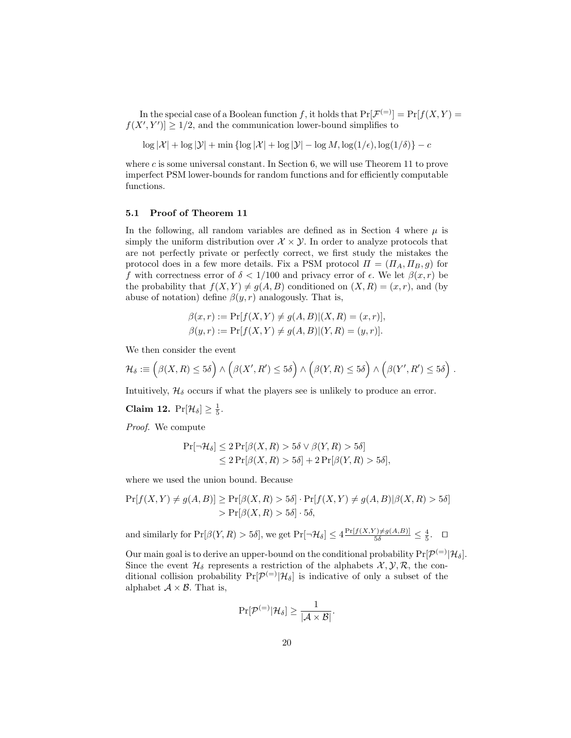In the special case of a Boolean function $f$, it holds that $\Pr[\mathcal{F}^{(=)}] = \Pr[f(X,Y) = f(X',Y')] \geq 1/2$, and the communication lower-bound simplifies to

$$\log|\mathcal{X}| + \log|\mathcal{Y}| + \min\{\log|\mathcal{X}| + \log|\mathcal{Y}| - \log M, \log(1/\epsilon), \log(1/\delta)\} - c$$

where $c$ is some universal constant. In Section 6, we will use Theorem 11 to prove imperfect PSM lower-bounds for random functions and for efficiently computable functions.

### 5.1 Proof of Theorem 11

In the following, all random variables are defined as in Section 4 where $\mu$ is simply the uniform distribution over $\mathcal{X} \times \mathcal{Y}$. In order to analyze protocols that are not perfectly private or perfectly correct, we first study the mistakes the protocol does in a few more details. Fix a PSM protocol $\Pi = (\Pi_A, \Pi_B, g)$ for $f$ with correctness error of $\delta < 1/100$ and privacy error of $\epsilon$. We let $\beta(x,r)$ be the probability that $f(X,Y) \neq g(A,B)$ conditioned on $(X,R) = (x,r)$, and (by abuse of notation) define $\beta(y,r)$ analogously. That is,

$$\beta(x,r) := \Pr[f(X,Y) \neq g(A,B) | (X,R) = (x,r)],$$
$$\beta(y,r) := \Pr[f(X,Y) \neq g(A,B) | (Y,R) = (y,r)].$$

We then consider the event

$$\mathcal{H}_\delta :\equiv \Big(\beta(X,R) \leq 5\delta\Big) \wedge \Big(\beta(X',R') \leq 5\delta\Big) \wedge \Big(\beta(Y,R) \leq 5\delta\Big) \wedge \Big(\beta(Y',R') \leq 5\delta\Big).$$

Intuitively, $\mathcal{H}_\delta$ occurs if what the players see is unlikely to produce an error.

**Claim 12.** $\Pr[\mathcal{H}_\delta] \geq \frac{1}{5}$.

*Proof.* We compute

$$\begin{aligned}
\Pr[\neg\mathcal{H}_\delta] &\leq 2\Pr[\beta(X,R) > 5\delta \vee \beta(Y,R) > 5\delta] \\
&\leq 2\Pr[\beta(X,R) > 5\delta] + 2\Pr[\beta(Y,R) > 5\delta],
\end{aligned}$$

where we used the union bound. Because

$$\begin{aligned}
\Pr[f(X,Y) \neq g(A,B)] &\geq \Pr[\beta(X,R) > 5\delta] \cdot \Pr[f(X,Y) \neq g(A,B) | \beta(X,R) > 5\delta] \\
&> \Pr[\beta(X,R) > 5\delta] \cdot 5\delta,
\end{aligned}$$

and similarly for $\Pr[\beta(Y,R) > 5\delta]$, we get $\Pr[\neg\mathcal{H}_\delta] \leq 4\frac{\Pr[f(X,Y) \neq g(A,B)]}{5\delta} \leq \frac{4}{5}$. $\square$

Our main goal is to derive an upper-bound on the conditional probability $\Pr[\mathcal{P}^{(=)} | \mathcal{H}_\delta]$. Since the event $\mathcal{H}_\delta$ represents a restriction of the alphabets $\mathcal{X}, \mathcal{Y}, \mathcal{R}$, the conditional collision probability $\Pr[\mathcal{P}^{(=)} | \mathcal{H}_\delta]$ is indicative of only a subset of the alphabet $\mathcal{A} \times \mathcal{B}$. That is,

$$\Pr[\mathcal{P}^{(=)} | \mathcal{H}_\delta] \geq \frac{1}{|\mathcal{A} \times \mathcal{B}|}.$$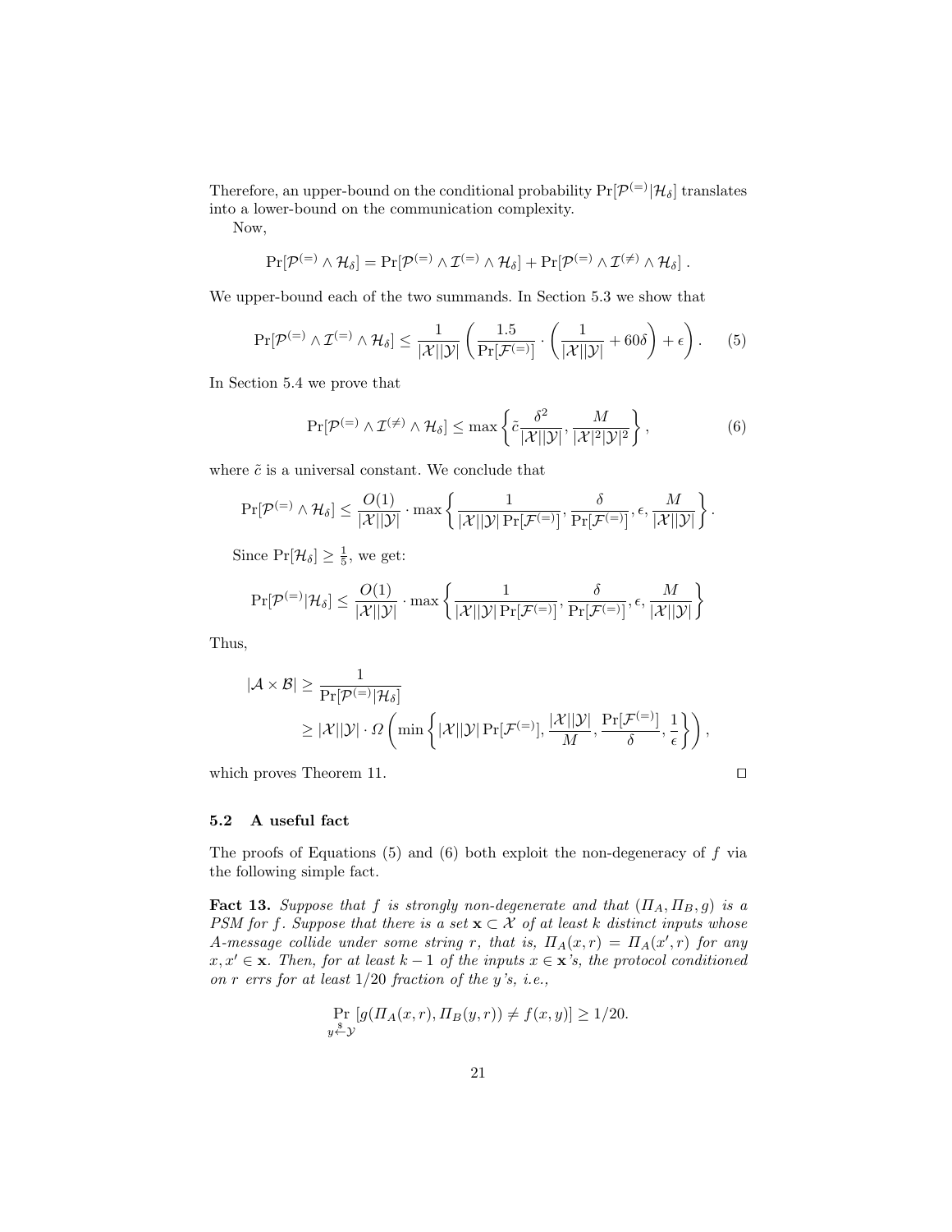Therefore, an upper-bound on the conditional probability $\Pr[\mathcal{P}^{(=)}|\mathcal{H}_\delta]$ translates into a lower-bound on the communication complexity.

Now,

$$\Pr[\mathcal{P}^{(=)} \wedge \mathcal{H}_\delta] = \Pr[\mathcal{P}^{(=)} \wedge \mathcal{I}^{(=)} \wedge \mathcal{H}_\delta] + \Pr[\mathcal{P}^{(=)} \wedge \mathcal{I}^{(\neq)} \wedge \mathcal{H}_\delta] .$$

We upper-bound each of the two summands. In Section 5.3 we show that

$$\Pr[\mathcal{P}^{(=)} \wedge \mathcal{I}^{(=)} \wedge \mathcal{H}_\delta] \leq \frac{1}{|\mathcal{X}||\mathcal{Y}|}\left(\frac{1.5}{\Pr[\mathcal{F}^{(=)}]} \cdot \left(\frac{1}{|\mathcal{X}||\mathcal{Y}|} + 60\delta\right) + \epsilon\right). \tag{5}$$

In Section 5.4 we prove that

$$\Pr[\mathcal{P}^{(=)} \wedge \mathcal{I}^{(\neq)} \wedge \mathcal{H}_\delta] \leq \max\left\{\tilde{c}\frac{\delta^2}{|\mathcal{X}||\mathcal{Y}|}, \frac{M}{|\mathcal{X}|^2|\mathcal{Y}|^2}\right\}, \tag{6}$$

where $\tilde{c}$ is a universal constant. We conclude that

$$\Pr[\mathcal{P}^{(=)} \wedge \mathcal{H}_\delta] \leq \frac{O(1)}{|\mathcal{X}||\mathcal{Y}|} \cdot \max\left\{\frac{1}{|\mathcal{X}||\mathcal{Y}|\Pr[\mathcal{F}^{(=)}]}, \frac{\delta}{\Pr[\mathcal{F}^{(=)}]}, \epsilon, \frac{M}{|\mathcal{X}||\mathcal{Y}|}\right\}.$$

Since $\Pr[\mathcal{H}_\delta] \geq \frac{1}{5}$, we get:

$$\Pr[\mathcal{P}^{(=)}|\mathcal{H}_\delta] \leq \frac{O(1)}{|\mathcal{X}||\mathcal{Y}|} \cdot \max\left\{\frac{1}{|\mathcal{X}||\mathcal{Y}|\Pr[\mathcal{F}^{(=)}]}, \frac{\delta}{\Pr[\mathcal{F}^{(=)}]}, \epsilon, \frac{M}{|\mathcal{X}||\mathcal{Y}|}\right\}$$

Thus,

$$\begin{aligned}|\mathcal{A} \times \mathcal{B}| &\geq \frac{1}{\Pr[\mathcal{P}^{(=)}|\mathcal{H}_\delta]} \\ &\geq |\mathcal{X}||\mathcal{Y}| \cdot \Omega\left(\min\left\{|\mathcal{X}||\mathcal{Y}|\Pr[\mathcal{F}^{(=)}], \frac{|\mathcal{X}||\mathcal{Y}|}{M}, \frac{\Pr[\mathcal{F}^{(=)}]}{\delta}, \frac{1}{\epsilon}\right\}\right),\end{aligned}$$

which proves Theorem 11. $\square$

### 5.2 A useful fact

The proofs of Equations (5) and (6) both exploit the non-degeneracy of $f$ via the following simple fact.

**Fact 13.** *Suppose that $f$ is strongly non-degenerate and that $(\Pi_A, \Pi_B, g)$ is a PSM for $f$. Suppose that there is a set $\mathbf{x} \subset \mathcal{X}$ of at least $k$ distinct inputs whose A-message collide under some string $r$, that is, $\Pi_A(x, r) = \Pi_A(x', r)$ for any $x, x' \in \mathbf{x}$. Then, for at least $k-1$ of the inputs $x \in \mathbf{x}$'s, the protocol conditioned on $r$ errs for at least $1/20$ fraction of the $y$'s, i.e.,*

$$\Pr_{y \xleftarrow{\$} \mathcal{Y}}[g(\Pi_A(x, r), \Pi_B(y, r)) \neq f(x, y)] \geq 1/20.$$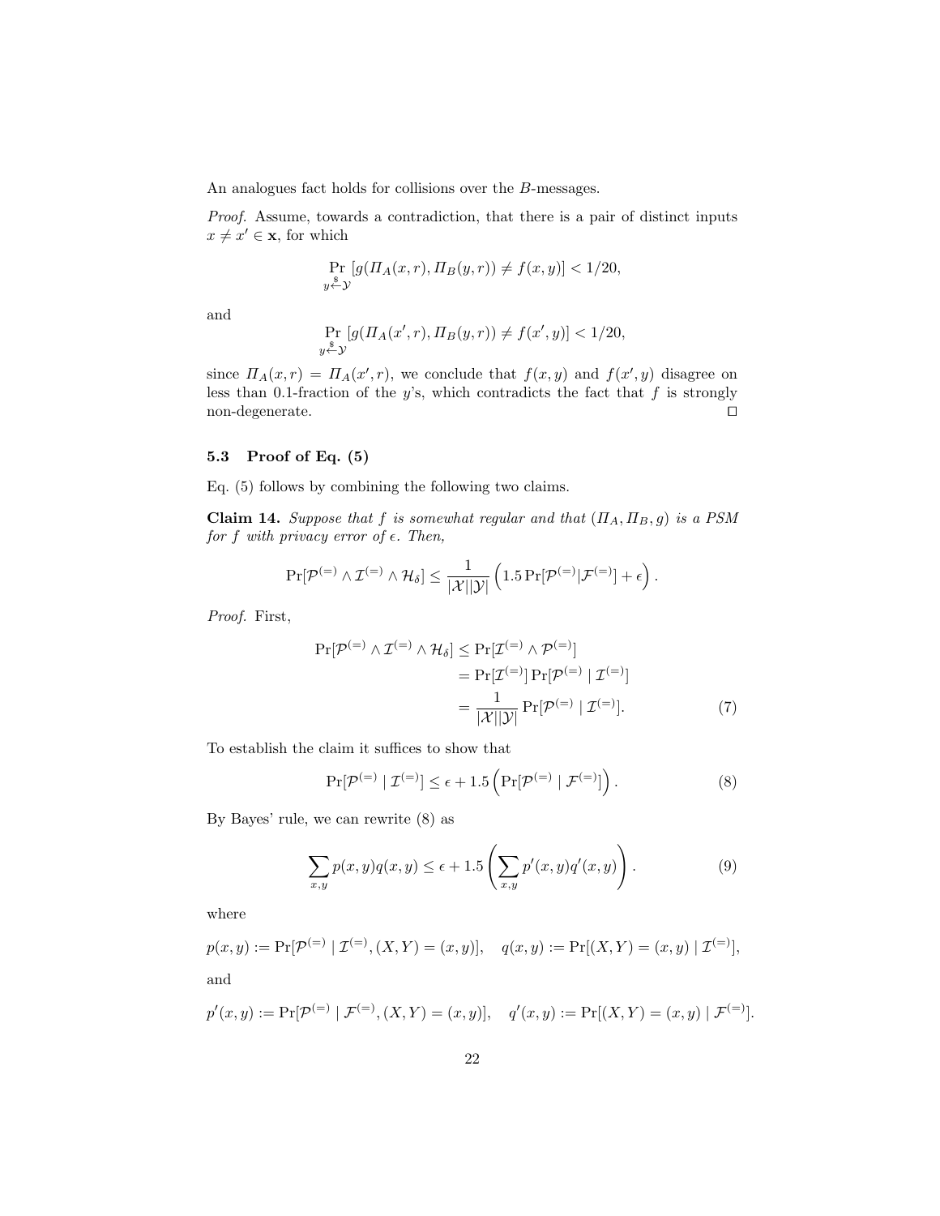An analogues fact holds for collisions over the $B$-messages.

*Proof.* Assume, towards a contradiction, that there is a pair of distinct inputs $x \neq x' \in \mathbf{x}$, for which

$$\Pr_{y \xleftarrow{\$} \mathcal{Y}} [g(\Pi_A(x,r), \Pi_B(y,r)) \neq f(x,y)] < 1/20,$$

and

$$\Pr_{y \xleftarrow{\$} \mathcal{Y}} [g(\Pi_A(x',r), \Pi_B(y,r)) \neq f(x',y)] < 1/20,$$

since $\Pi_A(x,r) = \Pi_A(x',r)$, we conclude that $f(x,y)$ and $f(x',y)$ disagree on less than 0.1-fraction of the $y$'s, which contradicts the fact that $f$ is strongly non-degenerate. ◻

### 5.3 Proof of Eq. (5)

Eq. (5) follows by combining the following two claims.

**Claim 14.** *Suppose that $f$ is somewhat regular and that $(\Pi_A, \Pi_B, g)$ is a PSM for $f$ with privacy error of $\epsilon$. Then,*

$$\Pr[\mathcal{P}^{(=)} \wedge \mathcal{I}^{(=)} \wedge \mathcal{H}_\delta] \leq \frac{1}{|\mathcal{X}||\mathcal{Y}|} \left(1.5 \Pr[\mathcal{P}^{(=)}|\mathcal{F}^{(=)}] + \epsilon\right).$$

*Proof.* First,

$$\begin{aligned}
\Pr[\mathcal{P}^{(=)} \wedge \mathcal{I}^{(=)} \wedge \mathcal{H}_\delta] &\leq \Pr[\mathcal{I}^{(=)} \wedge \mathcal{P}^{(=)}] \\
&= \Pr[\mathcal{I}^{(=)}] \Pr[\mathcal{P}^{(=)} \mid \mathcal{I}^{(=)}] \\
&= \frac{1}{|\mathcal{X}||\mathcal{Y}|} \Pr[\mathcal{P}^{(=)} \mid \mathcal{I}^{(=)}]. \qquad (7)
\end{aligned}$$

To establish the claim it suffices to show that

$$\Pr[\mathcal{P}^{(=)} \mid \mathcal{I}^{(=)}] \leq \epsilon + 1.5 \left(\Pr[\mathcal{P}^{(=)} \mid \mathcal{F}^{(=)}]\right). \qquad (8)$$

By Bayes' rule, we can rewrite (8) as

$$\sum_{x,y} p(x,y) q(x,y) \leq \epsilon + 1.5 \left(\sum_{x,y} p'(x,y) q'(x,y)\right). \qquad (9)$$

where

$$p(x,y) := \Pr[\mathcal{P}^{(=)} \mid \mathcal{I}^{(=)}, (X,Y) = (x,y)], \quad q(x,y) := \Pr[(X,Y) = (x,y) \mid \mathcal{I}^{(=)}],$$

and

$$p'(x,y) := \Pr[\mathcal{P}^{(=)} \mid \mathcal{F}^{(=)}, (X,Y) = (x,y)], \quad q'(x,y) := \Pr[(X,Y) = (x,y) \mid \mathcal{F}^{(=)}].$$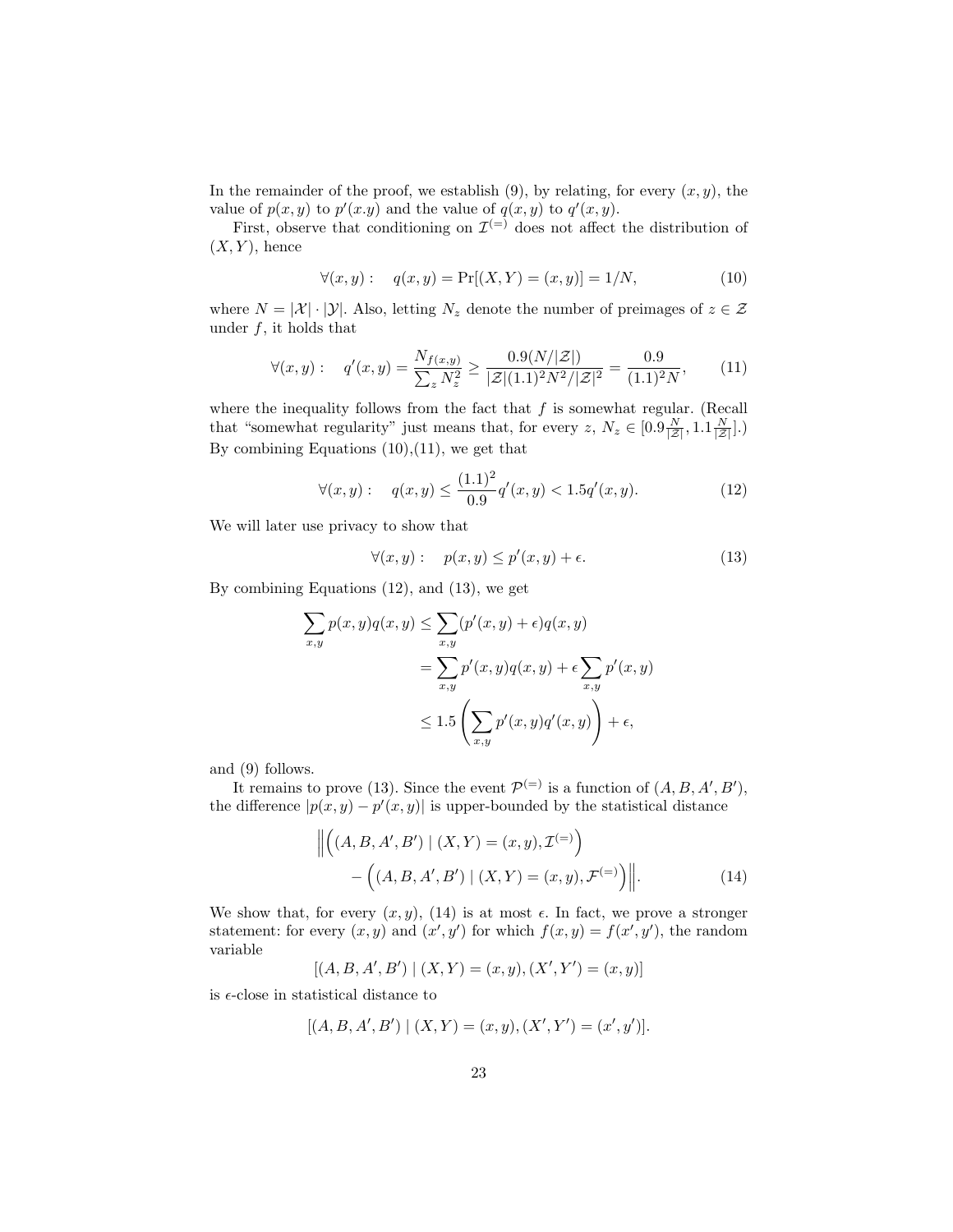In the remainder of the proof, we establish (9), by relating, for every $(x, y)$, the value of $p(x, y)$ to $p'(x.y)$ and the value of $q(x, y)$ to $q'(x, y)$.

First, observe that conditioning on $\mathcal{I}^{(=)}$ does not affect the distribution of $(X, Y)$, hence

$$\forall (x, y) : \quad q(x, y) = \Pr[(X, Y) = (x, y)] = 1/N, \tag{10}$$

where $N = |\mathcal{X}| \cdot |\mathcal{Y}|$. Also, letting $N_z$ denote the number of preimages of $z \in \mathcal{Z}$ under $f$, it holds that

$$\forall (x, y) : \quad q'(x, y) = \frac{N_{f(x,y)}}{\sum_z N_z^2} \geq \frac{0.9(N/|\mathcal{Z}|)}{|\mathcal{Z}|(1.1)^2 N^2/|\mathcal{Z}|^2} = \frac{0.9}{(1.1)^2 N}, \tag{11}$$

where the inequality follows from the fact that $f$ is somewhat regular. (Recall that "somewhat regularity" just means that, for every $z$, $N_z \in [0.9\frac{N}{|\mathcal{Z}|}, 1.1\frac{N}{|\mathcal{Z}|}]$.) By combining Equations (10),(11), we get that

$$\forall (x, y) : \quad q(x, y) \leq \frac{(1.1)^2}{0.9} q'(x, y) < 1.5 q'(x, y). \tag{12}$$

We will later use privacy to show that

$$\forall (x, y) : \quad p(x, y) \leq p'(x, y) + \epsilon. \tag{13}$$

By combining Equations (12), and (13), we get

$$\begin{aligned}
\sum_{x,y} p(x, y) q(x, y) &\leq \sum_{x,y} (p'(x, y) + \epsilon) q(x, y) \\
&= \sum_{x,y} p'(x, y) q(x, y) + \epsilon \sum_{x,y} p'(x, y) \\
&\leq 1.5 \left( \sum_{x,y} p'(x, y) q'(x, y) \right) + \epsilon,
\end{aligned}$$

and (9) follows.

It remains to prove (13). Since the event $\mathcal{P}^{(=)}$ is a function of $(A, B, A', B')$, the difference $|p(x, y) - p'(x, y)|$ is upper-bounded by the statistical distance

$$\begin{aligned}
\Big\| \Big( (A, B, A', B') \mid (X, Y) = (x, y), \mathcal{I}^{(=)} \Big) \\
- \Big( (A, B, A', B') \mid (X, Y) = (x, y), \mathcal{F}^{(=)} \Big) \Big\|.
\end{aligned} \tag{14}$$

We show that, for every $(x, y)$, (14) is at most $\epsilon$. In fact, we prove a stronger statement: for every $(x, y)$ and $(x', y')$ for which $f(x, y) = f(x', y')$, the random variable

$$[(A, B, A', B') \mid (X, Y) = (x, y), (X', Y') = (x, y)]$$

is $\epsilon$-close in statistical distance to

$$[(A, B, A', B') \mid (X, Y) = (x, y), (X', Y') = (x', y')].$$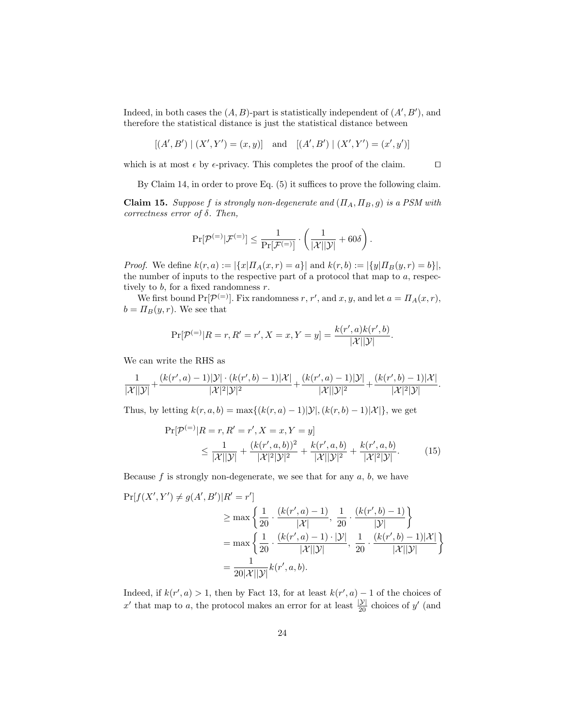Indeed, in both cases the $(A, B)$-part is statistically independent of $(A', B')$, and therefore the statistical distance is just the statistical distance between

$$[(A', B') \mid (X', Y') = (x, y)] \quad \text{and} \quad [(A', B') \mid (X', Y') = (x', y')]$$

which is at most $\epsilon$ by $\epsilon$-privacy. This completes the proof of the claim. $\square$

By Claim 14, in order to prove Eq. (5) it suffices to prove the following claim.

**Claim 15.** *Suppose $f$ is strongly non-degenerate and $(\Pi_A, \Pi_B, g)$ is a PSM with correctness error of $\delta$. Then,*

$$\Pr[\mathcal{P}^{(=)}|\mathcal{F}^{(=)}] \leq \frac{1}{\Pr[\mathcal{F}^{(=)}]} \cdot \left(\frac{1}{|\mathcal{X}||\mathcal{Y}|} + 60\delta\right).$$

*Proof.* We define $k(r, a) := |\{x|\Pi_A(x, r) = a\}|$ and $k(r, b) := |\{y|\Pi_B(y, r) = b\}|$, the number of inputs to the respective part of a protocol that map to $a$, respectively to $b$, for a fixed randomness $r$.

We first bound $\Pr[\mathcal{P}^{(=)}]$. Fix randomness $r, r'$, and $x, y$, and let $a = \Pi_A(x, r)$, $b = \Pi_B(y, r)$. We see that

$$\Pr[\mathcal{P}^{(=)}|R = r, R' = r', X = x, Y = y] = \frac{k(r', a)k(r', b)}{|\mathcal{X}||\mathcal{Y}|}.$$

We can write the RHS as

$$\frac{1}{|\mathcal{X}||\mathcal{Y}|} + \frac{(k(r', a) - 1)|\mathcal{Y}| \cdot (k(r', b) - 1)|\mathcal{X}|}{|\mathcal{X}|^2|\mathcal{Y}|^2} + \frac{(k(r', a) - 1)|\mathcal{Y}|}{|\mathcal{X}||\mathcal{Y}|^2} + \frac{(k(r', b) - 1)|\mathcal{X}|}{|\mathcal{X}|^2|\mathcal{Y}|}.$$

Thus, by letting $k(r, a, b) = \max\{(k(r, a) - 1)|\mathcal{Y}|, (k(r, b) - 1)|\mathcal{X}|\}$, we get

$$\begin{aligned}
&\Pr[\mathcal{P}^{(=)}|R = r, R' = r', X = x, Y = y] \\
&\qquad \leq \frac{1}{|\mathcal{X}||\mathcal{Y}|} + \frac{(k(r', a, b))^2}{|\mathcal{X}|^2|\mathcal{Y}|^2} + \frac{k(r', a, b)}{|\mathcal{X}||\mathcal{Y}|^2} + \frac{k(r', a, b)}{|\mathcal{X}|^2|\mathcal{Y}|}. \qquad (15)
\end{aligned}$$

Because $f$ is strongly non-degenerate, we see that for any $a$, $b$, we have

$$\begin{aligned}
\Pr[f(X', Y') \neq g(A', B')|R' = r'] \\
&\geq \max\left\{\frac{1}{20} \cdot \frac{(k(r', a) - 1)}{|\mathcal{X}|},\ \frac{1}{20} \cdot \frac{(k(r', b) - 1)}{|\mathcal{Y}|}\right\} \\
&= \max\left\{\frac{1}{20} \cdot \frac{(k(r', a) - 1) \cdot |\mathcal{Y}|}{|\mathcal{X}||\mathcal{Y}|},\ \frac{1}{20} \cdot \frac{(k(r', b) - 1)|\mathcal{X}|}{|\mathcal{X}||\mathcal{Y}|}\right\} \\
&= \frac{1}{20|\mathcal{X}||\mathcal{Y}|} k(r', a, b).
\end{aligned}$$

Indeed, if $k(r', a) > 1$, then by Fact 13, for at least $k(r', a) - 1$ of the choices of $x'$ that map to $a$, the protocol makes an error for at least $\frac{|\mathcal{Y}|}{20}$ choices of $y'$ (and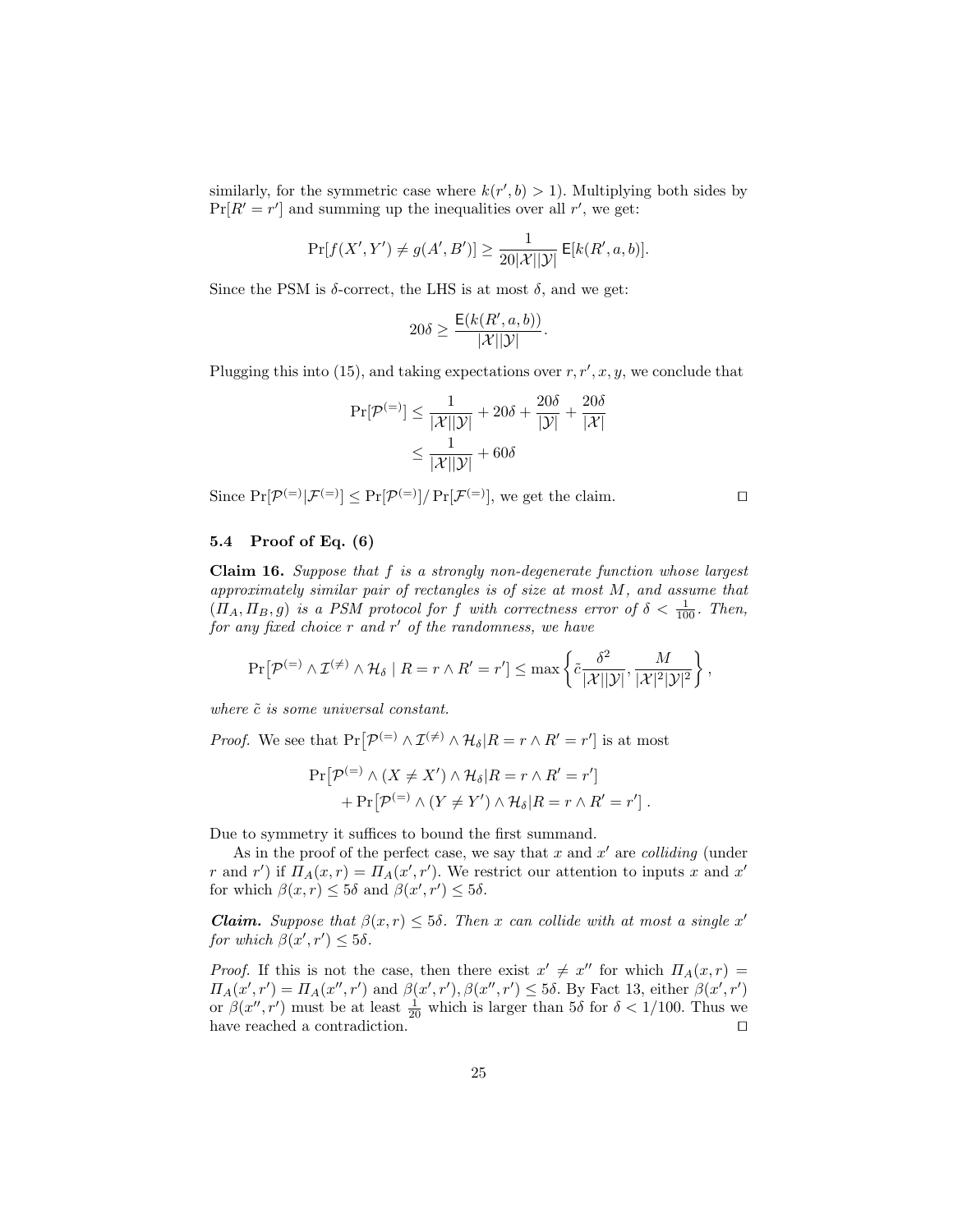similarly, for the symmetric case where $k(r', b) > 1$). Multiplying both sides by $\Pr[R' = r']$ and summing up the inequalities over all $r'$, we get:

$$\Pr[f(X', Y') \neq g(A', B')] \geq \frac{1}{20|\mathcal{X}||\mathcal{Y}|} \mathsf{E}[k(R', a, b)].$$

Since the PSM is $\delta$-correct, the LHS is at most $\delta$, and we get:

$$20\delta \geq \frac{\mathsf{E}(k(R', a, b))}{|\mathcal{X}||\mathcal{Y}|}.$$

Plugging this into (15), and taking expectations over $r, r', x, y$, we conclude that

$$\begin{aligned}
\Pr[\mathcal{P}^{(=)}] &\leq \frac{1}{|\mathcal{X}||\mathcal{Y}|} + 20\delta + \frac{20\delta}{|\mathcal{Y}|} + \frac{20\delta}{|\mathcal{X}|} \\
&\leq \frac{1}{|\mathcal{X}||\mathcal{Y}|} + 60\delta
\end{aligned}$$

Since $\Pr[\mathcal{P}^{(=)}|\mathcal{F}^{(=)}] \leq \Pr[\mathcal{P}^{(=)}]/\Pr[\mathcal{F}^{(=)}]$, we get the claim. ◻

### 5.4 Proof of Eq. (6)

**Claim 16.** *Suppose that $f$ is a strongly non-degenerate function whose largest approximately similar pair of rectangles is of size at most $M$, and assume that $(\Pi_A, \Pi_B, g)$ is a PSM protocol for $f$ with correctness error of $\delta < \frac{1}{100}$. Then, for any fixed choice $r$ and $r'$ of the randomness, we have*

$$\Pr\left[\mathcal{P}^{(=)} \wedge \mathcal{I}^{(\neq)} \wedge \mathcal{H}_\delta \mid R = r \wedge R' = r'\right] \leq \max\left\{\tilde{c}\frac{\delta^2}{|\mathcal{X}||\mathcal{Y}|}, \frac{M}{|\mathcal{X}|^2|\mathcal{Y}|^2}\right\},$$

*where $\tilde{c}$ is some universal constant.*

*Proof.* We see that $\Pr\left[\mathcal{P}^{(=)} \wedge \mathcal{I}^{(\neq)} \wedge \mathcal{H}_\delta | R = r \wedge R' = r'\right]$ is at most

$$\begin{aligned}
&\Pr\left[\mathcal{P}^{(=)} \wedge (X \neq X') \wedge \mathcal{H}_\delta | R = r \wedge R' = r'\right] \\
&\quad + \Pr\left[\mathcal{P}^{(=)} \wedge (Y \neq Y') \wedge \mathcal{H}_\delta | R = r \wedge R' = r'\right].
\end{aligned}$$

Due to symmetry it suffices to bound the first summand.

As in the proof of the perfect case, we say that $x$ and $x'$ are *colliding* (under $r$ and $r'$) if $\Pi_A(x, r) = \Pi_A(x', r')$. We restrict our attention to inputs $x$ and $x'$ for which $\beta(x, r) \leq 5\delta$ and $\beta(x', r') \leq 5\delta$.

***Claim.*** *Suppose that $\beta(x, r) \leq 5\delta$. Then $x$ can collide with at most a single $x'$ for which $\beta(x', r') \leq 5\delta$.*

*Proof.* If this is not the case, then there exist $x' \neq x''$ for which $\Pi_A(x, r) = \Pi_A(x', r') = \Pi_A(x'', r')$ and $\beta(x', r'), \beta(x'', r') \leq 5\delta$. By Fact 13, either $\beta(x', r')$ or $\beta(x'', r')$ must be at least $\frac{1}{20}$ which is larger than $5\delta$ for $\delta < 1/100$. Thus we have reached a contradiction. ◻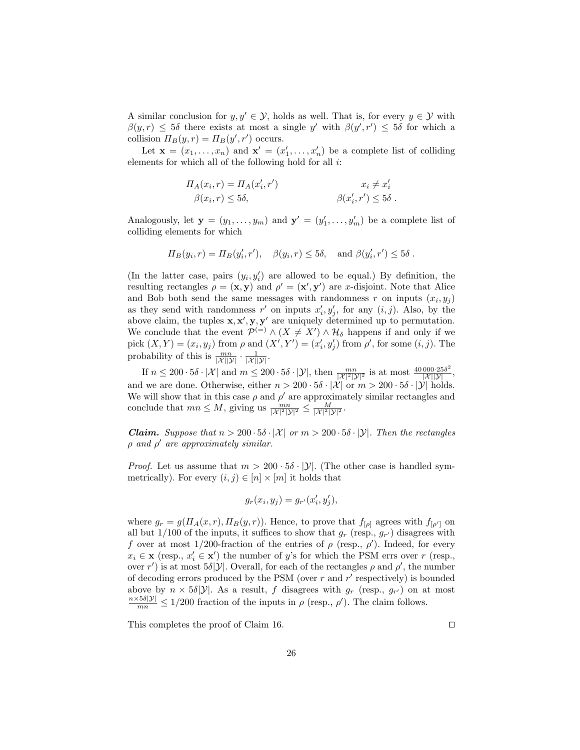A similar conclusion for $y, y' \in \mathcal{Y}$, holds as well. That is, for every $y \in \mathcal{Y}$ with $\beta(y, r) \leq 5\delta$ there exists at most a single $y'$ with $\beta(y', r') \leq 5\delta$ for which a collision $\Pi_B(y, r) = \Pi_B(y', r')$ occurs.

Let $\mathbf{x} = (x_1, \ldots, x_n)$ and $\mathbf{x}' = (x'_1, \ldots, x'_n)$ be a complete list of colliding elements for which all of the following hold for all $i$:

$$\Pi_A(x_i, r) = \Pi_A(x'_i, r') \qquad\qquad x_i \neq x'_i$$
$$\beta(x_i, r) \leq 5\delta, \qquad\qquad \beta(x'_i, r') \leq 5\delta \; .$$

Analogously, let $\mathbf{y} = (y_1, \ldots, y_m)$ and $\mathbf{y}' = (y'_1, \ldots, y'_m)$ be a complete list of colliding elements for which

$$\Pi_B(y_i, r) = \Pi_B(y'_i, r'), \quad \beta(y_i, r) \leq 5\delta, \quad \text{and } \beta(y'_i, r') \leq 5\delta \; .$$

(In the latter case, pairs $(y_i, y'_i)$ are allowed to be equal.) By definition, the resulting rectangles $\rho = (\mathbf{x}, \mathbf{y})$ and $\rho' = (\mathbf{x}', \mathbf{y}')$ are $x$-disjoint. Note that Alice and Bob both send the same messages with randomness $r$ on inputs $(x_i, y_j)$ as they send with randomness $r'$ on inputs $x'_i, y'_j$, for any $(i, j)$. Also, by the above claim, the tuples $\mathbf{x}, \mathbf{x}', \mathbf{y}, \mathbf{y}'$ are uniquely determined up to permutation. We conclude that the event $\mathcal{P}^{(=)} \wedge (X \neq X') \wedge \mathcal{H}_\delta$ happens if and only if we pick $(X, Y) = (x_i, y_j)$ from $\rho$ and $(X', Y') = (x'_i, y'_j)$ from $\rho'$, for some $(i, j)$. The probability of this is $\frac{mn}{|\mathcal{X}||\mathcal{Y}|} \cdot \frac{1}{|\mathcal{X}||\mathcal{Y}|}$.

If $n \leq 200 \cdot 5\delta \cdot |\mathcal{X}|$ and $m \leq 200 \cdot 5\delta \cdot |\mathcal{Y}|$, then $\frac{mn}{|\mathcal{X}|^2|\mathcal{Y}|^2}$ is at most $\frac{40\,000 \cdot 25\delta^2}{|\mathcal{X}||\mathcal{Y}|}$, and we are done. Otherwise, either $n > 200 \cdot 5\delta \cdot |\mathcal{X}|$ or $m > 200 \cdot 5\delta \cdot |\mathcal{Y}|$ holds. We will show that in this case $\rho$ and $\rho'$ are approximately similar rectangles and conclude that $mn \leq M$, giving us $\frac{mn}{|\mathcal{X}|^2|\mathcal{Y}|^2} \leq \frac{M}{|\mathcal{X}|^2|\mathcal{Y}|^2}$.

***Claim.*** *Suppose that $n > 200 \cdot 5\delta \cdot |\mathcal{X}|$ or $m > 200 \cdot 5\delta \cdot |\mathcal{Y}|$. Then the rectangles $\rho$ and $\rho'$ are approximately similar.*

*Proof.* Let us assume that $m > 200 \cdot 5\delta \cdot |\mathcal{Y}|$. (The other case is handled symmetrically). For every $(i, j) \in [n] \times [m]$ it holds that

$$g_r(x_i, y_j) = g_{r'}(x'_i, y'_j),$$

where $g_r = g(\Pi_A(x, r), \Pi_B(y, r))$. Hence, to prove that $f_{[\rho]}$ agrees with $f_{[\rho']}$ on all but $1/100$ of the inputs, it suffices to show that $g_r$ (resp., $g_{r'}$) disagrees with $f$ over at most $1/200$-fraction of the entries of $\rho$ (resp., $\rho'$). Indeed, for every $x_i \in \mathbf{x}$ (resp., $x'_i \in \mathbf{x}'$) the number of $y$'s for which the PSM errs over $r$ (resp., over $r'$) is at most $5\delta|\mathcal{Y}|$. Overall, for each of the rectangles $\rho$ and $\rho'$, the number of decoding errors produced by the PSM (over $r$ and $r'$ respectively) is bounded above by $n \times 5\delta|\mathcal{Y}|$. As a result, $f$ disagrees with $g_r$ (resp., $g_{r'}$) on at most $\frac{n \times 5\delta|\mathcal{Y}|}{mn} \leq 1/200$ fraction of the inputs in $\rho$ (resp., $\rho'$). The claim follows.

This completes the proof of Claim 16. $\square$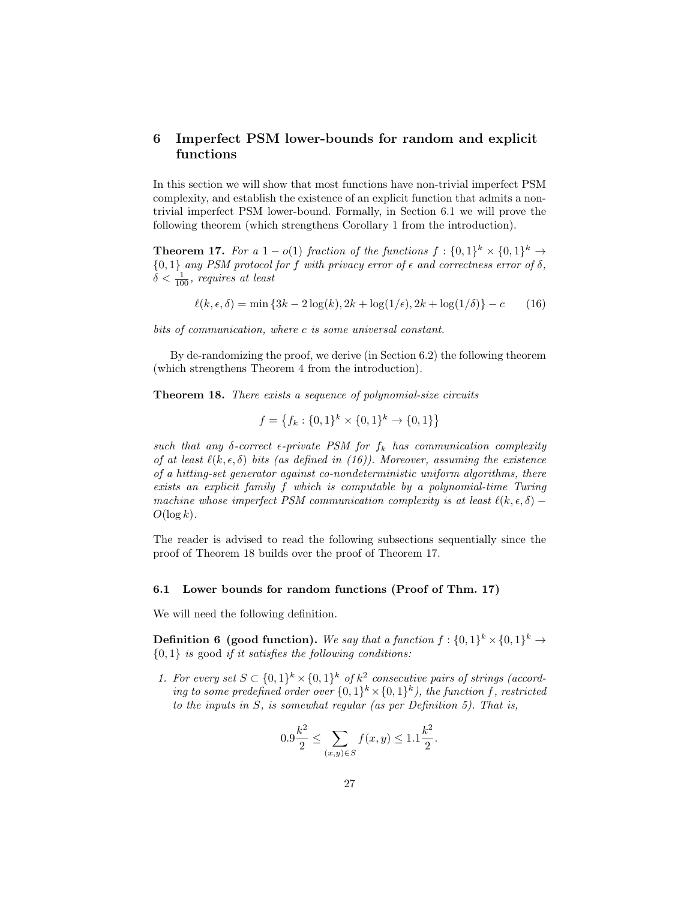## 6 Imperfect PSM lower-bounds for random and explicit functions

In this section we will show that most functions have non-trivial imperfect PSM complexity, and establish the existence of an explicit function that admits a non-trivial imperfect PSM lower-bound. Formally, in Section 6.1 we will prove the following theorem (which strengthens Corollary 1 from the introduction).

**Theorem 17.** *For a $1 - o(1)$ fraction of the functions $f : \{0,1\}^k \times \{0,1\}^k \to \{0,1\}$ any PSM protocol for $f$ with privacy error of $\epsilon$ and correctness error of $\delta$, $\delta < \frac{1}{100}$, requires at least*

$$\ell(k, \epsilon, \delta) = \min\{3k - 2\log(k), 2k + \log(1/\epsilon), 2k + \log(1/\delta)\} - c \qquad (16)$$

*bits of communication, where $c$ is some universal constant.*

By de-randomizing the proof, we derive (in Section 6.2) the following theorem (which strengthens Theorem 4 from the introduction).

**Theorem 18.** *There exists a sequence of polynomial-size circuits*

$$f = \{f_k : \{0,1\}^k \times \{0,1\}^k \to \{0,1\}\}$$

*such that any $\delta$-correct $\epsilon$-private PSM for $f_k$ has communication complexity of at least $\ell(k, \epsilon, \delta)$ bits (as defined in (16)). Moreover, assuming the existence of a hitting-set generator against co-nondeterministic uniform algorithms, there exists an explicit family $f$ which is computable by a polynomial-time Turing machine whose imperfect PSM communication complexity is at least $\ell(k, \epsilon, \delta) - O(\log k)$.*

The reader is advised to read the following subsections sequentially since the proof of Theorem 18 builds over the proof of Theorem 17.

### 6.1 Lower bounds for random functions (Proof of Thm. 17)

We will need the following definition.

**Definition 6 (good function).** *We say that a function $f : \{0,1\}^k \times \{0,1\}^k \to \{0,1\}$ is* good *if it satisfies the following conditions:*

1. *For every set $S \subset \{0,1\}^k \times \{0,1\}^k$ of $k^2$ consecutive pairs of strings (according to some predefined order over $\{0,1\}^k \times \{0,1\}^k$), the function $f$, restricted to the inputs in $S$, is somewhat regular (as per Definition 5). That is,*

$$0.9\frac{k^2}{2} \leq \sum_{(x,y)\in S} f(x,y) \leq 1.1\frac{k^2}{2}.$$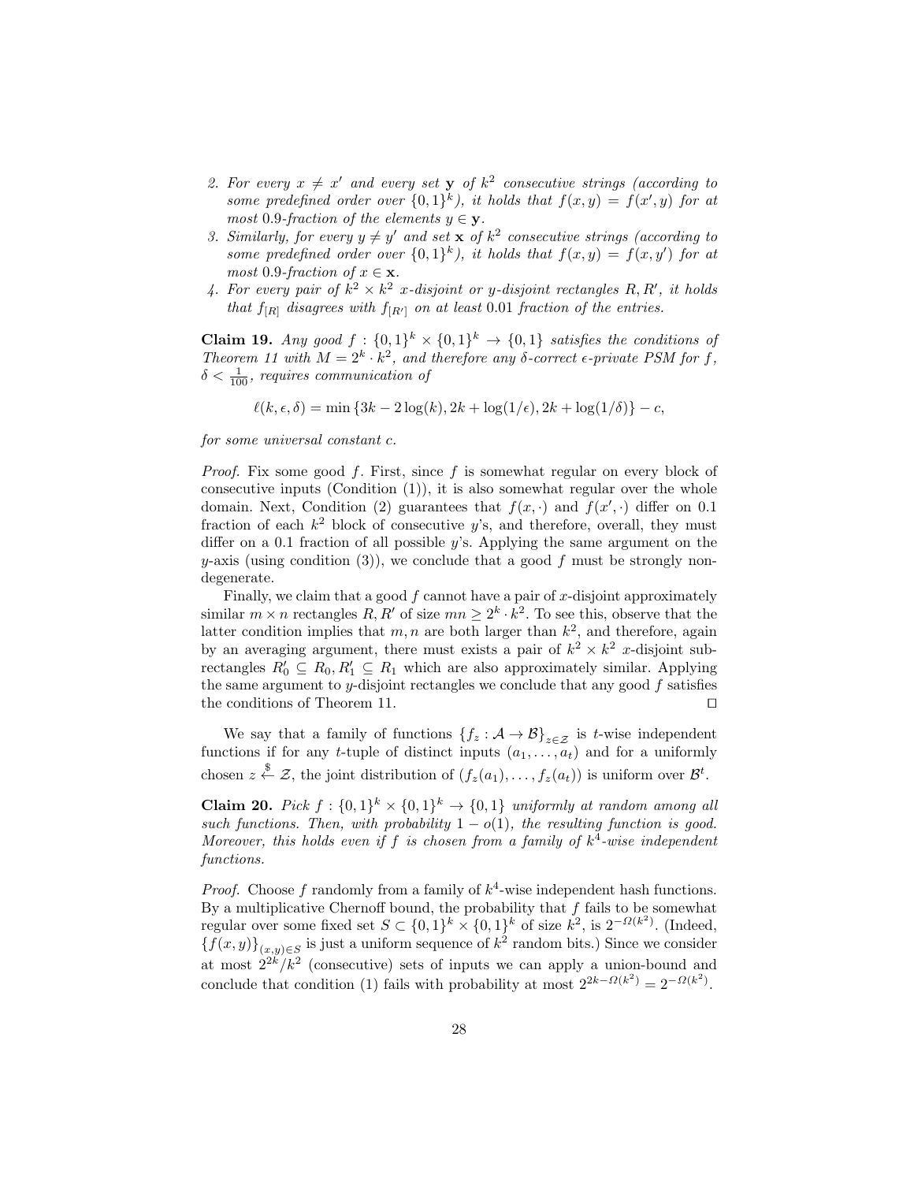2. *For every $x \neq x'$ and every set $\mathbf{y}$ of $k^2$ consecutive strings (according to some predefined order over $\{0,1\}^k$), it holds that $f(x,y) = f(x',y)$ for at most 0.9-fraction of the elements $y \in \mathbf{y}$.*
3. *Similarly, for every $y \neq y'$ and set $\mathbf{x}$ of $k^2$ consecutive strings (according to some predefined order over $\{0,1\}^k$), it holds that $f(x,y) = f(x,y')$ for at most 0.9-fraction of $x \in \mathbf{x}$.*
4. *For every pair of $k^2 \times k^2$ x-disjoint or y-disjoint rectangles $R, R'$, it holds that $f_{[R]}$ disagrees with $f_{[R']}$ on at least 0.01 fraction of the entries.*

**Claim 19.** *Any good $f : \{0,1\}^k \times \{0,1\}^k \to \{0,1\}$ satisfies the conditions of Theorem 11 with $M = 2^k \cdot k^2$, and therefore any $\delta$-correct $\epsilon$-private PSM for $f$, $\delta < \frac{1}{100}$, requires communication of*

$$\ell(k, \epsilon, \delta) = \min\{3k - 2\log(k), 2k + \log(1/\epsilon), 2k + \log(1/\delta)\} - c,$$

*for some universal constant $c$.*

*Proof.* Fix some good $f$. First, since $f$ is somewhat regular on every block of consecutive inputs (Condition (1)), it is also somewhat regular over the whole domain. Next, Condition (2) guarantees that $f(x,\cdot)$ and $f(x',\cdot)$ differ on 0.1 fraction of each $k^2$ block of consecutive $y$'s, and therefore, overall, they must differ on a 0.1 fraction of all possible $y$'s. Applying the same argument on the $y$-axis (using condition (3)), we conclude that a good $f$ must be strongly non-degenerate.

Finally, we claim that a good $f$ cannot have a pair of $x$-disjoint approximately similar $m \times n$ rectangles $R, R'$ of size $mn \geq 2^k \cdot k^2$. To see this, observe that the latter condition implies that $m, n$ are both larger than $k^2$, and therefore, again by an averaging argument, there must exists a pair of $k^2 \times k^2$ $x$-disjoint sub-rectangles $R_0' \subseteq R_0, R_1' \subseteq R_1$ which are also approximately similar. Applying the same argument to $y$-disjoint rectangles we conclude that any good $f$ satisfies the conditions of Theorem 11. ◻

We say that a family of functions $\{f_z : \mathcal{A} \to \mathcal{B}\}_{z \in \mathcal{Z}}$ is $t$-wise independent functions if for any $t$-tuple of distinct inputs $(a_1, \ldots, a_t)$ and for a uniformly chosen $z \xleftarrow{\$} \mathcal{Z}$, the joint distribution of $(f_z(a_1), \ldots, f_z(a_t))$ is uniform over $\mathcal{B}^t$.

**Claim 20.** *Pick $f : \{0,1\}^k \times \{0,1\}^k \to \{0,1\}$ uniformly at random among all such functions. Then, with probability $1 - o(1)$, the resulting function is good. Moreover, this holds even if $f$ is chosen from a family of $k^4$-wise independent functions.*

*Proof.* Choose $f$ randomly from a family of $k^4$-wise independent hash functions. By a multiplicative Chernoff bound, the probability that $f$ fails to be somewhat regular over some fixed set $S \subset \{0,1\}^k \times \{0,1\}^k$ of size $k^2$, is $2^{-\Omega(k^2)}$. (Indeed, $\{f(x,y)\}_{(x,y) \in S}$ is just a uniform sequence of $k^2$ random bits.) Since we consider at most $2^{2k}/k^2$ (consecutive) sets of inputs we can apply a union-bound and conclude that condition (1) fails with probability at most $2^{2k - \Omega(k^2)} = 2^{-\Omega(k^2)}$.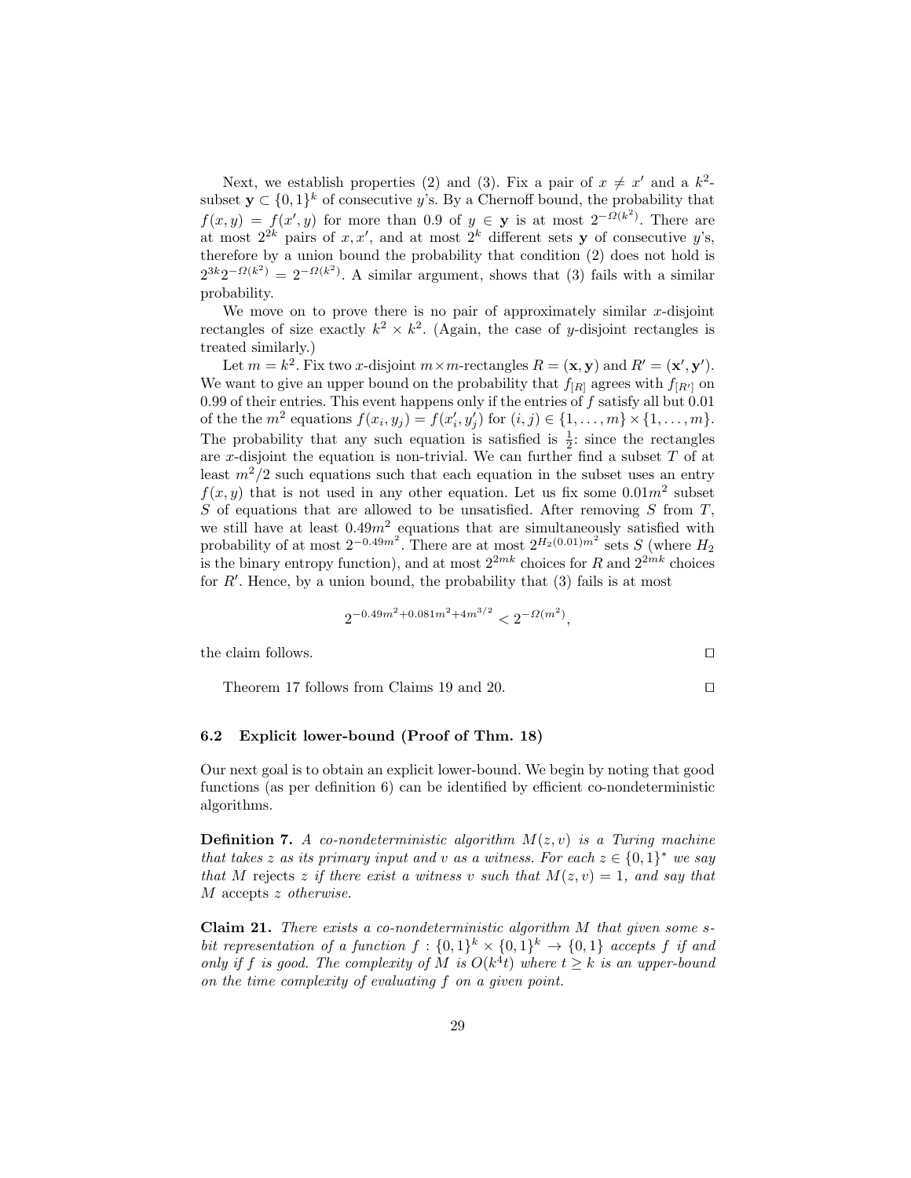Next, we establish properties (2) and (3). Fix a pair of $x \neq x'$ and a $k^2$-subset $\mathbf{y} \subset \{0,1\}^k$ of consecutive $y$'s. By a Chernoff bound, the probability that $f(x,y) = f(x',y)$ for more than 0.9 of $y \in \mathbf{y}$ is at most $2^{-\Omega(k^2)}$. There are at most $2^{2k}$ pairs of $x, x'$, and at most $2^k$ different sets $\mathbf{y}$ of consecutive $y$'s, therefore by a union bound the probability that condition (2) does not hold is $2^{3k}2^{-\Omega(k^2)} = 2^{-\Omega(k^2)}$. A similar argument, shows that (3) fails with a similar probability.

We move on to prove there is no pair of approximately similar $x$-disjoint rectangles of size exactly $k^2 \times k^2$. (Again, the case of $y$-disjoint rectangles is treated similarly.)

Let $m = k^2$. Fix two $x$-disjoint $m \times m$-rectangles $R = (\mathbf{x}, \mathbf{y})$ and $R' = (\mathbf{x}', \mathbf{y}')$. We want to give an upper bound on the probability that $f_{[R]}$ agrees with $f_{[R']}$ on 0.99 of their entries. This event happens only if the entries of $f$ satisfy all but 0.01 of the the $m^2$ equations $f(x_i, y_j) = f(x'_i, y'_j)$ for $(i,j) \in \{1, \ldots, m\} \times \{1, \ldots, m\}$. The probability that any such equation is satisfied is $\frac{1}{2}$: since the rectangles are $x$-disjoint the equation is non-trivial. We can further find a subset $T$ of at least $m^2/2$ such equations such that each equation in the subset uses an entry $f(x,y)$ that is not used in any other equation. Let us fix some $0.01m^2$ subset $S$ of equations that are allowed to be unsatisfied. After removing $S$ from $T$, we still have at least $0.49m^2$ equations that are simultaneously satisfied with probability of at most $2^{-0.49m^2}$. There are at most $2^{H_2(0.01)m^2}$ sets $S$ (where $H_2$ is the binary entropy function), and at most $2^{2mk}$ choices for $R$ and $2^{2mk}$ choices for $R'$. Hence, by a union bound, the probability that (3) fails is at most

$$2^{-0.49m^2 + 0.081m^2 + 4m^{3/2}} < 2^{-\Omega(m^2)},$$

the claim follows. ◻

Theorem 17 follows from Claims 19 and 20. ◻

### 6.2 Explicit lower-bound (Proof of Thm. 18)

Our next goal is to obtain an explicit lower-bound. We begin by noting that good functions (as per definition 6) can be identified by efficient co-nondeterministic algorithms.

**Definition 7.** *A co-nondeterministic algorithm $M(z,v)$ is a Turing machine that takes $z$ as its primary input and $v$ as a witness. For each $z \in \{0,1\}^*$ we say that $M$* rejects *$z$ if there exist a witness $v$ such that $M(z,v) = 1$, and say that $M$* accepts *$z$ otherwise.*

**Claim 21.** *There exists a co-nondeterministic algorithm $M$ that given some $s$-bit representation of a function $f : \{0,1\}^k \times \{0,1\}^k \to \{0,1\}$ accepts $f$ if and only if $f$ is good. The complexity of $M$ is $O(k^4 t)$ where $t \geq k$ is an upper-bound on the time complexity of evaluating $f$ on a given point.*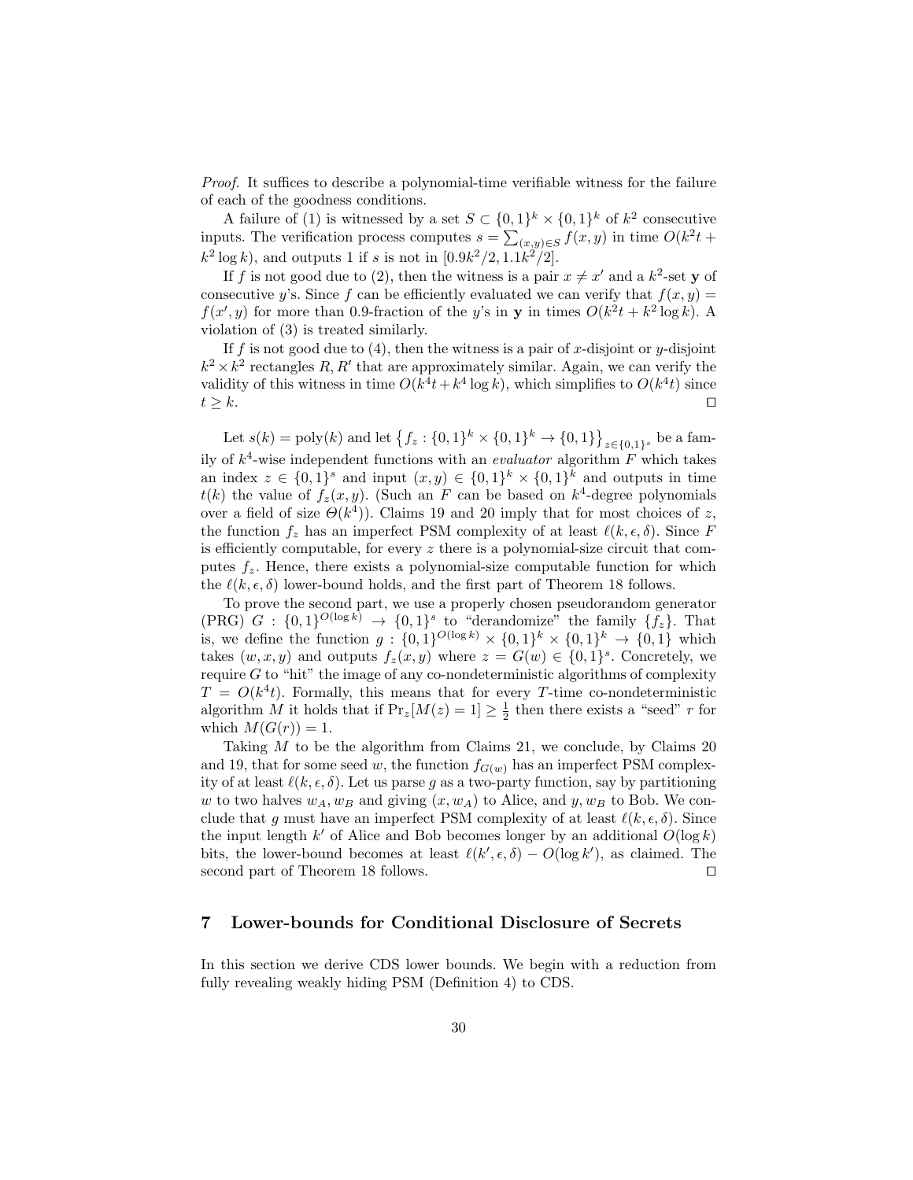*Proof.* It suffices to describe a polynomial-time verifiable witness for the failure of each of the goodness conditions.

A failure of (1) is witnessed by a set $S \subset \{0,1\}^k \times \{0,1\}^k$ of $k^2$ consecutive inputs. The verification process computes $s = \sum_{(x,y)\in S} f(x,y)$ in time $O(k^2 t + k^2 \log k)$, and outputs 1 if $s$ is not in $[0.9k^2/2, 1.1k^2/2]$.

If $f$ is not good due to (2), then the witness is a pair $x \neq x'$ and a $k^2$-set $\mathbf{y}$ of consecutive $y$'s. Since $f$ can be efficiently evaluated we can verify that $f(x,y) = f(x',y)$ for more than 0.9-fraction of the $y$'s in $\mathbf{y}$ in times $O(k^2 t + k^2 \log k)$. A violation of (3) is treated similarly.

If $f$ is not good due to (4), then the witness is a pair of $x$-disjoint or $y$-disjoint $k^2 \times k^2$ rectangles $R, R'$ that are approximately similar. Again, we can verify the validity of this witness in time $O(k^4 t + k^4 \log k)$, which simplifies to $O(k^4 t)$ since $t \geq k$. ◻

Let $s(k) = \mathrm{poly}(k)$ and let $\left\{f_z : \{0,1\}^k \times \{0,1\}^k \to \{0,1\}\right\}_{z\in\{0,1\}^s}$ be a family of $k^4$-wise independent functions with an *evaluator* algorithm $F$ which takes an index $z \in \{0,1\}^s$ and input $(x,y) \in \{0,1\}^k \times \{0,1\}^k$ and outputs in time $t(k)$ the value of $f_z(x,y)$. (Such an $F$ can be based on $k^4$-degree polynomials over a field of size $\Theta(k^4)$). Claims 19 and 20 imply that for most choices of $z$, the function $f_z$ has an imperfect PSM complexity of at least $\ell(k,\epsilon,\delta)$. Since $F$ is efficiently computable, for every $z$ there is a polynomial-size circuit that computes $f_z$. Hence, there exists a polynomial-size computable function for which the $\ell(k,\epsilon,\delta)$ lower-bound holds, and the first part of Theorem 18 follows.

To prove the second part, we use a properly chosen pseudorandom generator (PRG) $G : \{0,1\}^{O(\log k)} \to \{0,1\}^s$ to "derandomize" the family $\{f_z\}$. That is, we define the function $g : \{0,1\}^{O(\log k)} \times \{0,1\}^k \times \{0,1\}^k \to \{0,1\}$ which takes $(w,x,y)$ and outputs $f_z(x,y)$ where $z = G(w) \in \{0,1\}^s$. Concretely, we require $G$ to "hit" the image of any co-nondeterministic algorithms of complexity $T = O(k^4 t)$. Formally, this means that for every $T$-time co-nondeterministic algorithm $M$ it holds that if $\Pr_z[M(z) = 1] \geq \frac{1}{2}$ then there exists a "seed" $r$ for which $M(G(r)) = 1$.

Taking $M$ to be the algorithm from Claims 21, we conclude, by Claims 20 and 19, that for some seed $w$, the function $f_{G(w)}$ has an imperfect PSM complexity of at least $\ell(k,\epsilon,\delta)$. Let us parse $g$ as a two-party function, say by partitioning $w$ to two halves $w_A, w_B$ and giving $(x, w_A)$ to Alice, and $y, w_B$ to Bob. We conclude that $g$ must have an imperfect PSM complexity of at least $\ell(k,\epsilon,\delta)$. Since the input length $k'$ of Alice and Bob becomes longer by an additional $O(\log k)$ bits, the lower-bound becomes at least $\ell(k',\epsilon,\delta) - O(\log k')$, as claimed. The second part of Theorem 18 follows. ◻

## 7 Lower-bounds for Conditional Disclosure of Secrets

In this section we derive CDS lower bounds. We begin with a reduction from fully revealing weakly hiding PSM (Definition 4) to CDS.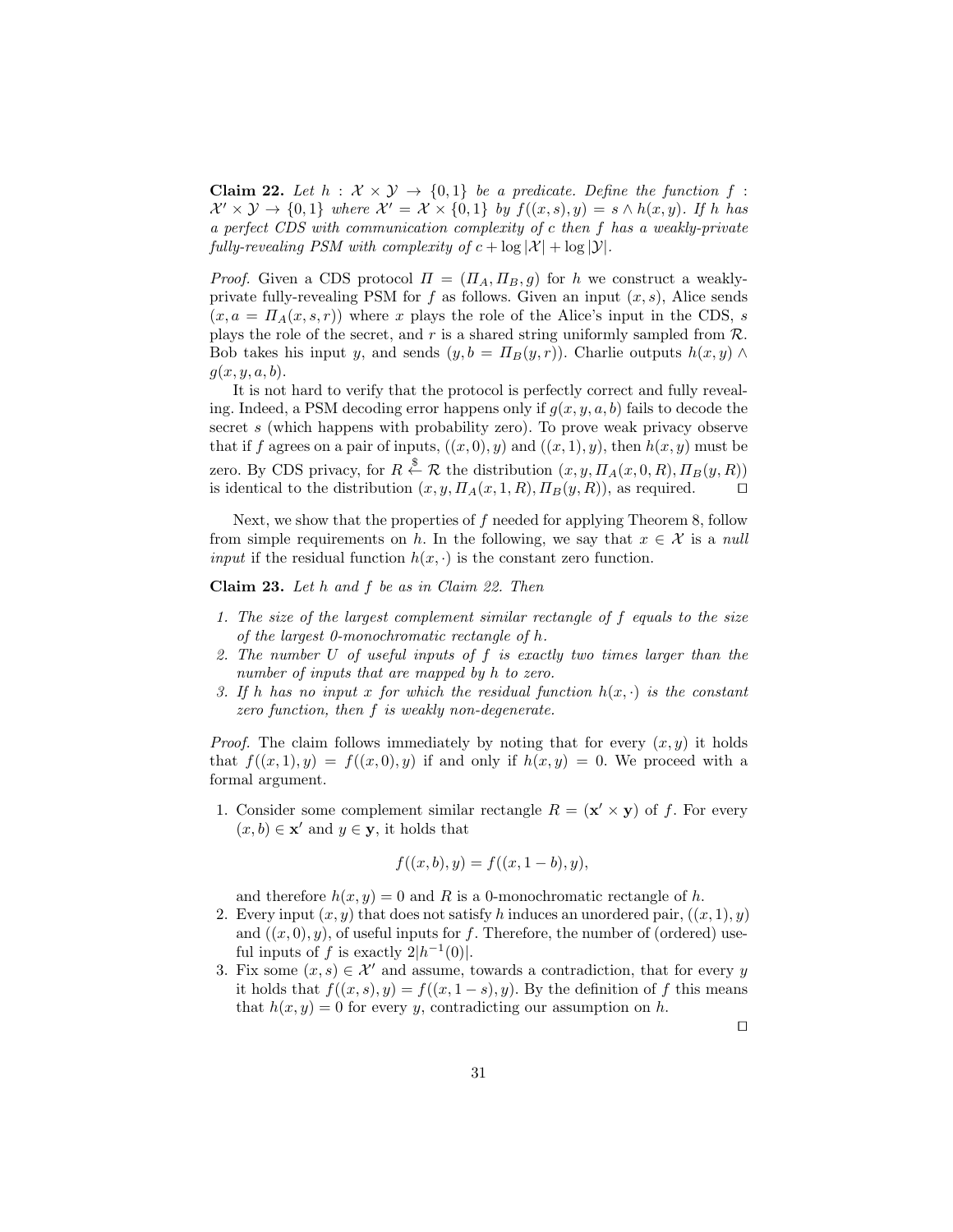**Claim 22.** *Let $h : \mathcal{X} \times \mathcal{Y} \to \{0,1\}$ be a predicate. Define the function $f : \mathcal{X}' \times \mathcal{Y} \to \{0,1\}$ where $\mathcal{X}' = \mathcal{X} \times \{0,1\}$ by $f((x,s),y) = s \wedge h(x,y)$. If $h$ has a perfect CDS with communication complexity of $c$ then $f$ has a weakly-private fully-revealing PSM with complexity of $c + \log|\mathcal{X}| + \log|\mathcal{Y}|$.*

*Proof.* Given a CDS protocol $\Pi = (\Pi_A, \Pi_B, g)$ for $h$ we construct a weakly-private fully-revealing PSM for $f$ as follows. Given an input $(x,s)$, Alice sends $(x, a = \Pi_A(x,s,r))$ where $x$ plays the role of the Alice's input in the CDS, $s$ plays the role of the secret, and $r$ is a shared string uniformly sampled from $\mathcal{R}$. Bob takes his input $y$, and sends $(y, b = \Pi_B(y,r))$. Charlie outputs $h(x,y) \wedge g(x,y,a,b)$.

It is not hard to verify that the protocol is perfectly correct and fully revealing. Indeed, a PSM decoding error happens only if $g(x,y,a,b)$ fails to decode the secret $s$ (which happens with probability zero). To prove weak privacy observe that if $f$ agrees on a pair of inputs, $((x,0),y)$ and $((x,1),y)$, then $h(x,y)$ must be zero. By CDS privacy, for $R \xleftarrow{\$} \mathcal{R}$ the distribution $(x, y, \Pi_A(x,0,R), \Pi_B(y,R))$ is identical to the distribution $(x, y, \Pi_A(x,1,R), \Pi_B(y,R))$, as required. □

Next, we show that the properties of $f$ needed for applying Theorem 8, follow from simple requirements on $h$. In the following, we say that $x \in \mathcal{X}$ is a *null input* if the residual function $h(x,\cdot)$ is the constant zero function.

**Claim 23.** *Let $h$ and $f$ be as in Claim 22. Then*

1. *The size of the largest complement similar rectangle of $f$ equals to the size of the largest 0-monochromatic rectangle of $h$.*
2. *The number $U$ of useful inputs of $f$ is exactly two times larger than the number of inputs that are mapped by $h$ to zero.*
3. *If $h$ has no input $x$ for which the residual function $h(x,\cdot)$ is the constant zero function, then $f$ is weakly non-degenerate.*

*Proof.* The claim follows immediately by noting that for every $(x,y)$ it holds that $f((x,1),y) = f((x,0),y)$ if and only if $h(x,y) = 0$. We proceed with a formal argument.

1. Consider some complement similar rectangle $R = (\mathbf{x}' \times \mathbf{y})$ of $f$. For every $(x,b) \in \mathbf{x}'$ and $y \in \mathbf{y}$, it holds that
$$f((x,b),y) = f((x,1-b),y),$$
and therefore $h(x,y) = 0$ and $R$ is a 0-monochromatic rectangle of $h$.
2. Every input $(x,y)$ that does not satisfy $h$ induces an unordered pair, $((x,1),y)$ and $((x,0),y)$, of useful inputs for $f$. Therefore, the number of (ordered) useful inputs of $f$ is exactly $2|h^{-1}(0)|$.
3. Fix some $(x,s) \in \mathcal{X}'$ and assume, towards a contradiction, that for every $y$ it holds that $f((x,s),y) = f((x,1-s),y)$. By the definition of $f$ this means that $h(x,y) = 0$ for every $y$, contradicting our assumption on $h$.

□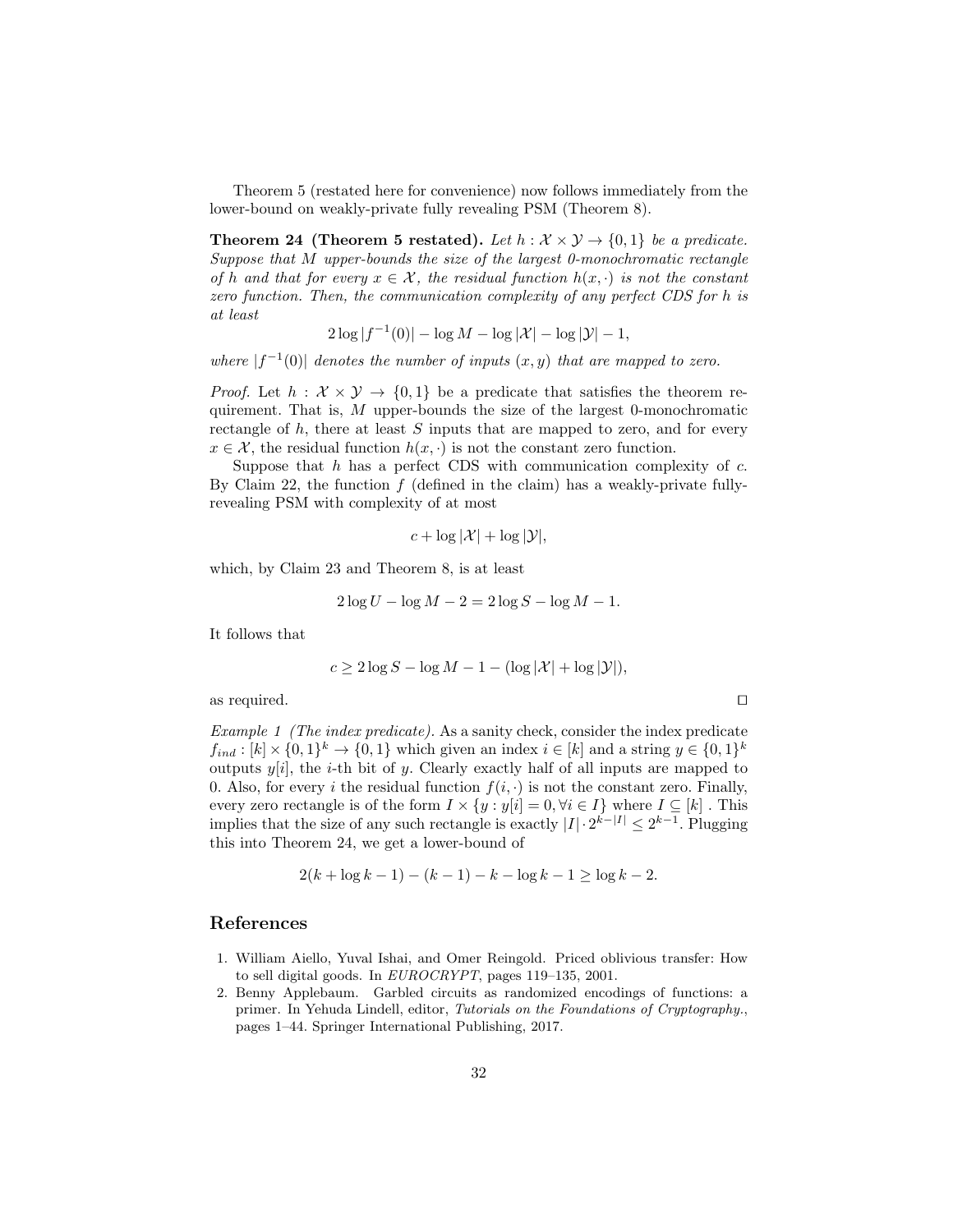Theorem 5 (restated here for convenience) now follows immediately from the lower-bound on weakly-private fully revealing PSM (Theorem 8).

**Theorem 24 (Theorem 5 restated).** *Let $h : \mathcal{X} \times \mathcal{Y} \to \{0,1\}$ be a predicate. Suppose that $M$ upper-bounds the size of the largest 0-monochromatic rectangle of $h$ and that for every $x \in \mathcal{X}$, the residual function $h(x, \cdot)$ is not the constant zero function. Then, the communication complexity of any perfect CDS for $h$ is at least*

$$2 \log |f^{-1}(0)| - \log M - \log |\mathcal{X}| - \log |\mathcal{Y}| - 1,$$

*where $|f^{-1}(0)|$ denotes the number of inputs $(x, y)$ that are mapped to zero.*

*Proof.* Let $h : \mathcal{X} \times \mathcal{Y} \to \{0,1\}$ be a predicate that satisfies the theorem requirement. That is, $M$ upper-bounds the size of the largest 0-monochromatic rectangle of $h$, there at least $S$ inputs that are mapped to zero, and for every $x \in \mathcal{X}$, the residual function $h(x, \cdot)$ is not the constant zero function.

Suppose that $h$ has a perfect CDS with communication complexity of $c$. By Claim 22, the function $f$ (defined in the claim) has a weakly-private fully-revealing PSM with complexity of at most

$$c + \log |\mathcal{X}| + \log |\mathcal{Y}|,$$

which, by Claim 23 and Theorem 8, is at least

$$2 \log U - \log M - 2 = 2 \log S - \log M - 1.$$

It follows that

$$c \geq 2 \log S - \log M - 1 - (\log |\mathcal{X}| + \log |\mathcal{Y}|),$$

as required. $\square$

*Example 1 (The index predicate).* As a sanity check, consider the index predicate $f_{ind} : [k] \times \{0,1\}^k \to \{0,1\}$ which given an index $i \in [k]$ and a string $y \in \{0,1\}^k$ outputs $y[i]$, the $i$-th bit of $y$. Clearly exactly half of all inputs are mapped to 0. Also, for every $i$ the residual function $f(i, \cdot)$ is not the constant zero. Finally, every zero rectangle is of the form $I \times \{y : y[i] = 0, \forall i \in I\}$ where $I \subseteq [k]$ . This implies that the size of any such rectangle is exactly $|I| \cdot 2^{k-|I|} \leq 2^{k-1}$. Plugging this into Theorem 24, we get a lower-bound of

$$2(k + \log k - 1) - (k - 1) - k - \log k - 1 \geq \log k - 2.$$

## References

1. William Aiello, Yuval Ishai, and Omer Reingold. Priced oblivious transfer: How to sell digital goods. In *EUROCRYPT*, pages 119–135, 2001.
2. Benny Applebaum. Garbled circuits as randomized encodings of functions: a primer. In Yehuda Lindell, editor, *Tutorials on the Foundations of Cryptography.*, pages 1–44. Springer International Publishing, 2017.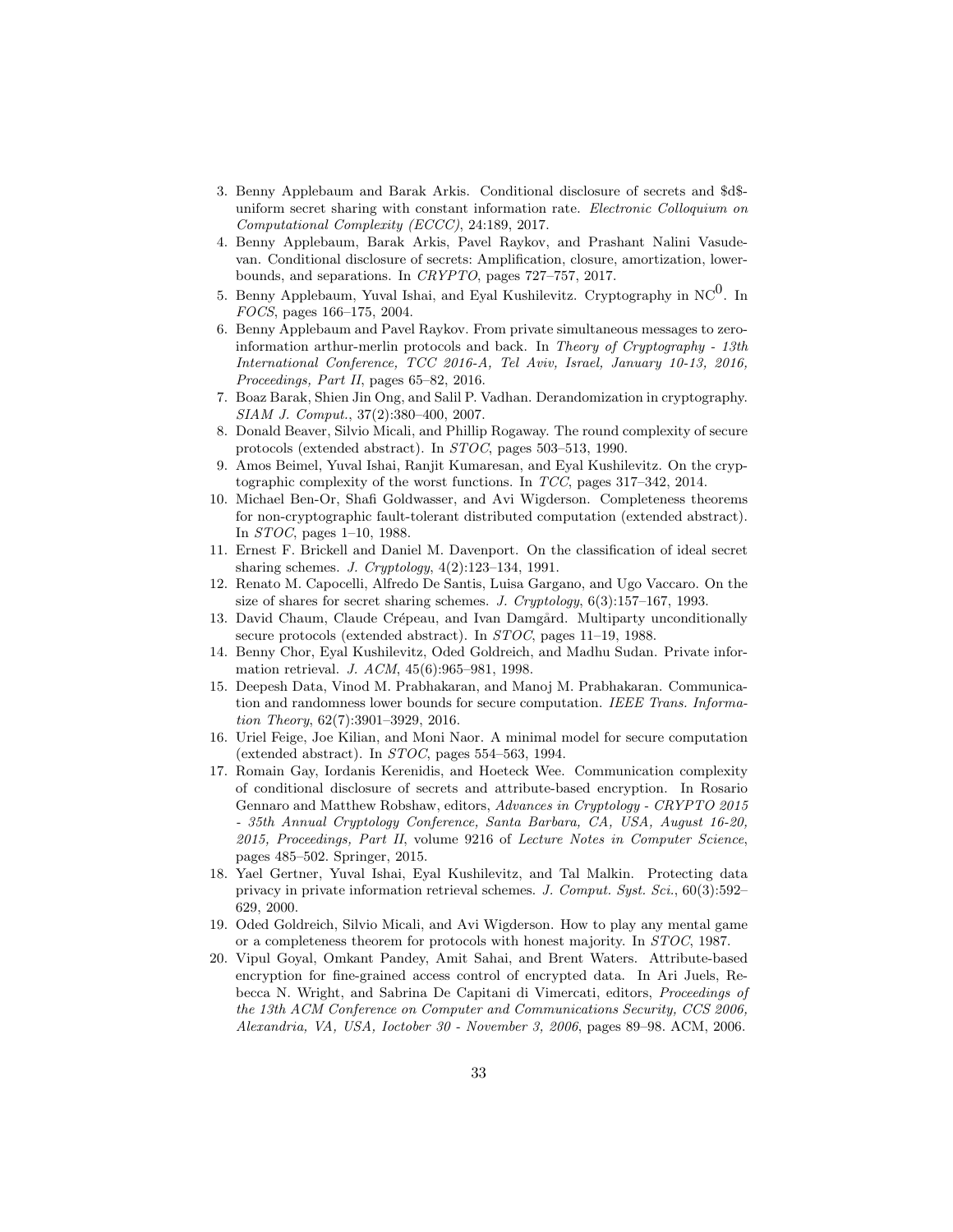3. Benny Applebaum and Barak Arkis. Conditional disclosure of secrets and \$d\$-uniform secret sharing with constant information rate. *Electronic Colloquium on Computational Complexity (ECCC)*, 24:189, 2017.
4. Benny Applebaum, Barak Arkis, Pavel Raykov, and Prashant Nalini Vasudevan. Conditional disclosure of secrets: Amplification, closure, amortization, lower-bounds, and separations. In *CRYPTO*, pages 727–757, 2017.
5. Benny Applebaum, Yuval Ishai, and Eyal Kushilevitz. Cryptography in NC$^0$. In *FOCS*, pages 166–175, 2004.
6. Benny Applebaum and Pavel Raykov. From private simultaneous messages to zero-information arthur-merlin protocols and back. In *Theory of Cryptography - 13th International Conference, TCC 2016-A, Tel Aviv, Israel, January 10-13, 2016, Proceedings, Part II*, pages 65–82, 2016.
7. Boaz Barak, Shien Jin Ong, and Salil P. Vadhan. Derandomization in cryptography. *SIAM J. Comput.*, 37(2):380–400, 2007.
8. Donald Beaver, Silvio Micali, and Phillip Rogaway. The round complexity of secure protocols (extended abstract). In *STOC*, pages 503–513, 1990.
9. Amos Beimel, Yuval Ishai, Ranjit Kumaresan, and Eyal Kushilevitz. On the cryptographic complexity of the worst functions. In *TCC*, pages 317–342, 2014.
10. Michael Ben-Or, Shafi Goldwasser, and Avi Wigderson. Completeness theorems for non-cryptographic fault-tolerant distributed computation (extended abstract). In *STOC*, pages 1–10, 1988.
11. Ernest F. Brickell and Daniel M. Davenport. On the classification of ideal secret sharing schemes. *J. Cryptology*, 4(2):123–134, 1991.
12. Renato M. Capocelli, Alfredo De Santis, Luisa Gargano, and Ugo Vaccaro. On the size of shares for secret sharing schemes. *J. Cryptology*, 6(3):157–167, 1993.
13. David Chaum, Claude Crépeau, and Ivan Damgård. Multiparty unconditionally secure protocols (extended abstract). In *STOC*, pages 11–19, 1988.
14. Benny Chor, Eyal Kushilevitz, Oded Goldreich, and Madhu Sudan. Private information retrieval. *J. ACM*, 45(6):965–981, 1998.
15. Deepesh Data, Vinod M. Prabhakaran, and Manoj M. Prabhakaran. Communication and randomness lower bounds for secure computation. *IEEE Trans. Information Theory*, 62(7):3901–3929, 2016.
16. Uriel Feige, Joe Kilian, and Moni Naor. A minimal model for secure computation (extended abstract). In *STOC*, pages 554–563, 1994.
17. Romain Gay, Iordanis Kerenidis, and Hoeteck Wee. Communication complexity of conditional disclosure of secrets and attribute-based encryption. In Rosario Gennaro and Matthew Robshaw, editors, *Advances in Cryptology - CRYPTO 2015 - 35th Annual Cryptology Conference, Santa Barbara, CA, USA, August 16-20, 2015, Proceedings, Part II*, volume 9216 of *Lecture Notes in Computer Science*, pages 485–502. Springer, 2015.
18. Yael Gertner, Yuval Ishai, Eyal Kushilevitz, and Tal Malkin. Protecting data privacy in private information retrieval schemes. *J. Comput. Syst. Sci.*, 60(3):592–629, 2000.
19. Oded Goldreich, Silvio Micali, and Avi Wigderson. How to play any mental game or a completeness theorem for protocols with honest majority. In *STOC*, 1987.
20. Vipul Goyal, Omkant Pandey, Amit Sahai, and Brent Waters. Attribute-based encryption for fine-grained access control of encrypted data. In Ari Juels, Rebecca N. Wright, and Sabrina De Capitani di Vimercati, editors, *Proceedings of the 13th ACM Conference on Computer and Communications Security, CCS 2006, Alexandria, VA, USA, Ioctober 30 - November 3, 2006*, pages 89–98. ACM, 2006.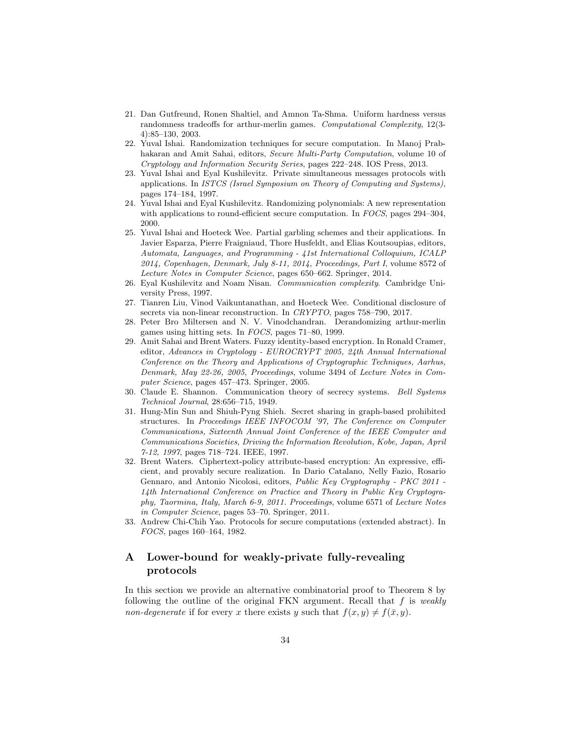21. Dan Gutfreund, Ronen Shaltiel, and Amnon Ta-Shma. Uniform hardness versus randomness tradeoffs for arthur-merlin games. *Computational Complexity*, 12(3-4):85–130, 2003.
22. Yuval Ishai. Randomization techniques for secure computation. In Manoj Prabhakaran and Amit Sahai, editors, *Secure Multi-Party Computation*, volume 10 of *Cryptology and Information Security Series*, pages 222–248. IOS Press, 2013.
23. Yuval Ishai and Eyal Kushilevitz. Private simultaneous messages protocols with applications. In *ISTCS (Israel Symposium on Theory of Computing and Systems)*, pages 174–184, 1997.
24. Yuval Ishai and Eyal Kushilevitz. Randomizing polynomials: A new representation with applications to round-efficient secure computation. In *FOCS*, pages 294–304, 2000.
25. Yuval Ishai and Hoeteck Wee. Partial garbling schemes and their applications. In Javier Esparza, Pierre Fraigniaud, Thore Husfeldt, and Elias Koutsoupias, editors, *Automata, Languages, and Programming - 41st International Colloquium, ICALP 2014, Copenhagen, Denmark, July 8-11, 2014, Proceedings, Part I*, volume 8572 of *Lecture Notes in Computer Science*, pages 650–662. Springer, 2014.
26. Eyal Kushilevitz and Noam Nisan. *Communication complexity*. Cambridge University Press, 1997.
27. Tianren Liu, Vinod Vaikuntanathan, and Hoeteck Wee. Conditional disclosure of secrets via non-linear reconstruction. In *CRYPTO*, pages 758–790, 2017.
28. Peter Bro Miltersen and N. V. Vinodchandran. Derandomizing arthur-merlin games using hitting sets. In *FOCS*, pages 71–80, 1999.
29. Amit Sahai and Brent Waters. Fuzzy identity-based encryption. In Ronald Cramer, editor, *Advances in Cryptology - EUROCRYPT 2005, 24th Annual International Conference on the Theory and Applications of Cryptographic Techniques, Aarhus, Denmark, May 22-26, 2005, Proceedings*, volume 3494 of *Lecture Notes in Computer Science*, pages 457–473. Springer, 2005.
30. Claude E. Shannon. Communication theory of secrecy systems. *Bell Systems Technical Journal*, 28:656–715, 1949.
31. Hung-Min Sun and Shiuh-Pyng Shieh. Secret sharing in graph-based prohibited structures. In *Proceedings IEEE INFOCOM '97, The Conference on Computer Communications, Sixteenth Annual Joint Conference of the IEEE Computer and Communications Societies, Driving the Information Revolution, Kobe, Japan, April 7-12, 1997*, pages 718–724. IEEE, 1997.
32. Brent Waters. Ciphertext-policy attribute-based encryption: An expressive, efficient, and provably secure realization. In Dario Catalano, Nelly Fazio, Rosario Gennaro, and Antonio Nicolosi, editors, *Public Key Cryptography - PKC 2011 - 14th International Conference on Practice and Theory in Public Key Cryptography, Taormina, Italy, March 6-9, 2011. Proceedings*, volume 6571 of *Lecture Notes in Computer Science*, pages 53–70. Springer, 2011.
33. Andrew Chi-Chih Yao. Protocols for secure computations (extended abstract). In *FOCS*, pages 160–164, 1982.

# A Lower-bound for weakly-private fully-revealing protocols

In this section we provide an alternative combinatorial proof to Theorem 8 by following the outline of the original FKN argument. Recall that $f$ is *weakly non-degenerate* if for every $x$ there exists $y$ such that $f(x, y) \neq f(\bar{x}, y)$.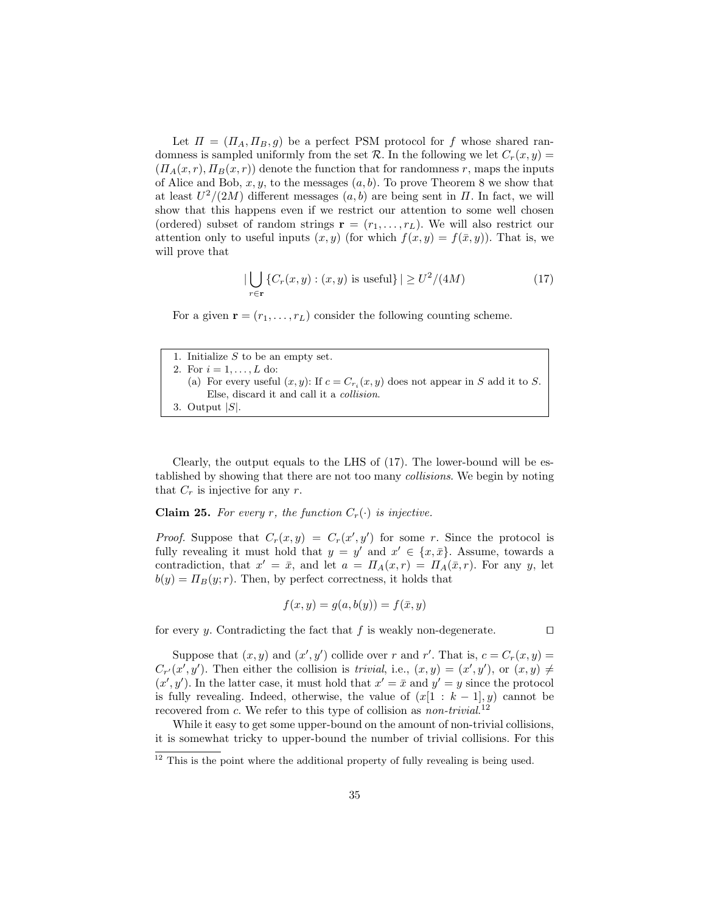Let $\Pi = (\Pi_A, \Pi_B, g)$ be a perfect PSM protocol for $f$ whose shared randomness is sampled uniformly from the set $\mathcal{R}$. In the following we let $C_r(x,y) = (\Pi_A(x,r), \Pi_B(x,r))$ denote the function that for randomness $r$, maps the inputs of Alice and Bob, $x, y$, to the messages $(a,b)$. To prove Theorem 8 we show that at least $U^2/(2M)$ different messages $(a,b)$ are being sent in $\Pi$. In fact, we will show that this happens even if we restrict our attention to some well chosen (ordered) subset of random strings $\mathbf{r} = (r_1, \ldots, r_L)$. We will also restrict our attention only to useful inputs $(x,y)$ (for which $f(x,y) = f(\bar{x}, y)$). That is, we will prove that

$$|\bigcup_{r \in \mathbf{r}} \{C_r(x,y) : (x,y) \text{ is useful}\}| \geq U^2/(4M) \tag{17}$$

For a given $\mathbf{r} = (r_1, \ldots, r_L)$ consider the following counting scheme.

1. Initialize $S$ to be an empty set.
2. For $i = 1, \ldots, L$ do:
   (a) For every useful $(x,y)$: If $c = C_{r_i}(x,y)$ does not appear in $S$ add it to $S$. Else, discard it and call it a *collision*.
3. Output $|S|$.

Clearly, the output equals to the LHS of (17). The lower-bound will be established by showing that there are not too many *collisions*. We begin by noting that $C_r$ is injective for any $r$.

**Claim 25.** *For every $r$, the function $C_r(\cdot)$ is injective.*

*Proof.* Suppose that $C_r(x,y) = C_r(x',y')$ for some $r$. Since the protocol is fully revealing it must hold that $y = y'$ and $x' \in \{x, \bar{x}\}$. Assume, towards a contradiction, that $x' = \bar{x}$, and let $a = \Pi_A(x,r) = \Pi_A(\bar{x},r)$. For any $y$, let $b(y) = \Pi_B(y;r)$. Then, by perfect correctness, it holds that

$$f(x,y) = g(a, b(y)) = f(\bar{x}, y)$$

for every $y$. Contradicting the fact that $f$ is weakly non-degenerate. ◻

Suppose that $(x,y)$ and $(x',y')$ collide over $r$ and $r'$. That is, $c = C_r(x,y) = C_{r'}(x',y')$. Then either the collision is *trivial*, i.e., $(x,y) = (x',y')$, or $(x,y) \neq (x',y')$. In the latter case, it must hold that $x' = \bar{x}$ and $y' = y$ since the protocol is fully revealing. Indeed, otherwise, the value of $(x[1:k-1], y)$ cannot be recovered from $c$. We refer to this type of collision as *non-trivial*.[12]

While it easy to get some upper-bound on the amount of non-trivial collisions, it is somewhat tricky to upper-bound the number of trivial collisions. For this

[12] This is the point where the additional property of fully revealing is being used.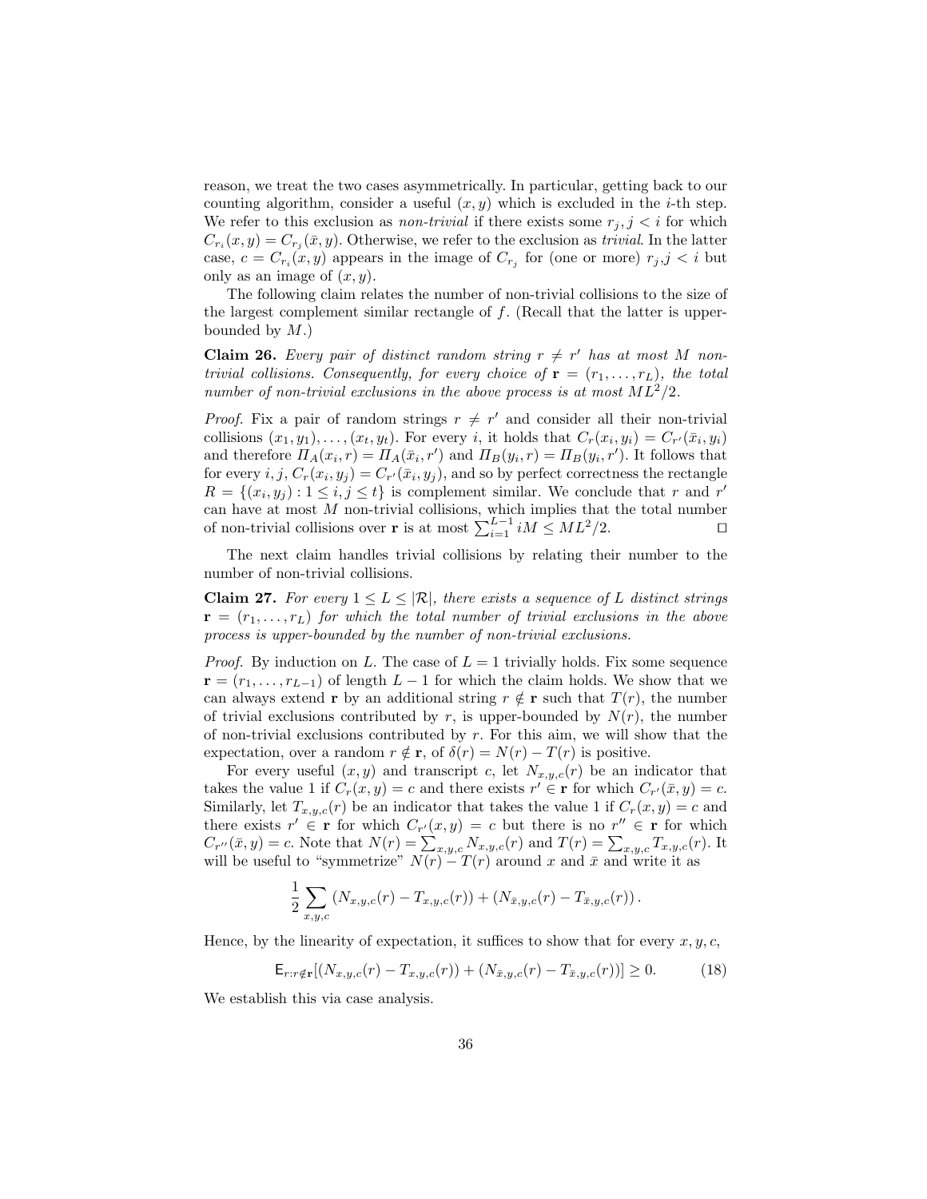reason, we treat the two cases asymmetrically. In particular, getting back to our counting algorithm, consider a useful $(x, y)$ which is excluded in the $i$-th step. We refer to this exclusion as *non-trivial* if there exists some $r_j, j < i$ for which $C_{r_i}(x, y) = C_{r_j}(\bar{x}, y)$. Otherwise, we refer to the exclusion as *trivial*. In the latter case, $c = C_{r_i}(x, y)$ appears in the image of $C_{r_j}$ for (one or more) $r_j, j < i$ but only as an image of $(x, y)$.

The following claim relates the number of non-trivial collisions to the size of the largest complement similar rectangle of $f$. (Recall that the latter is upper-bounded by $M$.)

**Claim 26.** *Every pair of distinct random string $r \neq r'$ has at most $M$ non-trivial collisions. Consequently, for every choice of $\mathbf{r} = (r_1, \ldots, r_L)$, the total number of non-trivial exclusions in the above process is at most $ML^2/2$.*

*Proof.* Fix a pair of random strings $r \neq r'$ and consider all their non-trivial collisions $(x_1, y_1), \ldots, (x_t, y_t)$. For every $i$, it holds that $C_r(x_i, y_i) = C_{r'}(\bar{x}_i, y_i)$ and therefore $\Pi_A(x_i, r) = \Pi_A(\bar{x}_i, r')$ and $\Pi_B(y_i, r) = \Pi_B(y_i, r')$. It follows that for every $i, j$, $C_r(x_i, y_j) = C_{r'}(\bar{x}_i, y_j)$, and so by perfect correctness the rectangle $R = \{(x_i, y_j) : 1 \leq i, j \leq t\}$ is complement similar. We conclude that $r$ and $r'$ can have at most $M$ non-trivial collisions, which implies that the total number of non-trivial collisions over $\mathbf{r}$ is at most $\sum_{i=1}^{L-1} iM \leq ML^2/2$. $\square$

The next claim handles trivial collisions by relating their number to the number of non-trivial collisions.

**Claim 27.** *For every $1 \leq L \leq |\mathcal{R}|$, there exists a sequence of $L$ distinct strings $\mathbf{r} = (r_1, \ldots, r_L)$ for which the total number of trivial exclusions in the above process is upper-bounded by the number of non-trivial exclusions.*

*Proof.* By induction on $L$. The case of $L = 1$ trivially holds. Fix some sequence $\mathbf{r} = (r_1, \ldots, r_{L-1})$ of length $L - 1$ for which the claim holds. We show that we can always extend $\mathbf{r}$ by an additional string $r \notin \mathbf{r}$ such that $T(r)$, the number of trivial exclusions contributed by $r$, is upper-bounded by $N(r)$, the number of non-trivial exclusions contributed by $r$. For this aim, we will show that the expectation, over a random $r \notin \mathbf{r}$, of $\delta(r) = N(r) - T(r)$ is positive.

For every useful $(x, y)$ and transcript $c$, let $N_{x,y,c}(r)$ be an indicator that takes the value 1 if $C_r(x, y) = c$ and there exists $r' \in \mathbf{r}$ for which $C_{r'}(\bar{x}, y) = c$. Similarly, let $T_{x,y,c}(r)$ be an indicator that takes the value 1 if $C_r(x, y) = c$ and there exists $r' \in \mathbf{r}$ for which $C_{r'}(x, y) = c$ but there is no $r'' \in \mathbf{r}$ for which $C_{r''}(\bar{x}, y) = c$. Note that $N(r) = \sum_{x,y,c} N_{x,y,c}(r)$ and $T(r) = \sum_{x,y,c} T_{x,y,c}(r)$. It will be useful to "symmetrize" $N(r) - T(r)$ around $x$ and $\bar{x}$ and write it as

$$\frac{1}{2} \sum_{x,y,c} \left(N_{x,y,c}(r) - T_{x,y,c}(r)\right) + \left(N_{\bar{x},y,c}(r) - T_{\bar{x},y,c}(r)\right).$$

Hence, by the linearity of expectation, it suffices to show that for every $x, y, c$,

$$\mathsf{E}_{r:r \notin \mathbf{r}}[(N_{x,y,c}(r) - T_{x,y,c}(r)) + (N_{\bar{x},y,c}(r) - T_{\bar{x},y,c}(r))] \geq 0. \tag{18}$$

We establish this via case analysis.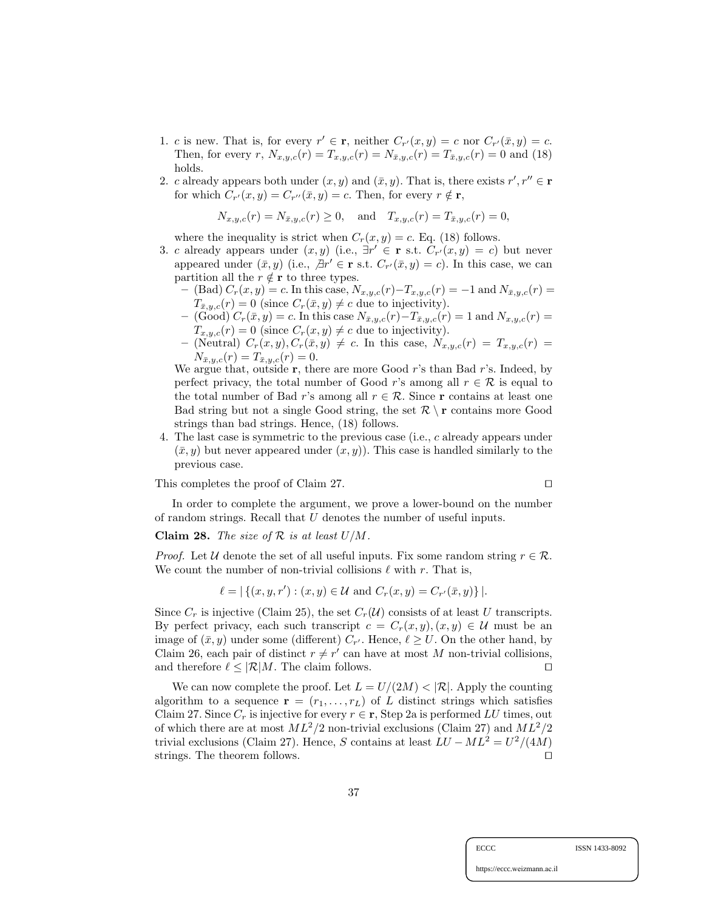1. $c$ is new. That is, for every $r' \in \mathbf{r}$, neither $C_{r'}(x, y) = c$ nor $C_{r'}(\bar{x}, y) = c$. Then, for every $r$, $N_{x,y,c}(r) = T_{x,y,c}(r) = N_{\bar{x},y,c}(r) = T_{\bar{x},y,c}(r) = 0$ and (18) holds.
2. $c$ already appears both under $(x, y)$ and $(\bar{x}, y)$. That is, there exists $r', r'' \in \mathbf{r}$ for which $C_{r'}(x, y) = C_{r''}(\bar{x}, y) = c$. Then, for every $r \notin \mathbf{r}$,

   $$N_{x,y,c}(r) = N_{\bar{x},y,c}(r) \geq 0, \quad \text{and} \quad T_{x,y,c}(r) = T_{\bar{x},y,c}(r) = 0,$$

   where the inequality is strict when $C_r(x, y) = c$. Eq. (18) follows.
3. $c$ already appears under $(x, y)$ (i.e., $\exists r' \in \mathbf{r}$ s.t. $C_{r'}(x, y) = c$) but never appeared under $(\bar{x}, y)$ (i.e., $\nexists r' \in \mathbf{r}$ s.t. $C_{r'}(\bar{x}, y) = c$). In this case, we can partition all the $r \notin \mathbf{r}$ to three types.
   - (Bad) $C_r(x, y) = c$. In this case, $N_{x,y,c}(r) - T_{x,y,c}(r) = -1$ and $N_{\bar{x},y,c}(r) = T_{\bar{x},y,c}(r) = 0$ (since $C_r(\bar{x}, y) \neq c$ due to injectivity).
   - (Good) $C_r(\bar{x}, y) = c$. In this case $N_{\bar{x},y,c}(r) - T_{\bar{x},y,c}(r) = 1$ and $N_{x,y,c}(r) = T_{x,y,c}(r) = 0$ (since $C_r(x, y) \neq c$ due to injectivity).
   - (Neutral) $C_r(x, y), C_r(\bar{x}, y) \neq c$. In this case, $N_{x,y,c}(r) = T_{x,y,c}(r) = N_{\bar{x},y,c}(r) = T_{\bar{x},y,c}(r) = 0$.

   We argue that, outside $\mathbf{r}$, there are more Good $r$'s than Bad $r$'s. Indeed, by perfect privacy, the total number of Good $r$'s among all $r \in \mathcal{R}$ is equal to the total number of Bad $r$'s among all $r \in \mathcal{R}$. Since $\mathbf{r}$ contains at least one Bad string but not a single Good string, the set $\mathcal{R} \setminus \mathbf{r}$ contains more Good strings than bad strings. Hence, (18) follows.
4. The last case is symmetric to the previous case (i.e., $c$ already appears under $(\bar{x}, y)$ but never appeared under $(x, y)$). This case is handled similarly to the previous case.

This completes the proof of Claim 27. □

In order to complete the argument, we prove a lower-bound on the number of random strings. Recall that $U$ denotes the number of useful inputs.

**Claim 28.** *The size of $\mathcal{R}$ is at least $U/M$.*

*Proof.* Let $\mathcal{U}$ denote the set of all useful inputs. Fix some random string $r \in \mathcal{R}$. We count the number of non-trivial collisions $\ell$ with $r$. That is,

$$\ell = |\{(x, y, r') : (x, y) \in \mathcal{U} \text{ and } C_r(x, y) = C_{r'}(\bar{x}, y)\}|.$$

Since $C_r$ is injective (Claim 25), the set $C_r(\mathcal{U})$ consists of at least $U$ transcripts. By perfect privacy, each such transcript $c = C_r(x, y), (x, y) \in \mathcal{U}$ must be an image of $(\bar{x}, y)$ under some (different) $C_{r'}$. Hence, $\ell \geq U$. On the other hand, by Claim 26, each pair of distinct $r \neq r'$ can have at most $M$ non-trivial collisions, and therefore $\ell \leq |\mathcal{R}|M$. The claim follows. □

We can now complete the proof. Let $L = U/(2M) < |\mathcal{R}|$. Apply the counting algorithm to a sequence $\mathbf{r} = (r_1, \ldots, r_L)$ of $L$ distinct strings which satisfies Claim 27. Since $C_r$ is injective for every $r \in \mathbf{r}$, Step 2a is performed $LU$ times, out of which there are at most $ML^2/2$ non-trivial exclusions (Claim 27) and $ML^2/2$ trivial exclusions (Claim 27). Hence, $S$ contains at least $LU - ML^2 = U^2/(4M)$ strings. The theorem follows. □

ECCC ISSN 1433-8092

https://eccc.weizmann.ac.il